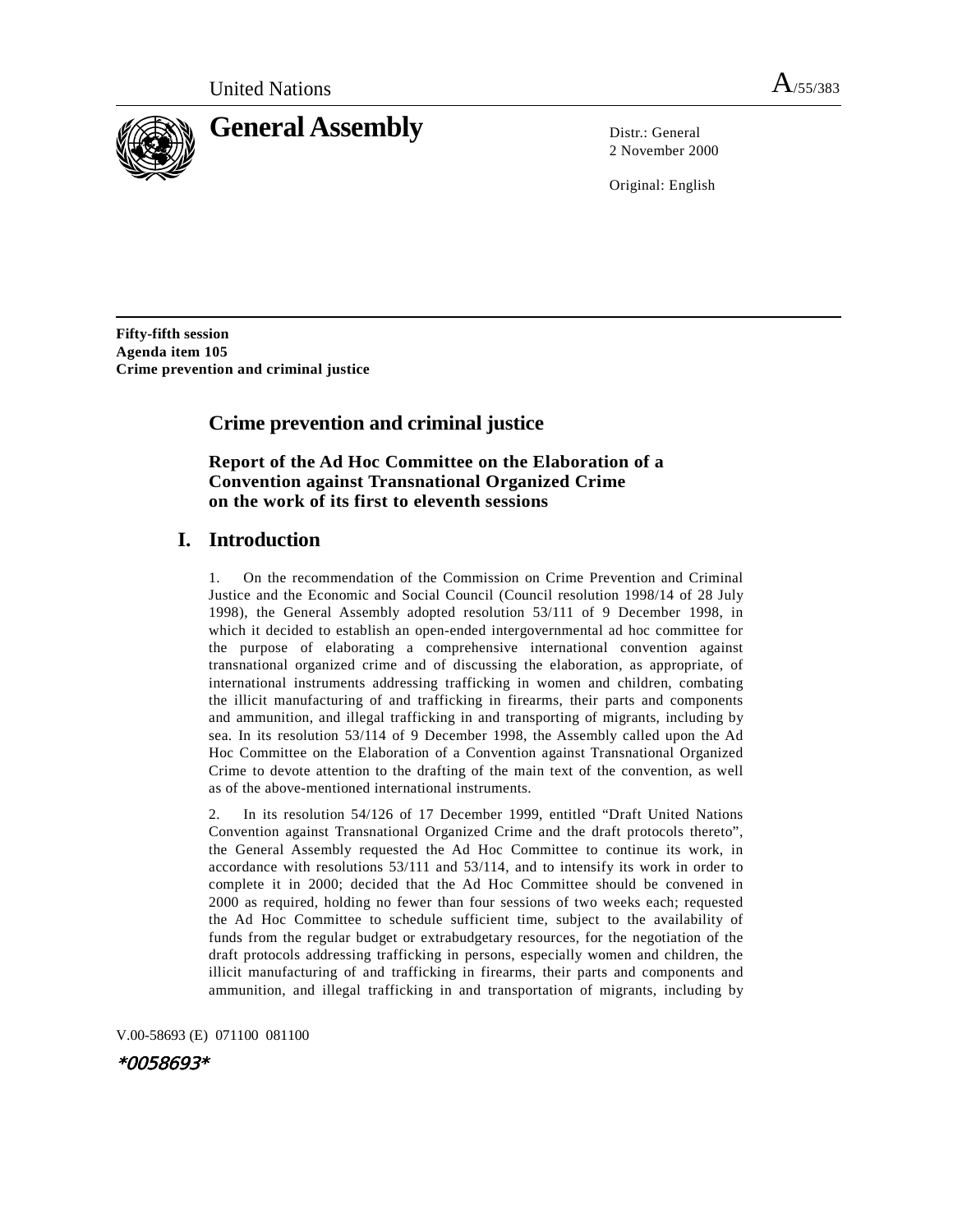United Nations A/55/383

# General Assembly

Distr.: General
2 November 2000

Original: English

**Fifty-fifth session**
**Agenda item 105**
**Crime prevention and criminal justice**

## Crime prevention and criminal justice

### Report of the Ad Hoc Committee on the Elaboration of a Convention against Transnational Organized Crime on the work of its first to eleventh sessions

## I. Introduction

1. On the recommendation of the Commission on Crime Prevention and Criminal Justice and the Economic and Social Council (Council resolution 1998/14 of 28 July 1998), the General Assembly adopted resolution 53/111 of 9 December 1998, in which it decided to establish an open-ended intergovernmental ad hoc committee for the purpose of elaborating a comprehensive international convention against transnational organized crime and of discussing the elaboration, as appropriate, of international instruments addressing trafficking in women and children, combating the illicit manufacturing of and trafficking in firearms, their parts and components and ammunition, and illegal trafficking in and transporting of migrants, including by sea. In its resolution 53/114 of 9 December 1998, the Assembly called upon the Ad Hoc Committee on the Elaboration of a Convention against Transnational Organized Crime to devote attention to the drafting of the main text of the convention, as well as of the above-mentioned international instruments.

2. In its resolution 54/126 of 17 December 1999, entitled "Draft United Nations Convention against Transnational Organized Crime and the draft protocols thereto", the General Assembly requested the Ad Hoc Committee to continue its work, in accordance with resolutions 53/111 and 53/114, and to intensify its work in order to complete it in 2000; decided that the Ad Hoc Committee should be convened in 2000 as required, holding no fewer than four sessions of two weeks each; requested the Ad Hoc Committee to schedule sufficient time, subject to the availability of funds from the regular budget or extrabudgetary resources, for the negotiation of the draft protocols addressing trafficking in persons, especially women and children, the illicit manufacturing of and trafficking in firearms, their parts and components and ammunition, and illegal trafficking in and transportation of migrants, including by

V.00-58693 (E) 071100 081100

*0058693*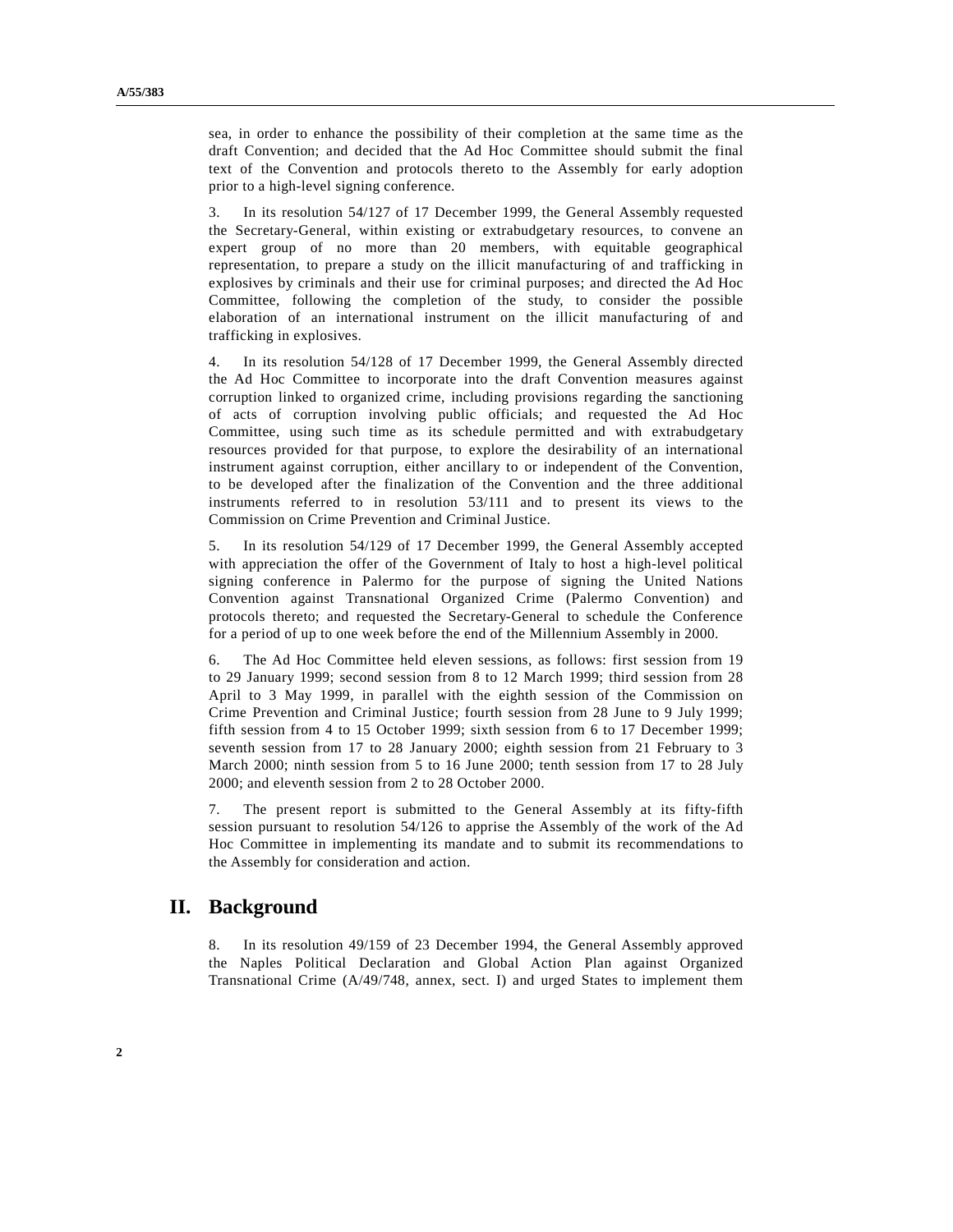sea, in order to enhance the possibility of their completion at the same time as the draft Convention; and decided that the Ad Hoc Committee should submit the final text of the Convention and protocols thereto to the Assembly for early adoption prior to a high-level signing conference.

3. In its resolution 54/127 of 17 December 1999, the General Assembly requested the Secretary-General, within existing or extrabudgetary resources, to convene an expert group of no more than 20 members, with equitable geographical representation, to prepare a study on the illicit manufacturing of and trafficking in explosives by criminals and their use for criminal purposes; and directed the Ad Hoc Committee, following the completion of the study, to consider the possible elaboration of an international instrument on the illicit manufacturing of and trafficking in explosives.

4. In its resolution 54/128 of 17 December 1999, the General Assembly directed the Ad Hoc Committee to incorporate into the draft Convention measures against corruption linked to organized crime, including provisions regarding the sanctioning of acts of corruption involving public officials; and requested the Ad Hoc Committee, using such time as its schedule permitted and with extrabudgetary resources provided for that purpose, to explore the desirability of an international instrument against corruption, either ancillary to or independent of the Convention, to be developed after the finalization of the Convention and the three additional instruments referred to in resolution 53/111 and to present its views to the Commission on Crime Prevention and Criminal Justice.

5. In its resolution 54/129 of 17 December 1999, the General Assembly accepted with appreciation the offer of the Government of Italy to host a high-level political signing conference in Palermo for the purpose of signing the United Nations Convention against Transnational Organized Crime (Palermo Convention) and protocols thereto; and requested the Secretary-General to schedule the Conference for a period of up to one week before the end of the Millennium Assembly in 2000.

6. The Ad Hoc Committee held eleven sessions, as follows: first session from 19 to 29 January 1999; second session from 8 to 12 March 1999; third session from 28 April to 3 May 1999, in parallel with the eighth session of the Commission on Crime Prevention and Criminal Justice; fourth session from 28 June to 9 July 1999; fifth session from 4 to 15 October 1999; sixth session from 6 to 17 December 1999; seventh session from 17 to 28 January 2000; eighth session from 21 February to 3 March 2000; ninth session from 5 to 16 June 2000; tenth session from 17 to 28 July 2000; and eleventh session from 2 to 28 October 2000.

7. The present report is submitted to the General Assembly at its fifty-fifth session pursuant to resolution 54/126 to apprise the Assembly of the work of the Ad Hoc Committee in implementing its mandate and to submit its recommendations to the Assembly for consideration and action.

## II. Background

8. In its resolution 49/159 of 23 December 1994, the General Assembly approved the Naples Political Declaration and Global Action Plan against Organized Transnational Crime (A/49/748, annex, sect. I) and urged States to implement them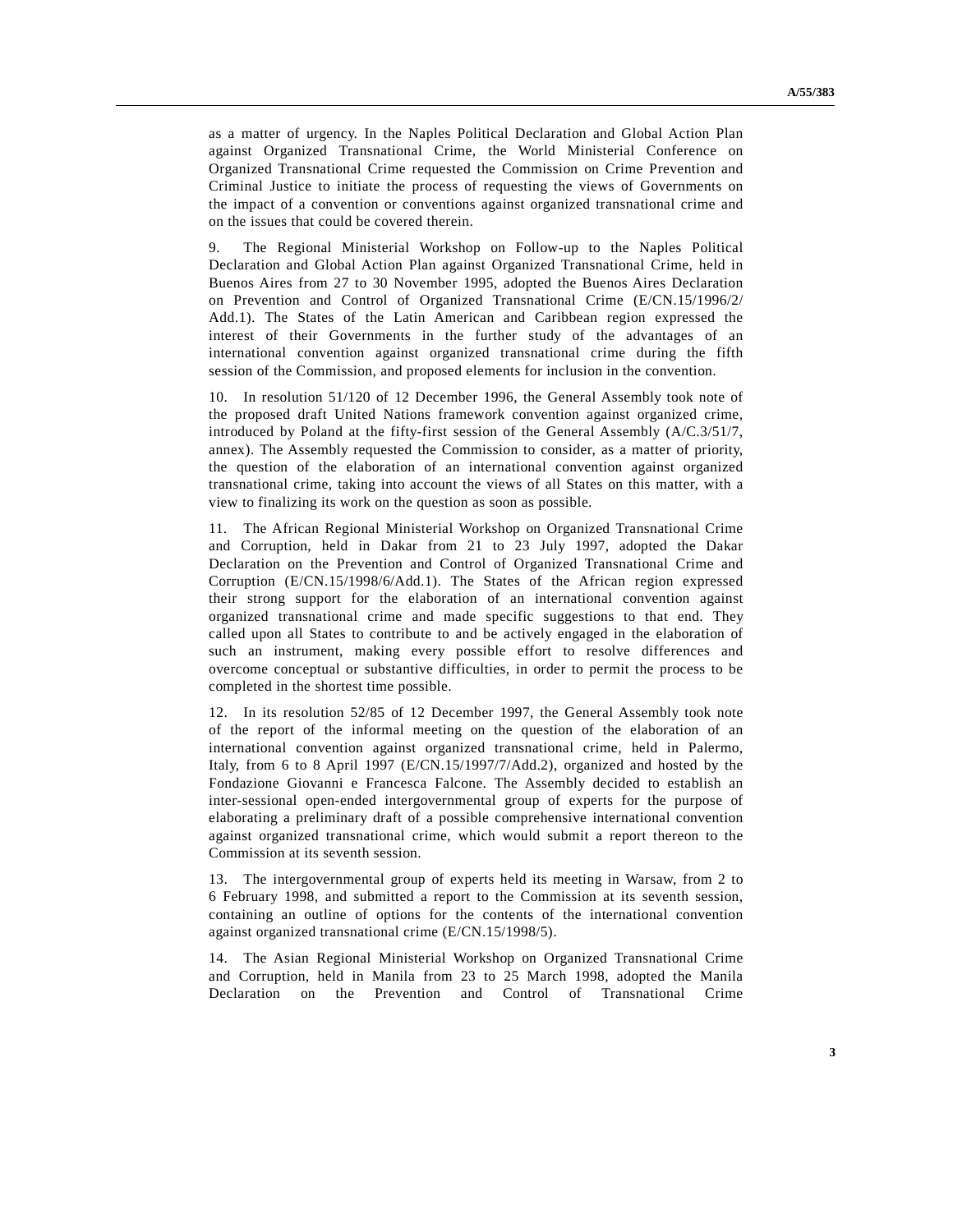as a matter of urgency. In the Naples Political Declaration and Global Action Plan against Organized Transnational Crime, the World Ministerial Conference on Organized Transnational Crime requested the Commission on Crime Prevention and Criminal Justice to initiate the process of requesting the views of Governments on the impact of a convention or conventions against organized transnational crime and on the issues that could be covered therein.

9. The Regional Ministerial Workshop on Follow-up to the Naples Political Declaration and Global Action Plan against Organized Transnational Crime, held in Buenos Aires from 27 to 30 November 1995, adopted the Buenos Aires Declaration on Prevention and Control of Organized Transnational Crime (E/CN.15/1996/2/Add.1). The States of the Latin American and Caribbean region expressed the interest of their Governments in the further study of the advantages of an international convention against organized transnational crime during the fifth session of the Commission, and proposed elements for inclusion in the convention.

10. In resolution 51/120 of 12 December 1996, the General Assembly took note of the proposed draft United Nations framework convention against organized crime, introduced by Poland at the fifty-first session of the General Assembly (A/C.3/51/7, annex). The Assembly requested the Commission to consider, as a matter of priority, the question of the elaboration of an international convention against organized transnational crime, taking into account the views of all States on this matter, with a view to finalizing its work on the question as soon as possible.

11. The African Regional Ministerial Workshop on Organized Transnational Crime and Corruption, held in Dakar from 21 to 23 July 1997, adopted the Dakar Declaration on the Prevention and Control of Organized Transnational Crime and Corruption (E/CN.15/1998/6/Add.1). The States of the African region expressed their strong support for the elaboration of an international convention against organized transnational crime and made specific suggestions to that end. They called upon all States to contribute to and be actively engaged in the elaboration of such an instrument, making every possible effort to resolve differences and overcome conceptual or substantive difficulties, in order to permit the process to be completed in the shortest time possible.

12. In its resolution 52/85 of 12 December 1997, the General Assembly took note of the report of the informal meeting on the question of the elaboration of an international convention against organized transnational crime, held in Palermo, Italy, from 6 to 8 April 1997 (E/CN.15/1997/7/Add.2), organized and hosted by the Fondazione Giovanni e Francesca Falcone. The Assembly decided to establish an inter-sessional open-ended intergovernmental group of experts for the purpose of elaborating a preliminary draft of a possible comprehensive international convention against organized transnational crime, which would submit a report thereon to the Commission at its seventh session.

13. The intergovernmental group of experts held its meeting in Warsaw, from 2 to 6 February 1998, and submitted a report to the Commission at its seventh session, containing an outline of options for the contents of the international convention against organized transnational crime (E/CN.15/1998/5).

14. The Asian Regional Ministerial Workshop on Organized Transnational Crime and Corruption, held in Manila from 23 to 25 March 1998, adopted the Manila Declaration on the Prevention and Control of Transnational Crime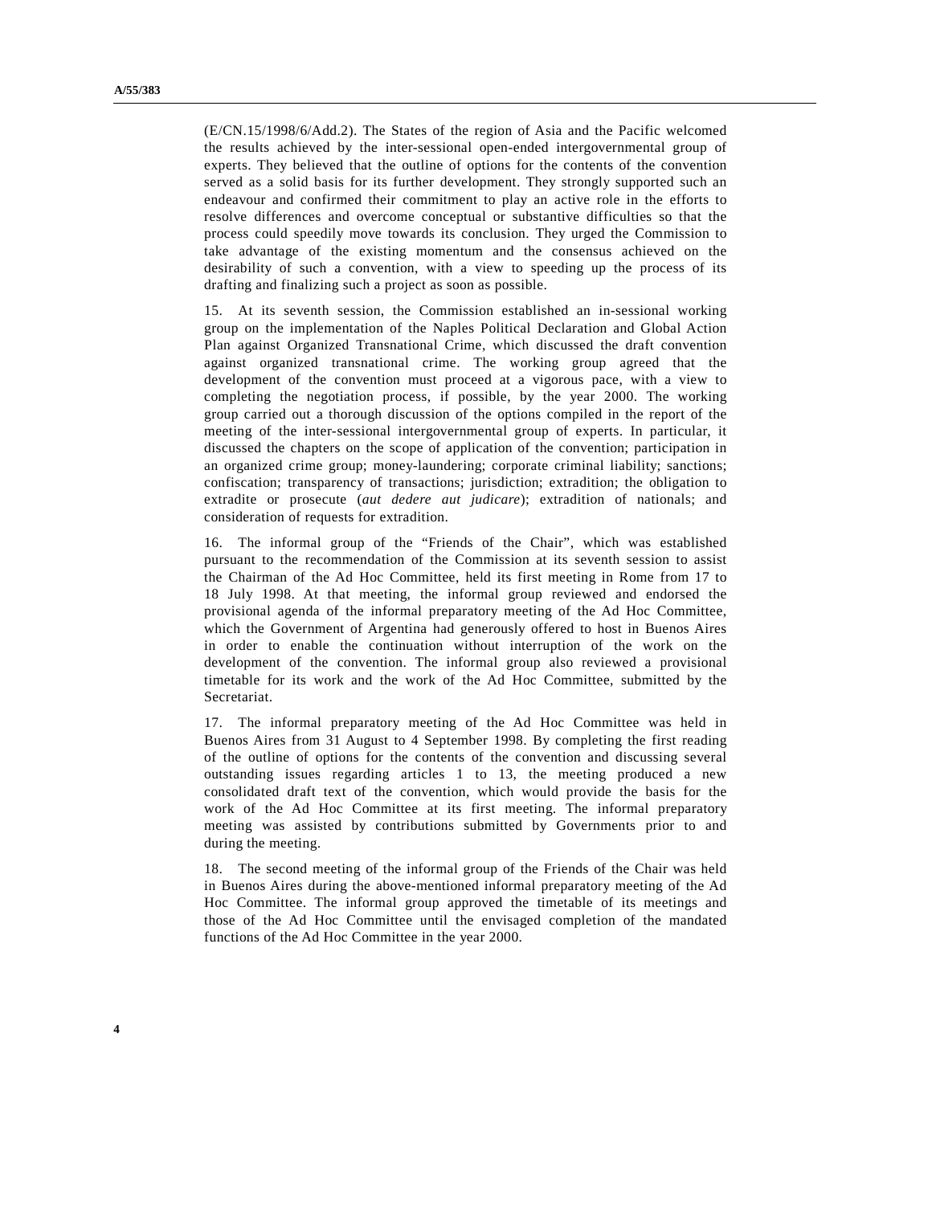(E/CN.15/1998/6/Add.2). The States of the region of Asia and the Pacific welcomed the results achieved by the inter-sessional open-ended intergovernmental group of experts. They believed that the outline of options for the contents of the convention served as a solid basis for its further development. They strongly supported such an endeavour and confirmed their commitment to play an active role in the efforts to resolve differences and overcome conceptual or substantive difficulties so that the process could speedily move towards its conclusion. They urged the Commission to take advantage of the existing momentum and the consensus achieved on the desirability of such a convention, with a view to speeding up the process of its drafting and finalizing such a project as soon as possible.

15. At its seventh session, the Commission established an in-sessional working group on the implementation of the Naples Political Declaration and Global Action Plan against Organized Transnational Crime, which discussed the draft convention against organized transnational crime. The working group agreed that the development of the convention must proceed at a vigorous pace, with a view to completing the negotiation process, if possible, by the year 2000. The working group carried out a thorough discussion of the options compiled in the report of the meeting of the inter-sessional intergovernmental group of experts. In particular, it discussed the chapters on the scope of application of the convention; participation in an organized crime group; money-laundering; corporate criminal liability; sanctions; confiscation; transparency of transactions; jurisdiction; extradition; the obligation to extradite or prosecute (*aut dedere aut judicare*); extradition of nationals; and consideration of requests for extradition.

16. The informal group of the "Friends of the Chair", which was established pursuant to the recommendation of the Commission at its seventh session to assist the Chairman of the Ad Hoc Committee, held its first meeting in Rome from 17 to 18 July 1998. At that meeting, the informal group reviewed and endorsed the provisional agenda of the informal preparatory meeting of the Ad Hoc Committee, which the Government of Argentina had generously offered to host in Buenos Aires in order to enable the continuation without interruption of the work on the development of the convention. The informal group also reviewed a provisional timetable for its work and the work of the Ad Hoc Committee, submitted by the Secretariat.

17. The informal preparatory meeting of the Ad Hoc Committee was held in Buenos Aires from 31 August to 4 September 1998. By completing the first reading of the outline of options for the contents of the convention and discussing several outstanding issues regarding articles 1 to 13, the meeting produced a new consolidated draft text of the convention, which would provide the basis for the work of the Ad Hoc Committee at its first meeting. The informal preparatory meeting was assisted by contributions submitted by Governments prior to and during the meeting.

18. The second meeting of the informal group of the Friends of the Chair was held in Buenos Aires during the above-mentioned informal preparatory meeting of the Ad Hoc Committee. The informal group approved the timetable of its meetings and those of the Ad Hoc Committee until the envisaged completion of the mandated functions of the Ad Hoc Committee in the year 2000.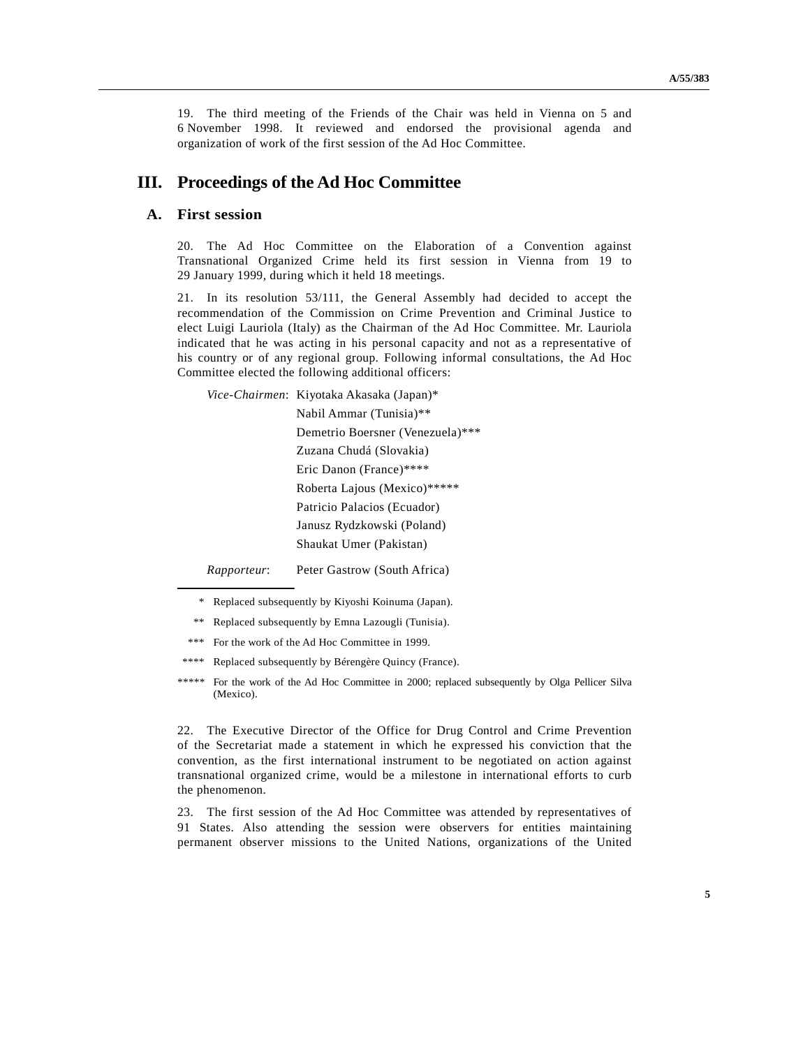19. The third meeting of the Friends of the Chair was held in Vienna on 5 and 6 November 1998. It reviewed and endorsed the provisional agenda and organization of work of the first session of the Ad Hoc Committee.

# III. Proceedings of the Ad Hoc Committee

## A. First session

20. The Ad Hoc Committee on the Elaboration of a Convention against Transnational Organized Crime held its first session in Vienna from 19 to 29 January 1999, during which it held 18 meetings.

21. In its resolution 53/111, the General Assembly had decided to accept the recommendation of the Commission on Crime Prevention and Criminal Justice to elect Luigi Lauriola (Italy) as the Chairman of the Ad Hoc Committee. Mr. Lauriola indicated that he was acting in his personal capacity and not as a representative of his country or of any regional group. Following informal consultations, the Ad Hoc Committee elected the following additional officers:

| | |
|---|---|
| *Vice-Chairmen*: | Kiyotaka Akasaka (Japan)* |
| | Nabil Ammar (Tunisia)** |
| | Demetrio Boersner (Venezuela)*** |
| | Zuzana Chudá (Slovakia) |
| | Eric Danon (France)**** |
| | Roberta Lajous (Mexico)***** |
| | Patricio Palacios (Ecuador) |
| | Janusz Rydzkowski (Poland) |
| | Shaukat Umer (Pakistan) |
| *Rapporteur*: | Peter Gastrow (South Africa) |

\* Replaced subsequently by Kiyoshi Koinuma (Japan).

** Replaced subsequently by Emna Lazougli (Tunisia).

*** For the work of the Ad Hoc Committee in 1999.

**** Replaced subsequently by Bérengère Quincy (France).

***** For the work of the Ad Hoc Committee in 2000; replaced subsequently by Olga Pellicer Silva (Mexico).

22. The Executive Director of the Office for Drug Control and Crime Prevention of the Secretariat made a statement in which he expressed his conviction that the convention, as the first international instrument to be negotiated on action against transnational organized crime, would be a milestone in international efforts to curb the phenomenon.

23. The first session of the Ad Hoc Committee was attended by representatives of 91 States. Also attending the session were observers for entities maintaining permanent observer missions to the United Nations, organizations of the United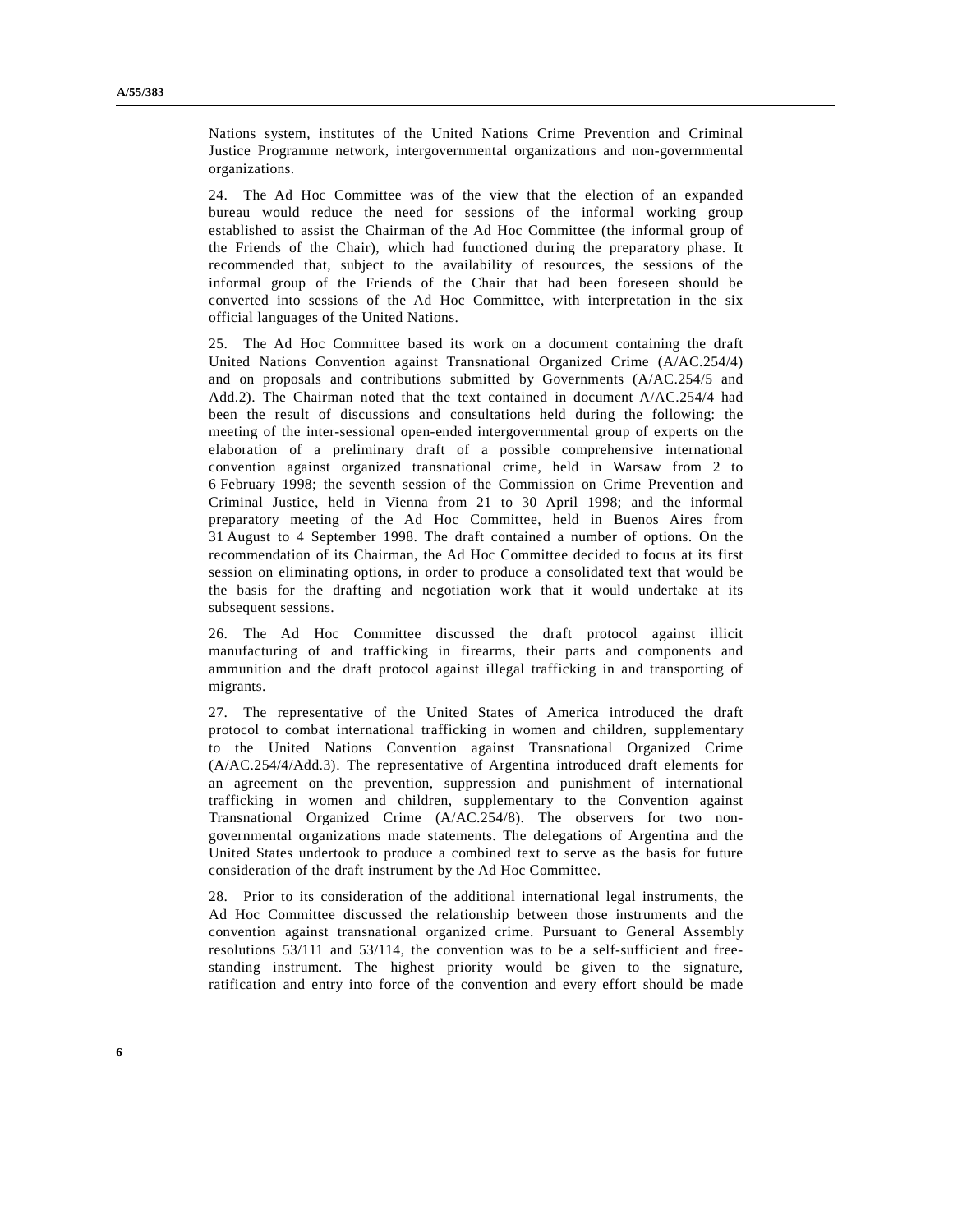Nations system, institutes of the United Nations Crime Prevention and Criminal Justice Programme network, intergovernmental organizations and non-governmental organizations.

24. The Ad Hoc Committee was of the view that the election of an expanded bureau would reduce the need for sessions of the informal working group established to assist the Chairman of the Ad Hoc Committee (the informal group of the Friends of the Chair), which had functioned during the preparatory phase. It recommended that, subject to the availability of resources, the sessions of the informal group of the Friends of the Chair that had been foreseen should be converted into sessions of the Ad Hoc Committee, with interpretation in the six official languages of the United Nations.

25. The Ad Hoc Committee based its work on a document containing the draft United Nations Convention against Transnational Organized Crime (A/AC.254/4) and on proposals and contributions submitted by Governments (A/AC.254/5 and Add.2). The Chairman noted that the text contained in document A/AC.254/4 had been the result of discussions and consultations held during the following: the meeting of the inter-sessional open-ended intergovernmental group of experts on the elaboration of a preliminary draft of a possible comprehensive international convention against organized transnational crime, held in Warsaw from 2 to 6 February 1998; the seventh session of the Commission on Crime Prevention and Criminal Justice, held in Vienna from 21 to 30 April 1998; and the informal preparatory meeting of the Ad Hoc Committee, held in Buenos Aires from 31 August to 4 September 1998. The draft contained a number of options. On the recommendation of its Chairman, the Ad Hoc Committee decided to focus at its first session on eliminating options, in order to produce a consolidated text that would be the basis for the drafting and negotiation work that it would undertake at its subsequent sessions.

26. The Ad Hoc Committee discussed the draft protocol against illicit manufacturing of and trafficking in firearms, their parts and components and ammunition and the draft protocol against illegal trafficking in and transporting of migrants.

27. The representative of the United States of America introduced the draft protocol to combat international trafficking in women and children, supplementary to the United Nations Convention against Transnational Organized Crime (A/AC.254/4/Add.3). The representative of Argentina introduced draft elements for an agreement on the prevention, suppression and punishment of international trafficking in women and children, supplementary to the Convention against Transnational Organized Crime (A/AC.254/8). The observers for two non-governmental organizations made statements. The delegations of Argentina and the United States undertook to produce a combined text to serve as the basis for future consideration of the draft instrument by the Ad Hoc Committee.

28. Prior to its consideration of the additional international legal instruments, the Ad Hoc Committee discussed the relationship between those instruments and the convention against transnational organized crime. Pursuant to General Assembly resolutions 53/111 and 53/114, the convention was to be a self-sufficient and free-standing instrument. The highest priority would be given to the signature, ratification and entry into force of the convention and every effort should be made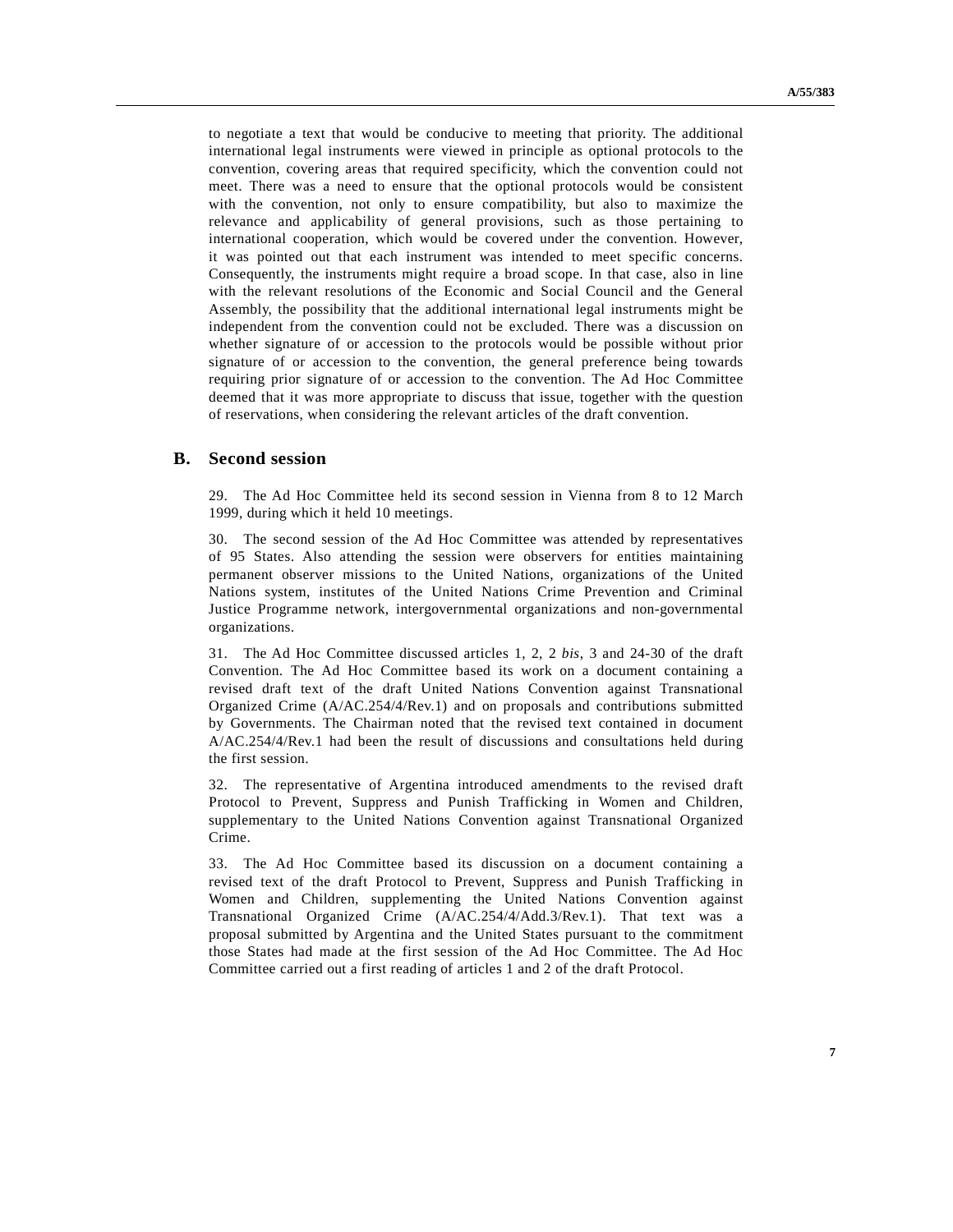to negotiate a text that would be conducive to meeting that priority. The additional international legal instruments were viewed in principle as optional protocols to the convention, covering areas that required specificity, which the convention could not meet. There was a need to ensure that the optional protocols would be consistent with the convention, not only to ensure compatibility, but also to maximize the relevance and applicability of general provisions, such as those pertaining to international cooperation, which would be covered under the convention. However, it was pointed out that each instrument was intended to meet specific concerns. Consequently, the instruments might require a broad scope. In that case, also in line with the relevant resolutions of the Economic and Social Council and the General Assembly, the possibility that the additional international legal instruments might be independent from the convention could not be excluded. There was a discussion on whether signature of or accession to the protocols would be possible without prior signature of or accession to the convention, the general preference being towards requiring prior signature of or accession to the convention. The Ad Hoc Committee deemed that it was more appropriate to discuss that issue, together with the question of reservations, when considering the relevant articles of the draft convention.

## B. Second session

29. The Ad Hoc Committee held its second session in Vienna from 8 to 12 March 1999, during which it held 10 meetings.

30. The second session of the Ad Hoc Committee was attended by representatives of 95 States. Also attending the session were observers for entities maintaining permanent observer missions to the United Nations, organizations of the United Nations system, institutes of the United Nations Crime Prevention and Criminal Justice Programme network, intergovernmental organizations and non-governmental organizations.

31. The Ad Hoc Committee discussed articles 1, 2, 2 *bis*, 3 and 24-30 of the draft Convention. The Ad Hoc Committee based its work on a document containing a revised draft text of the draft United Nations Convention against Transnational Organized Crime (A/AC.254/4/Rev.1) and on proposals and contributions submitted by Governments. The Chairman noted that the revised text contained in document A/AC.254/4/Rev.1 had been the result of discussions and consultations held during the first session.

32. The representative of Argentina introduced amendments to the revised draft Protocol to Prevent, Suppress and Punish Trafficking in Women and Children, supplementary to the United Nations Convention against Transnational Organized Crime.

33. The Ad Hoc Committee based its discussion on a document containing a revised text of the draft Protocol to Prevent, Suppress and Punish Trafficking in Women and Children, supplementing the United Nations Convention against Transnational Organized Crime (A/AC.254/4/Add.3/Rev.1). That text was a proposal submitted by Argentina and the United States pursuant to the commitment those States had made at the first session of the Ad Hoc Committee. The Ad Hoc Committee carried out a first reading of articles 1 and 2 of the draft Protocol.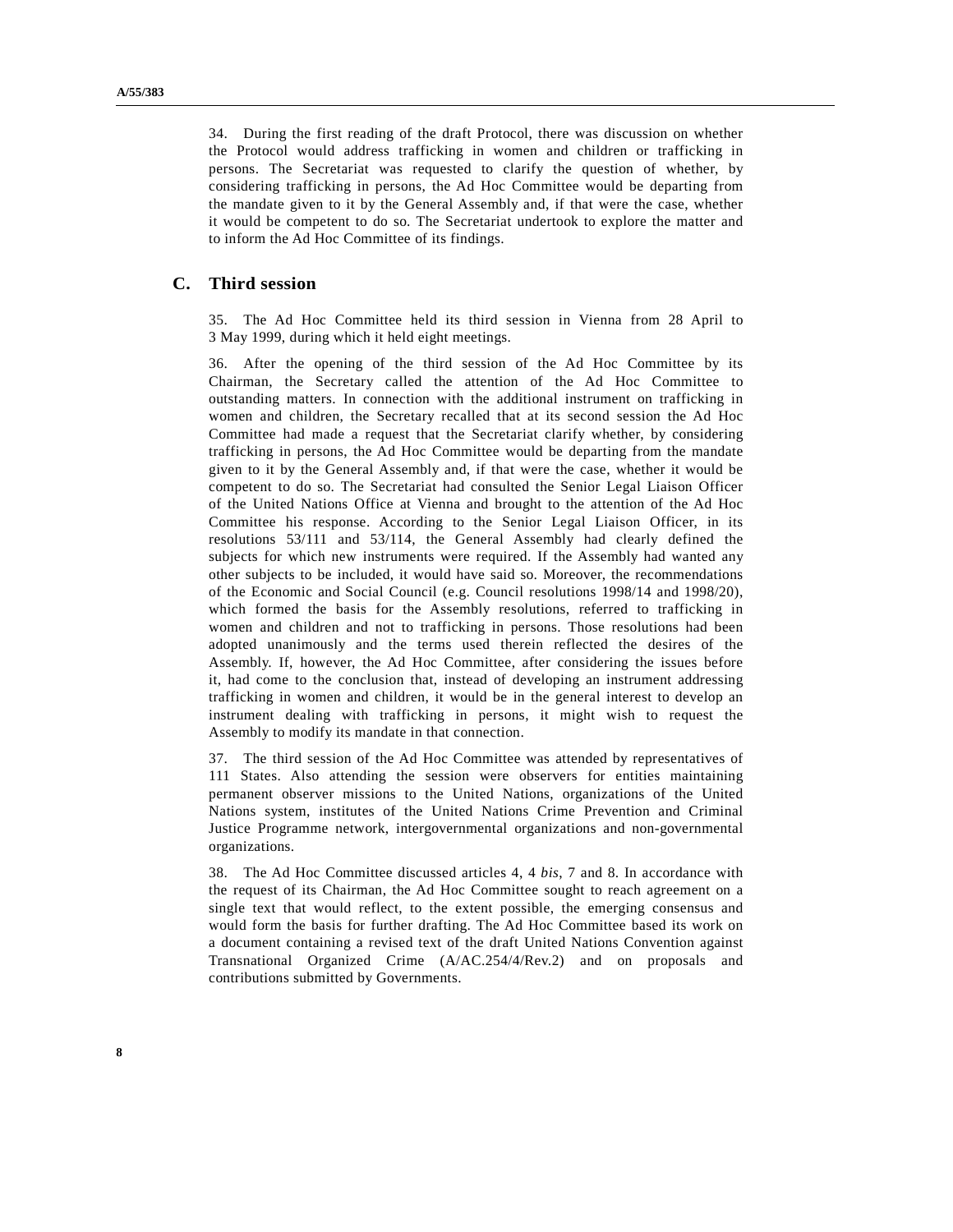34. During the first reading of the draft Protocol, there was discussion on whether the Protocol would address trafficking in women and children or trafficking in persons. The Secretariat was requested to clarify the question of whether, by considering trafficking in persons, the Ad Hoc Committee would be departing from the mandate given to it by the General Assembly and, if that were the case, whether it would be competent to do so. The Secretariat undertook to explore the matter and to inform the Ad Hoc Committee of its findings.

## C. Third session

35. The Ad Hoc Committee held its third session in Vienna from 28 April to 3 May 1999, during which it held eight meetings.

36. After the opening of the third session of the Ad Hoc Committee by its Chairman, the Secretary called the attention of the Ad Hoc Committee to outstanding matters. In connection with the additional instrument on trafficking in women and children, the Secretary recalled that at its second session the Ad Hoc Committee had made a request that the Secretariat clarify whether, by considering trafficking in persons, the Ad Hoc Committee would be departing from the mandate given to it by the General Assembly and, if that were the case, whether it would be competent to do so. The Secretariat had consulted the Senior Legal Liaison Officer of the United Nations Office at Vienna and brought to the attention of the Ad Hoc Committee his response. According to the Senior Legal Liaison Officer, in its resolutions 53/111 and 53/114, the General Assembly had clearly defined the subjects for which new instruments were required. If the Assembly had wanted any other subjects to be included, it would have said so. Moreover, the recommendations of the Economic and Social Council (e.g. Council resolutions 1998/14 and 1998/20), which formed the basis for the Assembly resolutions, referred to trafficking in women and children and not to trafficking in persons. Those resolutions had been adopted unanimously and the terms used therein reflected the desires of the Assembly. If, however, the Ad Hoc Committee, after considering the issues before it, had come to the conclusion that, instead of developing an instrument addressing trafficking in women and children, it would be in the general interest to develop an instrument dealing with trafficking in persons, it might wish to request the Assembly to modify its mandate in that connection.

37. The third session of the Ad Hoc Committee was attended by representatives of 111 States. Also attending the session were observers for entities maintaining permanent observer missions to the United Nations, organizations of the United Nations system, institutes of the United Nations Crime Prevention and Criminal Justice Programme network, intergovernmental organizations and non-governmental organizations.

38. The Ad Hoc Committee discussed articles 4, 4 *bis*, 7 and 8. In accordance with the request of its Chairman, the Ad Hoc Committee sought to reach agreement on a single text that would reflect, to the extent possible, the emerging consensus and would form the basis for further drafting. The Ad Hoc Committee based its work on a document containing a revised text of the draft United Nations Convention against Transnational Organized Crime (A/AC.254/4/Rev.2) and on proposals and contributions submitted by Governments.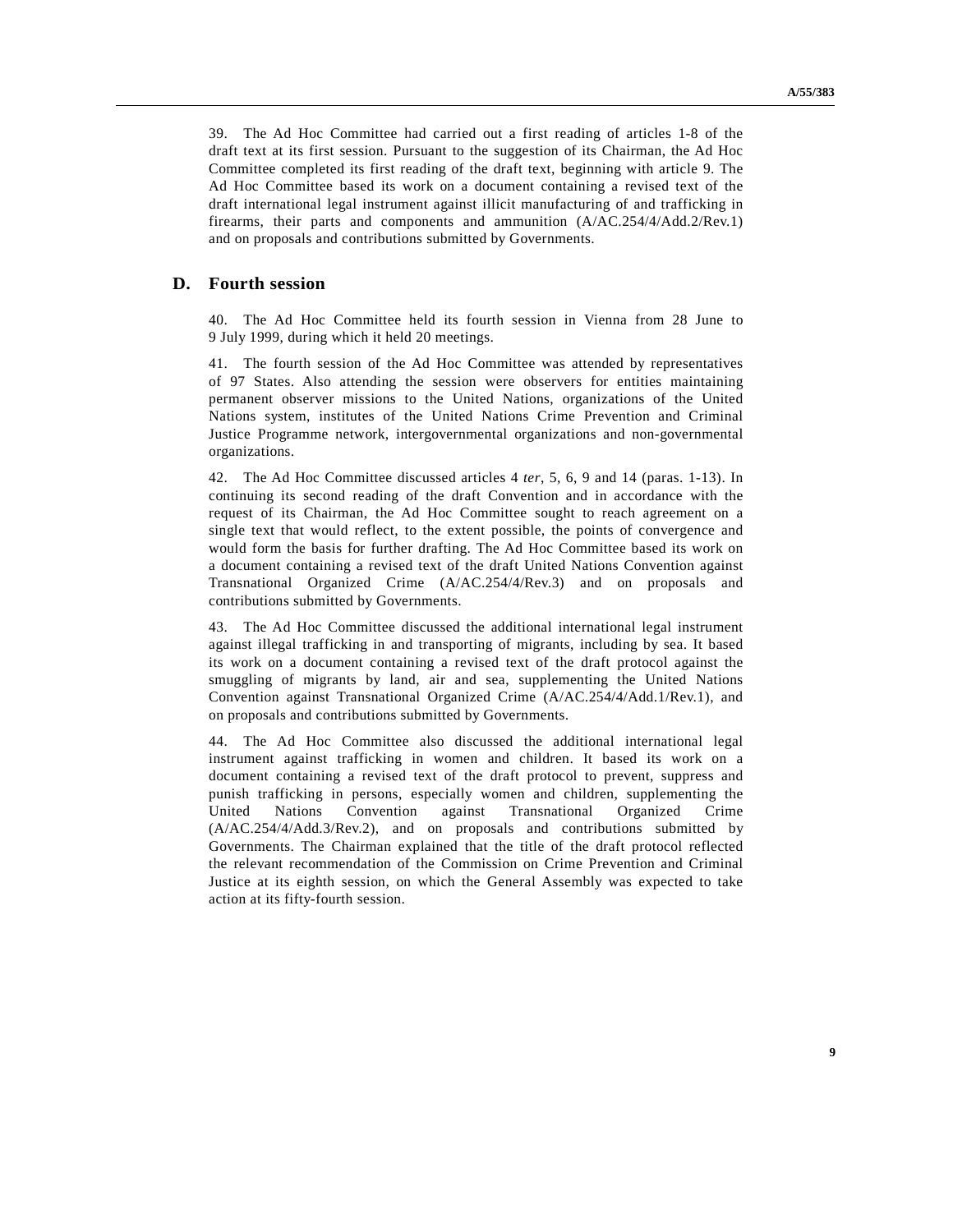39. The Ad Hoc Committee had carried out a first reading of articles 1-8 of the draft text at its first session. Pursuant to the suggestion of its Chairman, the Ad Hoc Committee completed its first reading of the draft text, beginning with article 9. The Ad Hoc Committee based its work on a document containing a revised text of the draft international legal instrument against illicit manufacturing of and trafficking in firearms, their parts and components and ammunition (A/AC.254/4/Add.2/Rev.1) and on proposals and contributions submitted by Governments.

## D. Fourth session

40. The Ad Hoc Committee held its fourth session in Vienna from 28 June to 9 July 1999, during which it held 20 meetings.

41. The fourth session of the Ad Hoc Committee was attended by representatives of 97 States. Also attending the session were observers for entities maintaining permanent observer missions to the United Nations, organizations of the United Nations system, institutes of the United Nations Crime Prevention and Criminal Justice Programme network, intergovernmental organizations and non-governmental organizations.

42. The Ad Hoc Committee discussed articles 4 *ter*, 5, 6, 9 and 14 (paras. 1-13). In continuing its second reading of the draft Convention and in accordance with the request of its Chairman, the Ad Hoc Committee sought to reach agreement on a single text that would reflect, to the extent possible, the points of convergence and would form the basis for further drafting. The Ad Hoc Committee based its work on a document containing a revised text of the draft United Nations Convention against Transnational Organized Crime (A/AC.254/4/Rev.3) and on proposals and contributions submitted by Governments.

43. The Ad Hoc Committee discussed the additional international legal instrument against illegal trafficking in and transporting of migrants, including by sea. It based its work on a document containing a revised text of the draft protocol against the smuggling of migrants by land, air and sea, supplementing the United Nations Convention against Transnational Organized Crime (A/AC.254/4/Add.1/Rev.1), and on proposals and contributions submitted by Governments.

44. The Ad Hoc Committee also discussed the additional international legal instrument against trafficking in women and children. It based its work on a document containing a revised text of the draft protocol to prevent, suppress and punish trafficking in persons, especially women and children, supplementing the United Nations Convention against Transnational Organized Crime (A/AC.254/4/Add.3/Rev.2), and on proposals and contributions submitted by Governments. The Chairman explained that the title of the draft protocol reflected the relevant recommendation of the Commission on Crime Prevention and Criminal Justice at its eighth session, on which the General Assembly was expected to take action at its fifty-fourth session.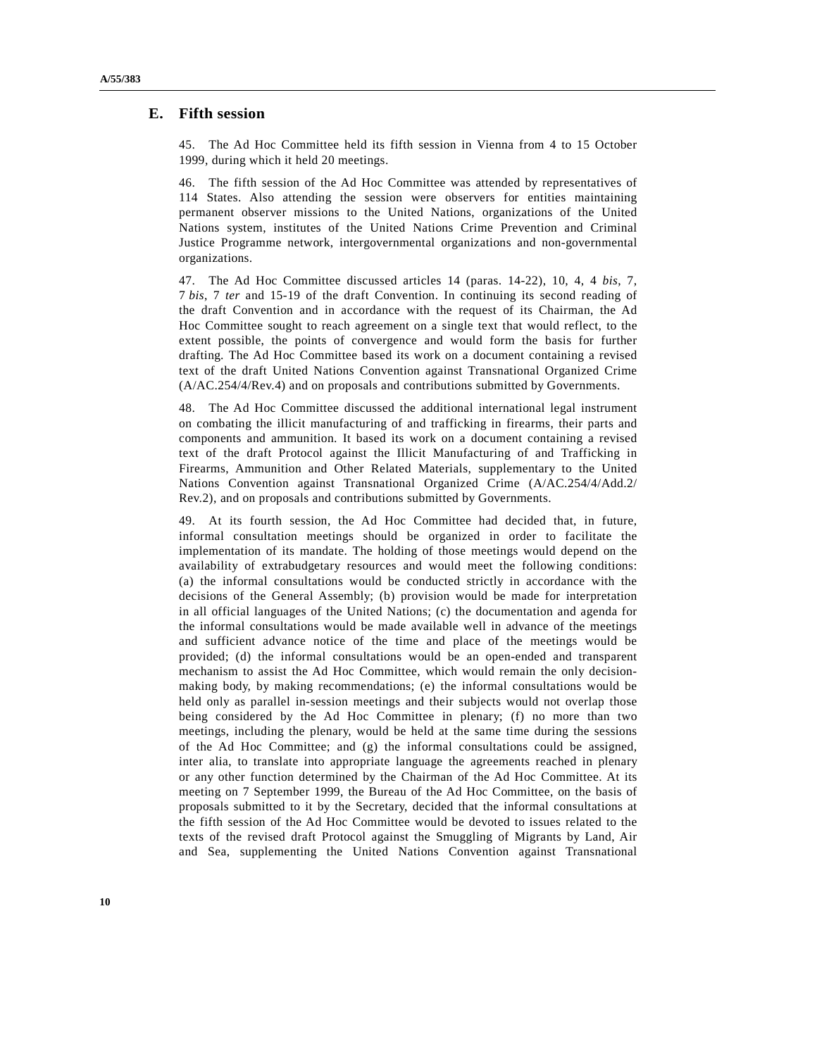## E. Fifth session

45. The Ad Hoc Committee held its fifth session in Vienna from 4 to 15 October 1999, during which it held 20 meetings.

46. The fifth session of the Ad Hoc Committee was attended by representatives of 114 States. Also attending the session were observers for entities maintaining permanent observer missions to the United Nations, organizations of the United Nations system, institutes of the United Nations Crime Prevention and Criminal Justice Programme network, intergovernmental organizations and non-governmental organizations.

47. The Ad Hoc Committee discussed articles 14 (paras. 14-22), 10, 4, 4 *bis*, 7, 7 *bis*, 7 *ter* and 15-19 of the draft Convention. In continuing its second reading of the draft Convention and in accordance with the request of its Chairman, the Ad Hoc Committee sought to reach agreement on a single text that would reflect, to the extent possible, the points of convergence and would form the basis for further drafting. The Ad Hoc Committee based its work on a document containing a revised text of the draft United Nations Convention against Transnational Organized Crime (A/AC.254/4/Rev.4) and on proposals and contributions submitted by Governments.

48. The Ad Hoc Committee discussed the additional international legal instrument on combating the illicit manufacturing of and trafficking in firearms, their parts and components and ammunition. It based its work on a document containing a revised text of the draft Protocol against the Illicit Manufacturing of and Trafficking in Firearms, Ammunition and Other Related Materials, supplementary to the United Nations Convention against Transnational Organized Crime (A/AC.254/4/Add.2/Rev.2), and on proposals and contributions submitted by Governments.

49. At its fourth session, the Ad Hoc Committee had decided that, in future, informal consultation meetings should be organized in order to facilitate the implementation of its mandate. The holding of those meetings would depend on the availability of extrabudgetary resources and would meet the following conditions: (a) the informal consultations would be conducted strictly in accordance with the decisions of the General Assembly; (b) provision would be made for interpretation in all official languages of the United Nations; (c) the documentation and agenda for the informal consultations would be made available well in advance of the meetings and sufficient advance notice of the time and place of the meetings would be provided; (d) the informal consultations would be an open-ended and transparent mechanism to assist the Ad Hoc Committee, which would remain the only decision-making body, by making recommendations; (e) the informal consultations would be held only as parallel in-session meetings and their subjects would not overlap those being considered by the Ad Hoc Committee in plenary; (f) no more than two meetings, including the plenary, would be held at the same time during the sessions of the Ad Hoc Committee; and (g) the informal consultations could be assigned, inter alia, to translate into appropriate language the agreements reached in plenary or any other function determined by the Chairman of the Ad Hoc Committee. At its meeting on 7 September 1999, the Bureau of the Ad Hoc Committee, on the basis of proposals submitted to it by the Secretary, decided that the informal consultations at the fifth session of the Ad Hoc Committee would be devoted to issues related to the texts of the revised draft Protocol against the Smuggling of Migrants by Land, Air and Sea, supplementing the United Nations Convention against Transnational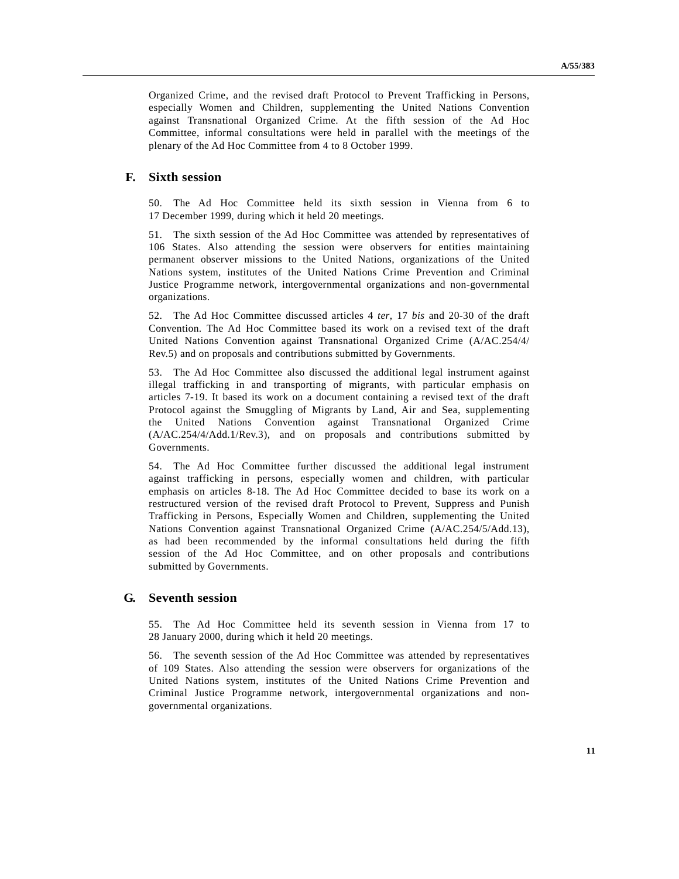Organized Crime, and the revised draft Protocol to Prevent Trafficking in Persons, especially Women and Children, supplementing the United Nations Convention against Transnational Organized Crime. At the fifth session of the Ad Hoc Committee, informal consultations were held in parallel with the meetings of the plenary of the Ad Hoc Committee from 4 to 8 October 1999.

## F. Sixth session

50. The Ad Hoc Committee held its sixth session in Vienna from 6 to 17 December 1999, during which it held 20 meetings.

51. The sixth session of the Ad Hoc Committee was attended by representatives of 106 States. Also attending the session were observers for entities maintaining permanent observer missions to the United Nations, organizations of the United Nations system, institutes of the United Nations Crime Prevention and Criminal Justice Programme network, intergovernmental organizations and non-governmental organizations.

52. The Ad Hoc Committee discussed articles 4 *ter*, 17 *bis* and 20-30 of the draft Convention. The Ad Hoc Committee based its work on a revised text of the draft United Nations Convention against Transnational Organized Crime (A/AC.254/4/Rev.5) and on proposals and contributions submitted by Governments.

53. The Ad Hoc Committee also discussed the additional legal instrument against illegal trafficking in and transporting of migrants, with particular emphasis on articles 7-19. It based its work on a document containing a revised text of the draft Protocol against the Smuggling of Migrants by Land, Air and Sea, supplementing the United Nations Convention against Transnational Organized Crime (A/AC.254/4/Add.1/Rev.3), and on proposals and contributions submitted by Governments.

54. The Ad Hoc Committee further discussed the additional legal instrument against trafficking in persons, especially women and children, with particular emphasis on articles 8-18. The Ad Hoc Committee decided to base its work on a restructured version of the revised draft Protocol to Prevent, Suppress and Punish Trafficking in Persons, Especially Women and Children, supplementing the United Nations Convention against Transnational Organized Crime (A/AC.254/5/Add.13), as had been recommended by the informal consultations held during the fifth session of the Ad Hoc Committee, and on other proposals and contributions submitted by Governments.

## G. Seventh session

55. The Ad Hoc Committee held its seventh session in Vienna from 17 to 28 January 2000, during which it held 20 meetings.

56. The seventh session of the Ad Hoc Committee was attended by representatives of 109 States. Also attending the session were observers for organizations of the United Nations system, institutes of the United Nations Crime Prevention and Criminal Justice Programme network, intergovernmental organizations and non-governmental organizations.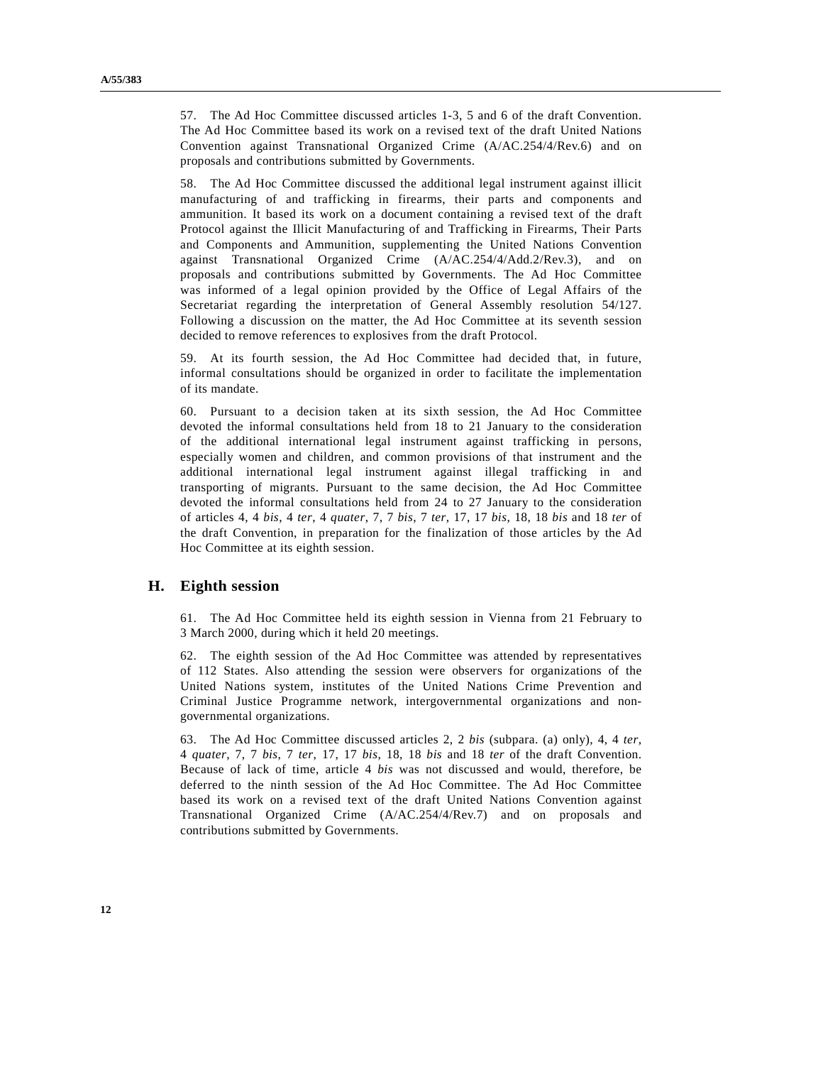57. The Ad Hoc Committee discussed articles 1-3, 5 and 6 of the draft Convention. The Ad Hoc Committee based its work on a revised text of the draft United Nations Convention against Transnational Organized Crime (A/AC.254/4/Rev.6) and on proposals and contributions submitted by Governments.

58. The Ad Hoc Committee discussed the additional legal instrument against illicit manufacturing of and trafficking in firearms, their parts and components and ammunition. It based its work on a document containing a revised text of the draft Protocol against the Illicit Manufacturing of and Trafficking in Firearms, Their Parts and Components and Ammunition, supplementing the United Nations Convention against Transnational Organized Crime (A/AC.254/4/Add.2/Rev.3), and on proposals and contributions submitted by Governments. The Ad Hoc Committee was informed of a legal opinion provided by the Office of Legal Affairs of the Secretariat regarding the interpretation of General Assembly resolution 54/127. Following a discussion on the matter, the Ad Hoc Committee at its seventh session decided to remove references to explosives from the draft Protocol.

59. At its fourth session, the Ad Hoc Committee had decided that, in future, informal consultations should be organized in order to facilitate the implementation of its mandate.

60. Pursuant to a decision taken at its sixth session, the Ad Hoc Committee devoted the informal consultations held from 18 to 21 January to the consideration of the additional international legal instrument against trafficking in persons, especially women and children, and common provisions of that instrument and the additional international legal instrument against illegal trafficking in and transporting of migrants. Pursuant to the same decision, the Ad Hoc Committee devoted the informal consultations held from 24 to 27 January to the consideration of articles 4, 4 *bis*, 4 *ter*, 4 *quater*, 7, 7 *bis*, 7 *ter*, 17, 17 *bis*, 18, 18 *bis* and 18 *ter* of the draft Convention, in preparation for the finalization of those articles by the Ad Hoc Committee at its eighth session.

## H. Eighth session

61. The Ad Hoc Committee held its eighth session in Vienna from 21 February to 3 March 2000, during which it held 20 meetings.

62. The eighth session of the Ad Hoc Committee was attended by representatives of 112 States. Also attending the session were observers for organizations of the United Nations system, institutes of the United Nations Crime Prevention and Criminal Justice Programme network, intergovernmental organizations and non-governmental organizations.

63. The Ad Hoc Committee discussed articles 2, 2 *bis* (subpara. (a) only), 4, 4 *ter*, 4 *quater*, 7, 7 *bis*, 7 *ter*, 17, 17 *bis*, 18, 18 *bis* and 18 *ter* of the draft Convention. Because of lack of time, article 4 *bis* was not discussed and would, therefore, be deferred to the ninth session of the Ad Hoc Committee. The Ad Hoc Committee based its work on a revised text of the draft United Nations Convention against Transnational Organized Crime (A/AC.254/4/Rev.7) and on proposals and contributions submitted by Governments.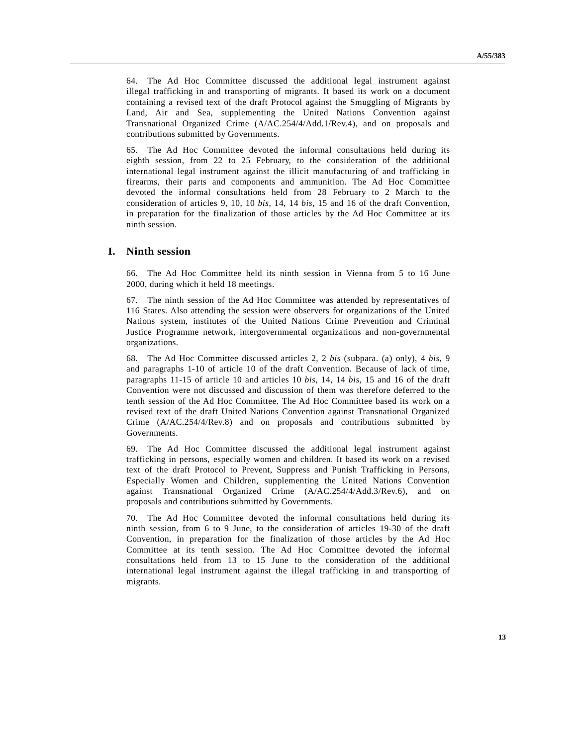64. The Ad Hoc Committee discussed the additional legal instrument against illegal trafficking in and transporting of migrants. It based its work on a document containing a revised text of the draft Protocol against the Smuggling of Migrants by Land, Air and Sea, supplementing the United Nations Convention against Transnational Organized Crime (A/AC.254/4/Add.1/Rev.4), and on proposals and contributions submitted by Governments.

65. The Ad Hoc Committee devoted the informal consultations held during its eighth session, from 22 to 25 February, to the consideration of the additional international legal instrument against the illicit manufacturing of and trafficking in firearms, their parts and components and ammunition. The Ad Hoc Committee devoted the informal consultations held from 28 February to 2 March to the consideration of articles 9, 10, 10 *bis*, 14, 14 *bis*, 15 and 16 of the draft Convention, in preparation for the finalization of those articles by the Ad Hoc Committee at its ninth session.

## I. Ninth session

66. The Ad Hoc Committee held its ninth session in Vienna from 5 to 16 June 2000, during which it held 18 meetings.

67. The ninth session of the Ad Hoc Committee was attended by representatives of 116 States. Also attending the session were observers for organizations of the United Nations system, institutes of the United Nations Crime Prevention and Criminal Justice Programme network, intergovernmental organizations and non-governmental organizations.

68. The Ad Hoc Committee discussed articles 2, 2 *bis* (subpara. (a) only), 4 *bis*, 9 and paragraphs 1-10 of article 10 of the draft Convention. Because of lack of time, paragraphs 11-15 of article 10 and articles 10 *bis*, 14, 14 *bis*, 15 and 16 of the draft Convention were not discussed and discussion of them was therefore deferred to the tenth session of the Ad Hoc Committee. The Ad Hoc Committee based its work on a revised text of the draft United Nations Convention against Transnational Organized Crime (A/AC.254/4/Rev.8) and on proposals and contributions submitted by Governments.

69. The Ad Hoc Committee discussed the additional legal instrument against trafficking in persons, especially women and children. It based its work on a revised text of the draft Protocol to Prevent, Suppress and Punish Trafficking in Persons, Especially Women and Children, supplementing the United Nations Convention against Transnational Organized Crime (A/AC.254/4/Add.3/Rev.6), and on proposals and contributions submitted by Governments.

70. The Ad Hoc Committee devoted the informal consultations held during its ninth session, from 6 to 9 June, to the consideration of articles 19-30 of the draft Convention, in preparation for the finalization of those articles by the Ad Hoc Committee at its tenth session. The Ad Hoc Committee devoted the informal consultations held from 13 to 15 June to the consideration of the additional international legal instrument against the illegal trafficking in and transporting of migrants.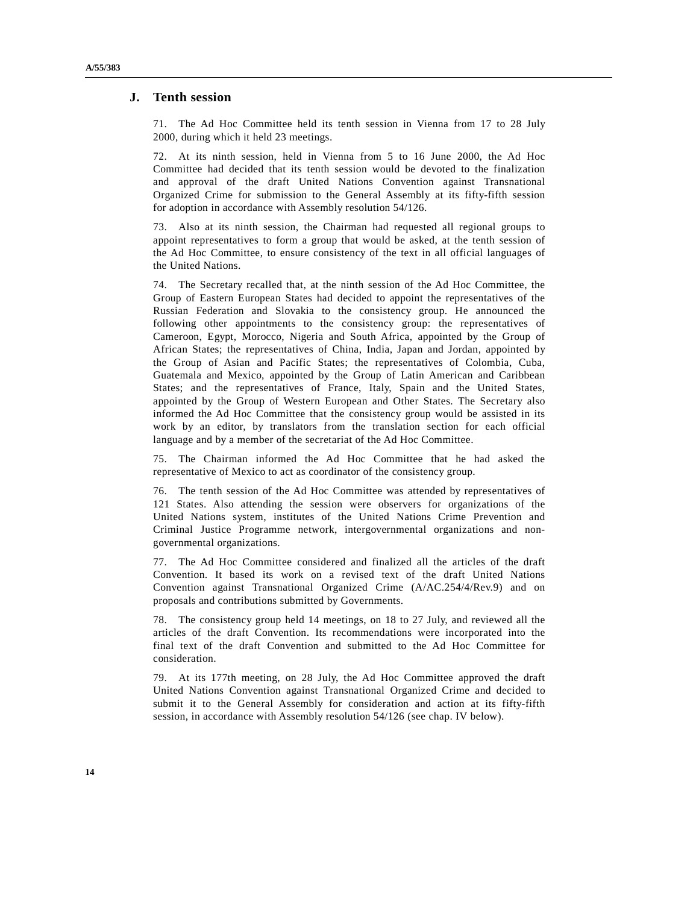## J. Tenth session

71. The Ad Hoc Committee held its tenth session in Vienna from 17 to 28 July 2000, during which it held 23 meetings.

72. At its ninth session, held in Vienna from 5 to 16 June 2000, the Ad Hoc Committee had decided that its tenth session would be devoted to the finalization and approval of the draft United Nations Convention against Transnational Organized Crime for submission to the General Assembly at its fifty-fifth session for adoption in accordance with Assembly resolution 54/126.

73. Also at its ninth session, the Chairman had requested all regional groups to appoint representatives to form a group that would be asked, at the tenth session of the Ad Hoc Committee, to ensure consistency of the text in all official languages of the United Nations.

74. The Secretary recalled that, at the ninth session of the Ad Hoc Committee, the Group of Eastern European States had decided to appoint the representatives of the Russian Federation and Slovakia to the consistency group. He announced the following other appointments to the consistency group: the representatives of Cameroon, Egypt, Morocco, Nigeria and South Africa, appointed by the Group of African States; the representatives of China, India, Japan and Jordan, appointed by the Group of Asian and Pacific States; the representatives of Colombia, Cuba, Guatemala and Mexico, appointed by the Group of Latin American and Caribbean States; and the representatives of France, Italy, Spain and the United States, appointed by the Group of Western European and Other States. The Secretary also informed the Ad Hoc Committee that the consistency group would be assisted in its work by an editor, by translators from the translation section for each official language and by a member of the secretariat of the Ad Hoc Committee.

75. The Chairman informed the Ad Hoc Committee that he had asked the representative of Mexico to act as coordinator of the consistency group.

76. The tenth session of the Ad Hoc Committee was attended by representatives of 121 States. Also attending the session were observers for organizations of the United Nations system, institutes of the United Nations Crime Prevention and Criminal Justice Programme network, intergovernmental organizations and non-governmental organizations.

77. The Ad Hoc Committee considered and finalized all the articles of the draft Convention. It based its work on a revised text of the draft United Nations Convention against Transnational Organized Crime (A/AC.254/4/Rev.9) and on proposals and contributions submitted by Governments.

78. The consistency group held 14 meetings, on 18 to 27 July, and reviewed all the articles of the draft Convention. Its recommendations were incorporated into the final text of the draft Convention and submitted to the Ad Hoc Committee for consideration.

79. At its 177th meeting, on 28 July, the Ad Hoc Committee approved the draft United Nations Convention against Transnational Organized Crime and decided to submit it to the General Assembly for consideration and action at its fifty-fifth session, in accordance with Assembly resolution 54/126 (see chap. IV below).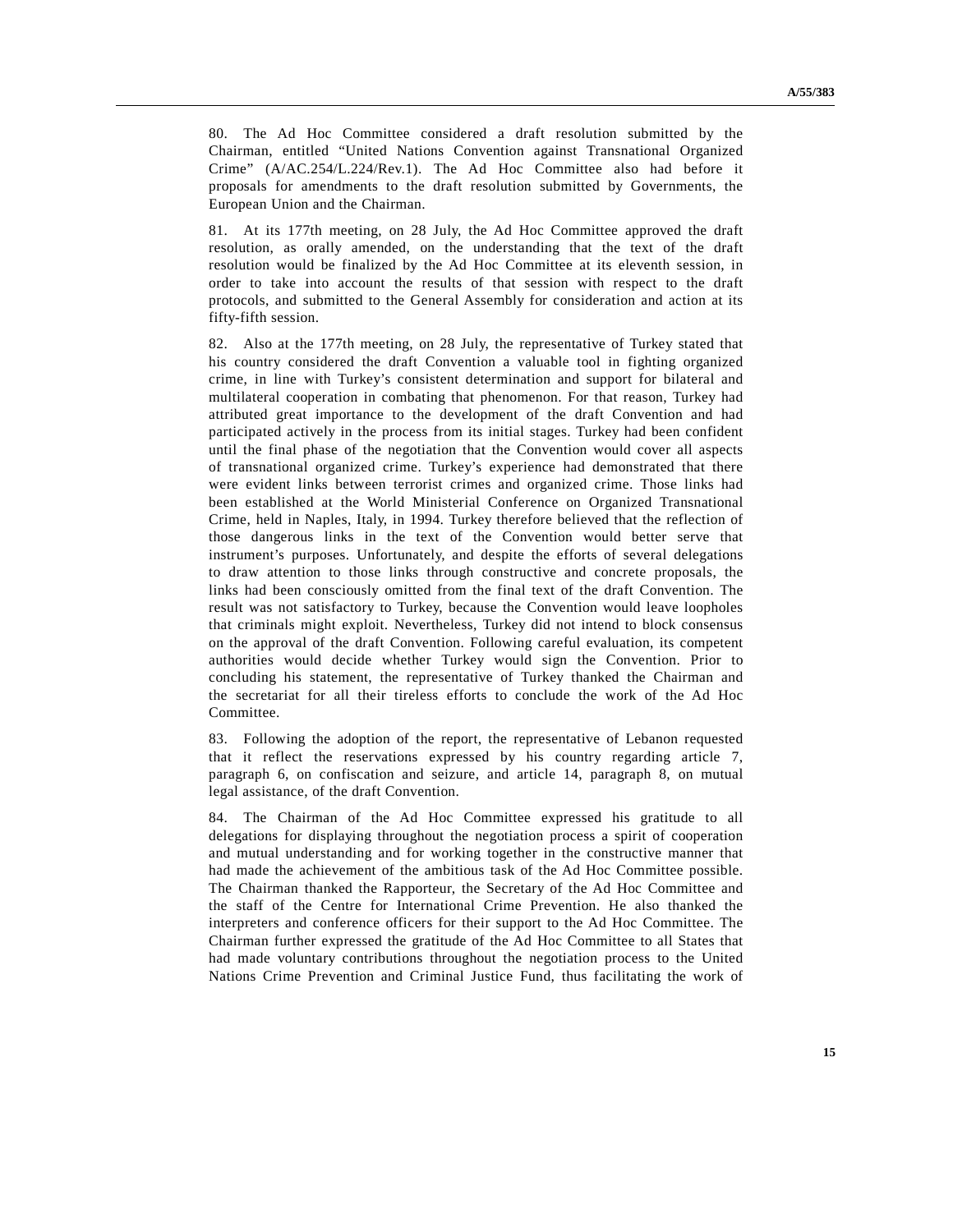80. The Ad Hoc Committee considered a draft resolution submitted by the Chairman, entitled "United Nations Convention against Transnational Organized Crime" (A/AC.254/L.224/Rev.1). The Ad Hoc Committee also had before it proposals for amendments to the draft resolution submitted by Governments, the European Union and the Chairman.

81. At its 177th meeting, on 28 July, the Ad Hoc Committee approved the draft resolution, as orally amended, on the understanding that the text of the draft resolution would be finalized by the Ad Hoc Committee at its eleventh session, in order to take into account the results of that session with respect to the draft protocols, and submitted to the General Assembly for consideration and action at its fifty-fifth session.

82. Also at the 177th meeting, on 28 July, the representative of Turkey stated that his country considered the draft Convention a valuable tool in fighting organized crime, in line with Turkey's consistent determination and support for bilateral and multilateral cooperation in combating that phenomenon. For that reason, Turkey had attributed great importance to the development of the draft Convention and had participated actively in the process from its initial stages. Turkey had been confident until the final phase of the negotiation that the Convention would cover all aspects of transnational organized crime. Turkey's experience had demonstrated that there were evident links between terrorist crimes and organized crime. Those links had been established at the World Ministerial Conference on Organized Transnational Crime, held in Naples, Italy, in 1994. Turkey therefore believed that the reflection of those dangerous links in the text of the Convention would better serve that instrument's purposes. Unfortunately, and despite the efforts of several delegations to draw attention to those links through constructive and concrete proposals, the links had been consciously omitted from the final text of the draft Convention. The result was not satisfactory to Turkey, because the Convention would leave loopholes that criminals might exploit. Nevertheless, Turkey did not intend to block consensus on the approval of the draft Convention. Following careful evaluation, its competent authorities would decide whether Turkey would sign the Convention. Prior to concluding his statement, the representative of Turkey thanked the Chairman and the secretariat for all their tireless efforts to conclude the work of the Ad Hoc Committee.

83. Following the adoption of the report, the representative of Lebanon requested that it reflect the reservations expressed by his country regarding article 7, paragraph 6, on confiscation and seizure, and article 14, paragraph 8, on mutual legal assistance, of the draft Convention.

84. The Chairman of the Ad Hoc Committee expressed his gratitude to all delegations for displaying throughout the negotiation process a spirit of cooperation and mutual understanding and for working together in the constructive manner that had made the achievement of the ambitious task of the Ad Hoc Committee possible. The Chairman thanked the Rapporteur, the Secretary of the Ad Hoc Committee and the staff of the Centre for International Crime Prevention. He also thanked the interpreters and conference officers for their support to the Ad Hoc Committee. The Chairman further expressed the gratitude of the Ad Hoc Committee to all States that had made voluntary contributions throughout the negotiation process to the United Nations Crime Prevention and Criminal Justice Fund, thus facilitating the work of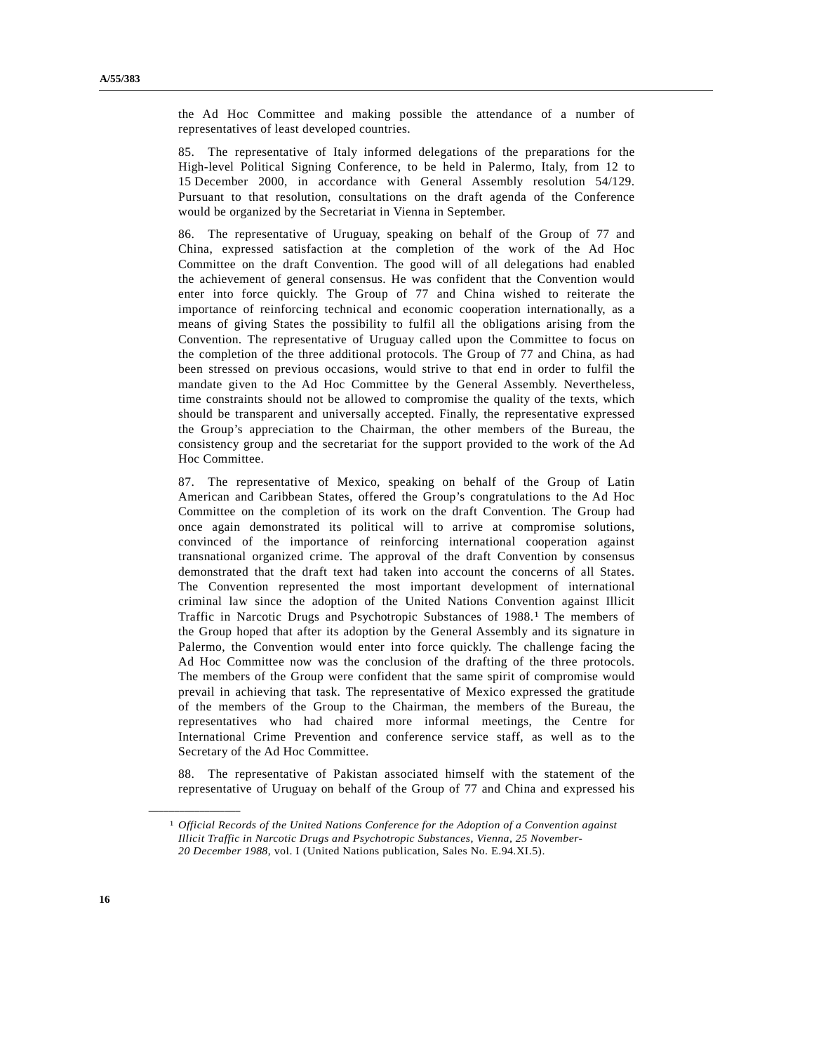the Ad Hoc Committee and making possible the attendance of a number of representatives of least developed countries.

85. The representative of Italy informed delegations of the preparations for the High-level Political Signing Conference, to be held in Palermo, Italy, from 12 to 15 December 2000, in accordance with General Assembly resolution 54/129. Pursuant to that resolution, consultations on the draft agenda of the Conference would be organized by the Secretariat in Vienna in September.

86. The representative of Uruguay, speaking on behalf of the Group of 77 and China, expressed satisfaction at the completion of the work of the Ad Hoc Committee on the draft Convention. The good will of all delegations had enabled the achievement of general consensus. He was confident that the Convention would enter into force quickly. The Group of 77 and China wished to reiterate the importance of reinforcing technical and economic cooperation internationally, as a means of giving States the possibility to fulfil all the obligations arising from the Convention. The representative of Uruguay called upon the Committee to focus on the completion of the three additional protocols. The Group of 77 and China, as had been stressed on previous occasions, would strive to that end in order to fulfil the mandate given to the Ad Hoc Committee by the General Assembly. Nevertheless, time constraints should not be allowed to compromise the quality of the texts, which should be transparent and universally accepted. Finally, the representative expressed the Group's appreciation to the Chairman, the other members of the Bureau, the consistency group and the secretariat for the support provided to the work of the Ad Hoc Committee.

87. The representative of Mexico, speaking on behalf of the Group of Latin American and Caribbean States, offered the Group's congratulations to the Ad Hoc Committee on the completion of its work on the draft Convention. The Group had once again demonstrated its political will to arrive at compromise solutions, convinced of the importance of reinforcing international cooperation against transnational organized crime. The approval of the draft Convention by consensus demonstrated that the draft text had taken into account the concerns of all States. The Convention represented the most important development of international criminal law since the adoption of the United Nations Convention against Illicit Traffic in Narcotic Drugs and Psychotropic Substances of 1988.[1] The members of the Group hoped that after its adoption by the General Assembly and its signature in Palermo, the Convention would enter into force quickly. The challenge facing the Ad Hoc Committee now was the conclusion of the drafting of the three protocols. The members of the Group were confident that the same spirit of compromise would prevail in achieving that task. The representative of Mexico expressed the gratitude of the members of the Group to the Chairman, the members of the Bureau, the representatives who had chaired more informal meetings, the Centre for International Crime Prevention and conference service staff, as well as to the Secretary of the Ad Hoc Committee.

88. The representative of Pakistan associated himself with the statement of the representative of Uruguay on behalf of the Group of 77 and China and expressed his

---

[1] *Official Records of the United Nations Conference for the Adoption of a Convention against Illicit Traffic in Narcotic Drugs and Psychotropic Substances, Vienna, 25 November-20 December 1988*, vol. I (United Nations publication, Sales No. E.94.XI.5).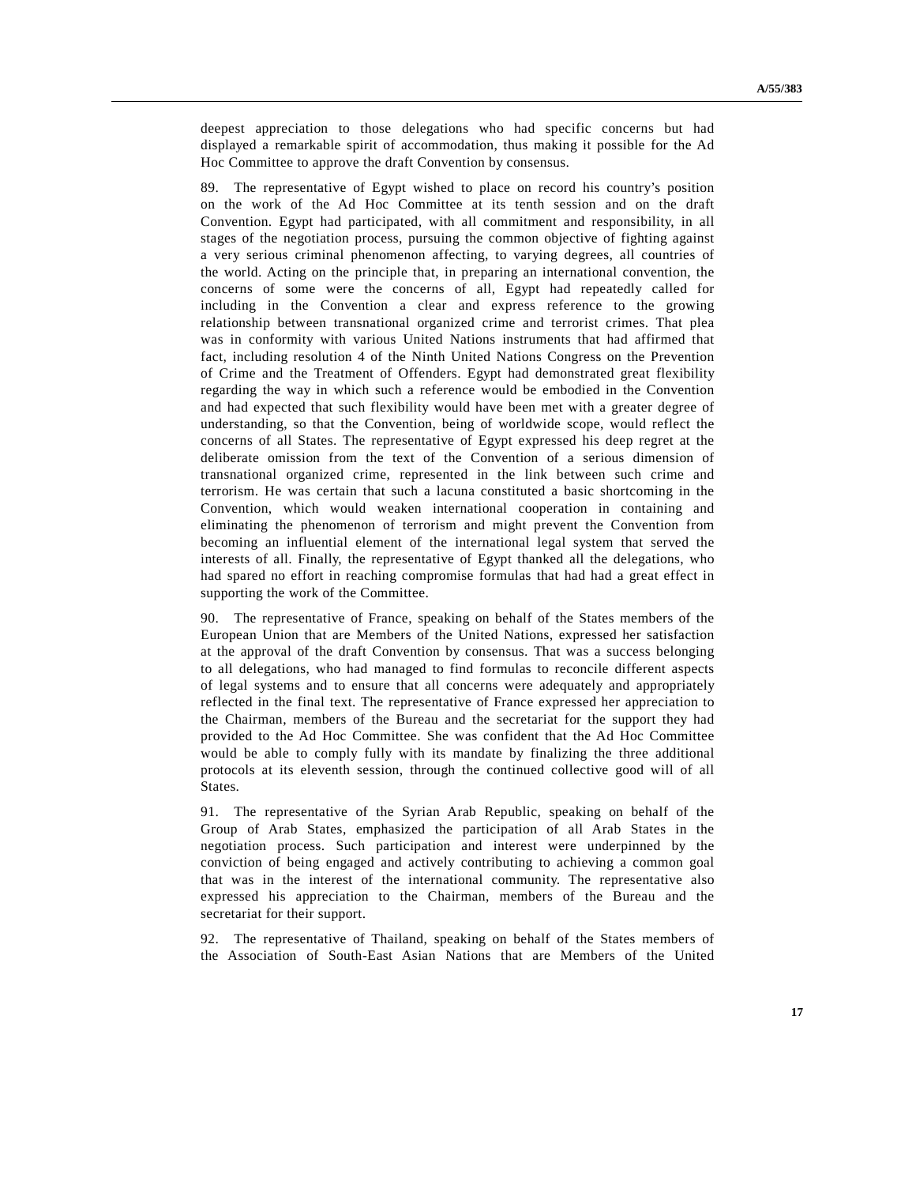deepest appreciation to those delegations who had specific concerns but had displayed a remarkable spirit of accommodation, thus making it possible for the Ad Hoc Committee to approve the draft Convention by consensus.

89. The representative of Egypt wished to place on record his country's position on the work of the Ad Hoc Committee at its tenth session and on the draft Convention. Egypt had participated, with all commitment and responsibility, in all stages of the negotiation process, pursuing the common objective of fighting against a very serious criminal phenomenon affecting, to varying degrees, all countries of the world. Acting on the principle that, in preparing an international convention, the concerns of some were the concerns of all, Egypt had repeatedly called for including in the Convention a clear and express reference to the growing relationship between transnational organized crime and terrorist crimes. That plea was in conformity with various United Nations instruments that had affirmed that fact, including resolution 4 of the Ninth United Nations Congress on the Prevention of Crime and the Treatment of Offenders. Egypt had demonstrated great flexibility regarding the way in which such a reference would be embodied in the Convention and had expected that such flexibility would have been met with a greater degree of understanding, so that the Convention, being of worldwide scope, would reflect the concerns of all States. The representative of Egypt expressed his deep regret at the deliberate omission from the text of the Convention of a serious dimension of transnational organized crime, represented in the link between such crime and terrorism. He was certain that such a lacuna constituted a basic shortcoming in the Convention, which would weaken international cooperation in containing and eliminating the phenomenon of terrorism and might prevent the Convention from becoming an influential element of the international legal system that served the interests of all. Finally, the representative of Egypt thanked all the delegations, who had spared no effort in reaching compromise formulas that had had a great effect in supporting the work of the Committee.

90. The representative of France, speaking on behalf of the States members of the European Union that are Members of the United Nations, expressed her satisfaction at the approval of the draft Convention by consensus. That was a success belonging to all delegations, who had managed to find formulas to reconcile different aspects of legal systems and to ensure that all concerns were adequately and appropriately reflected in the final text. The representative of France expressed her appreciation to the Chairman, members of the Bureau and the secretariat for the support they had provided to the Ad Hoc Committee. She was confident that the Ad Hoc Committee would be able to comply fully with its mandate by finalizing the three additional protocols at its eleventh session, through the continued collective good will of all States.

91. The representative of the Syrian Arab Republic, speaking on behalf of the Group of Arab States, emphasized the participation of all Arab States in the negotiation process. Such participation and interest were underpinned by the conviction of being engaged and actively contributing to achieving a common goal that was in the interest of the international community. The representative also expressed his appreciation to the Chairman, members of the Bureau and the secretariat for their support.

92. The representative of Thailand, speaking on behalf of the States members of the Association of South-East Asian Nations that are Members of the United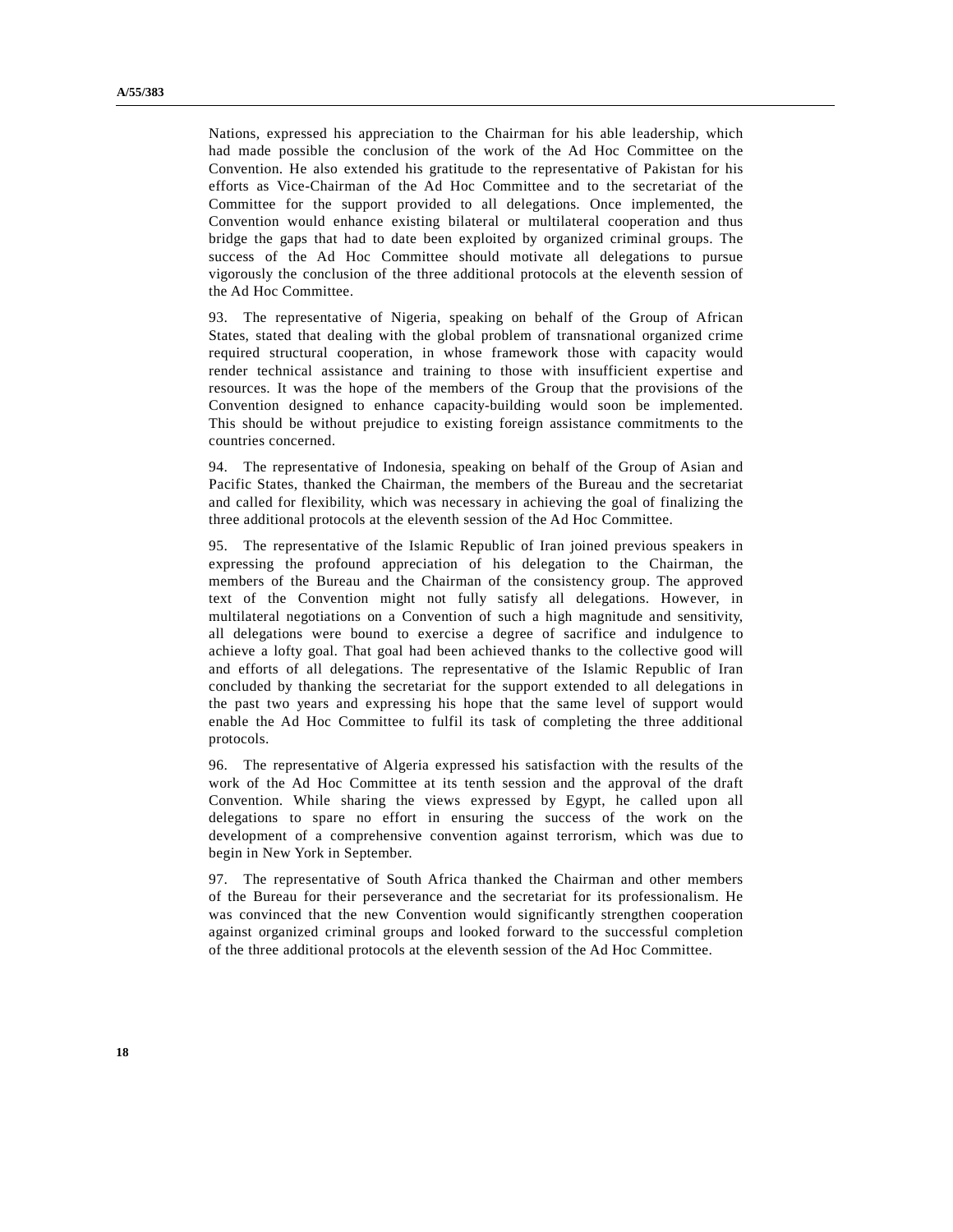Nations, expressed his appreciation to the Chairman for his able leadership, which had made possible the conclusion of the work of the Ad Hoc Committee on the Convention. He also extended his gratitude to the representative of Pakistan for his efforts as Vice-Chairman of the Ad Hoc Committee and to the secretariat of the Committee for the support provided to all delegations. Once implemented, the Convention would enhance existing bilateral or multilateral cooperation and thus bridge the gaps that had to date been exploited by organized criminal groups. The success of the Ad Hoc Committee should motivate all delegations to pursue vigorously the conclusion of the three additional protocols at the eleventh session of the Ad Hoc Committee.

93. The representative of Nigeria, speaking on behalf of the Group of African States, stated that dealing with the global problem of transnational organized crime required structural cooperation, in whose framework those with capacity would render technical assistance and training to those with insufficient expertise and resources. It was the hope of the members of the Group that the provisions of the Convention designed to enhance capacity-building would soon be implemented. This should be without prejudice to existing foreign assistance commitments to the countries concerned.

94. The representative of Indonesia, speaking on behalf of the Group of Asian and Pacific States, thanked the Chairman, the members of the Bureau and the secretariat and called for flexibility, which was necessary in achieving the goal of finalizing the three additional protocols at the eleventh session of the Ad Hoc Committee.

95. The representative of the Islamic Republic of Iran joined previous speakers in expressing the profound appreciation of his delegation to the Chairman, the members of the Bureau and the Chairman of the consistency group. The approved text of the Convention might not fully satisfy all delegations. However, in multilateral negotiations on a Convention of such a high magnitude and sensitivity, all delegations were bound to exercise a degree of sacrifice and indulgence to achieve a lofty goal. That goal had been achieved thanks to the collective good will and efforts of all delegations. The representative of the Islamic Republic of Iran concluded by thanking the secretariat for the support extended to all delegations in the past two years and expressing his hope that the same level of support would enable the Ad Hoc Committee to fulfil its task of completing the three additional protocols.

96. The representative of Algeria expressed his satisfaction with the results of the work of the Ad Hoc Committee at its tenth session and the approval of the draft Convention. While sharing the views expressed by Egypt, he called upon all delegations to spare no effort in ensuring the success of the work on the development of a comprehensive convention against terrorism, which was due to begin in New York in September.

97. The representative of South Africa thanked the Chairman and other members of the Bureau for their perseverance and the secretariat for its professionalism. He was convinced that the new Convention would significantly strengthen cooperation against organized criminal groups and looked forward to the successful completion of the three additional protocols at the eleventh session of the Ad Hoc Committee.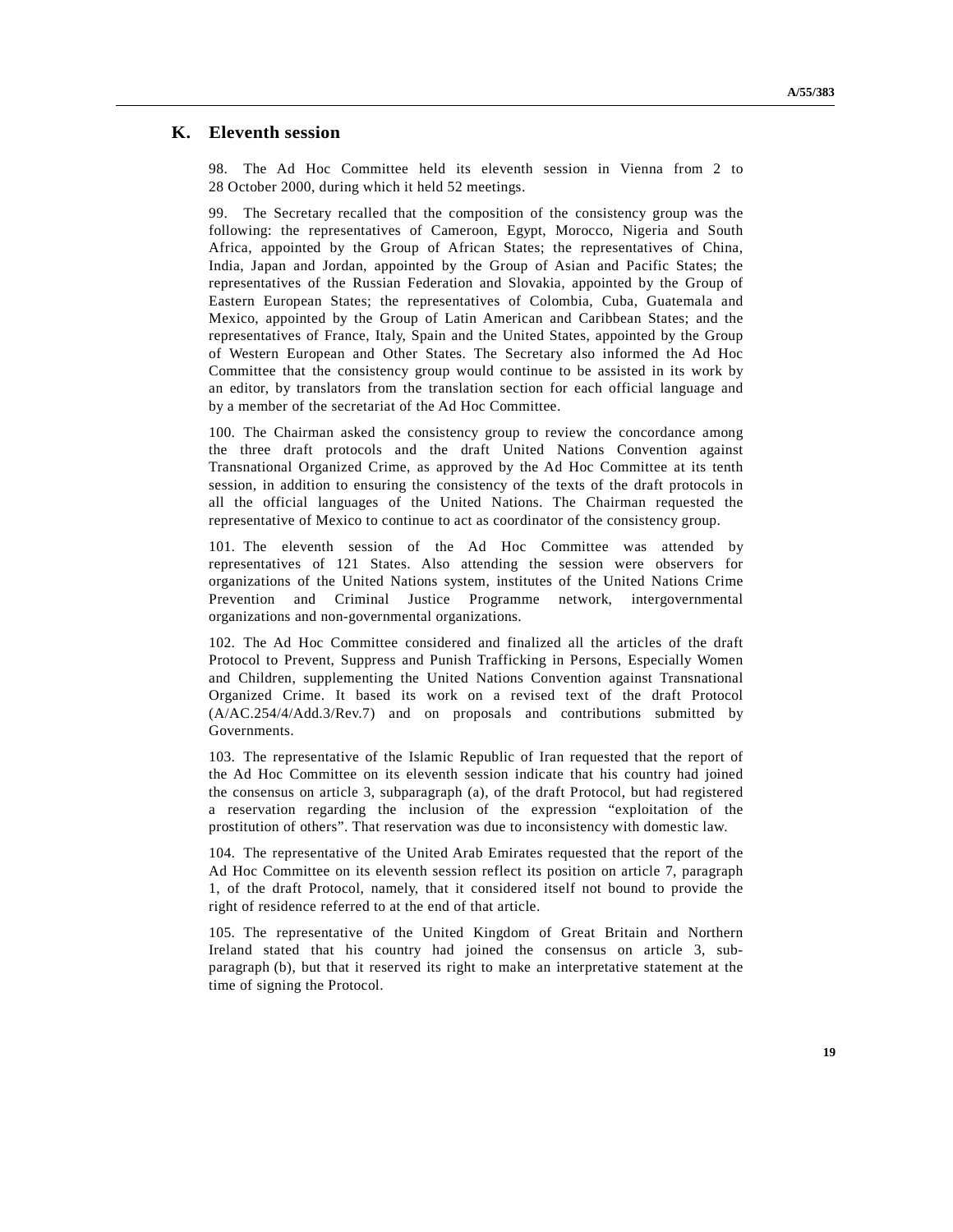## K. Eleventh session

98. The Ad Hoc Committee held its eleventh session in Vienna from 2 to 28 October 2000, during which it held 52 meetings.

99. The Secretary recalled that the composition of the consistency group was the following: the representatives of Cameroon, Egypt, Morocco, Nigeria and South Africa, appointed by the Group of African States; the representatives of China, India, Japan and Jordan, appointed by the Group of Asian and Pacific States; the representatives of the Russian Federation and Slovakia, appointed by the Group of Eastern European States; the representatives of Colombia, Cuba, Guatemala and Mexico, appointed by the Group of Latin American and Caribbean States; and the representatives of France, Italy, Spain and the United States, appointed by the Group of Western European and Other States. The Secretary also informed the Ad Hoc Committee that the consistency group would continue to be assisted in its work by an editor, by translators from the translation section for each official language and by a member of the secretariat of the Ad Hoc Committee.

100. The Chairman asked the consistency group to review the concordance among the three draft protocols and the draft United Nations Convention against Transnational Organized Crime, as approved by the Ad Hoc Committee at its tenth session, in addition to ensuring the consistency of the texts of the draft protocols in all the official languages of the United Nations. The Chairman requested the representative of Mexico to continue to act as coordinator of the consistency group.

101. The eleventh session of the Ad Hoc Committee was attended by representatives of 121 States. Also attending the session were observers for organizations of the United Nations system, institutes of the United Nations Crime Prevention and Criminal Justice Programme network, intergovernmental organizations and non-governmental organizations.

102. The Ad Hoc Committee considered and finalized all the articles of the draft Protocol to Prevent, Suppress and Punish Trafficking in Persons, Especially Women and Children, supplementing the United Nations Convention against Transnational Organized Crime. It based its work on a revised text of the draft Protocol (A/AC.254/4/Add.3/Rev.7) and on proposals and contributions submitted by Governments.

103. The representative of the Islamic Republic of Iran requested that the report of the Ad Hoc Committee on its eleventh session indicate that his country had joined the consensus on article 3, subparagraph (a), of the draft Protocol, but had registered a reservation regarding the inclusion of the expression "exploitation of the prostitution of others". That reservation was due to inconsistency with domestic law.

104. The representative of the United Arab Emirates requested that the report of the Ad Hoc Committee on its eleventh session reflect its position on article 7, paragraph 1, of the draft Protocol, namely, that it considered itself not bound to provide the right of residence referred to at the end of that article.

105. The representative of the United Kingdom of Great Britain and Northern Ireland stated that his country had joined the consensus on article 3, subparagraph (b), but that it reserved its right to make an interpretative statement at the time of signing the Protocol.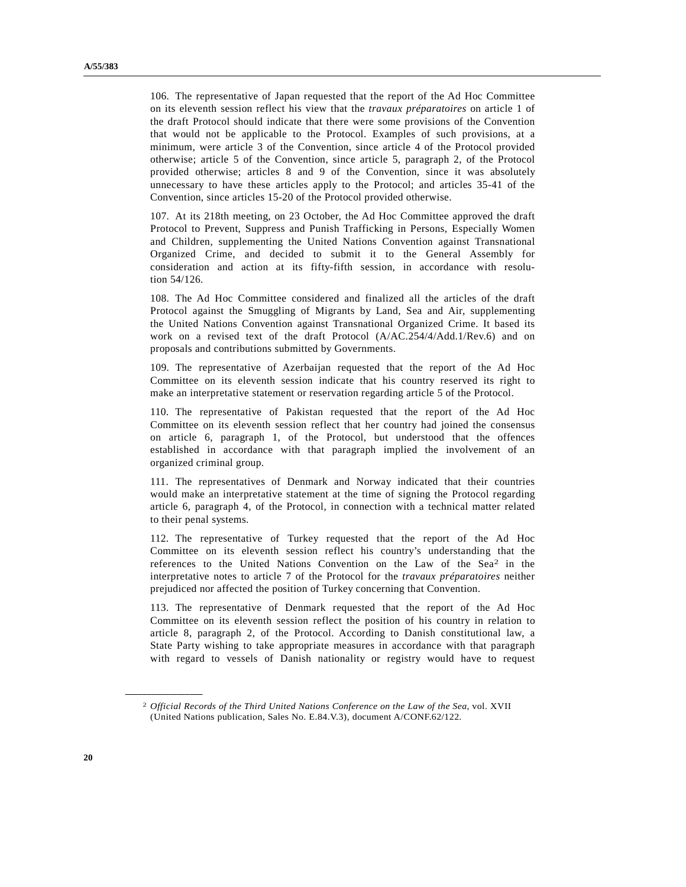106. The representative of Japan requested that the report of the Ad Hoc Committee on its eleventh session reflect his view that the *travaux préparatoires* on article 1 of the draft Protocol should indicate that there were some provisions of the Convention that would not be applicable to the Protocol. Examples of such provisions, at a minimum, were article 3 of the Convention, since article 4 of the Protocol provided otherwise; article 5 of the Convention, since article 5, paragraph 2, of the Protocol provided otherwise; articles 8 and 9 of the Convention, since it was absolutely unnecessary to have these articles apply to the Protocol; and articles 35-41 of the Convention, since articles 15-20 of the Protocol provided otherwise.

107. At its 218th meeting, on 23 October, the Ad Hoc Committee approved the draft Protocol to Prevent, Suppress and Punish Trafficking in Persons, Especially Women and Children, supplementing the United Nations Convention against Transnational Organized Crime, and decided to submit it to the General Assembly for consideration and action at its fifty-fifth session, in accordance with resolution 54/126.

108. The Ad Hoc Committee considered and finalized all the articles of the draft Protocol against the Smuggling of Migrants by Land, Sea and Air, supplementing the United Nations Convention against Transnational Organized Crime. It based its work on a revised text of the draft Protocol (A/AC.254/4/Add.1/Rev.6) and on proposals and contributions submitted by Governments.

109. The representative of Azerbaijan requested that the report of the Ad Hoc Committee on its eleventh session indicate that his country reserved its right to make an interpretative statement or reservation regarding article 5 of the Protocol.

110. The representative of Pakistan requested that the report of the Ad Hoc Committee on its eleventh session reflect that her country had joined the consensus on article 6, paragraph 1, of the Protocol, but understood that the offences established in accordance with that paragraph implied the involvement of an organized criminal group.

111. The representatives of Denmark and Norway indicated that their countries would make an interpretative statement at the time of signing the Protocol regarding article 6, paragraph 4, of the Protocol, in connection with a technical matter related to their penal systems.

112. The representative of Turkey requested that the report of the Ad Hoc Committee on its eleventh session reflect his country's understanding that the references to the United Nations Convention on the Law of the Sea[2] in the interpretative notes to article 7 of the Protocol for the *travaux préparatoires* neither prejudiced nor affected the position of Turkey concerning that Convention.

113. The representative of Denmark requested that the report of the Ad Hoc Committee on its eleventh session reflect the position of his country in relation to article 8, paragraph 2, of the Protocol. According to Danish constitutional law, a State Party wishing to take appropriate measures in accordance with that paragraph with regard to vessels of Danish nationality or registry would have to request

---

[2] *Official Records of the Third United Nations Conference on the Law of the Sea*, vol. XVII (United Nations publication, Sales No. E.84.V.3), document A/CONF.62/122.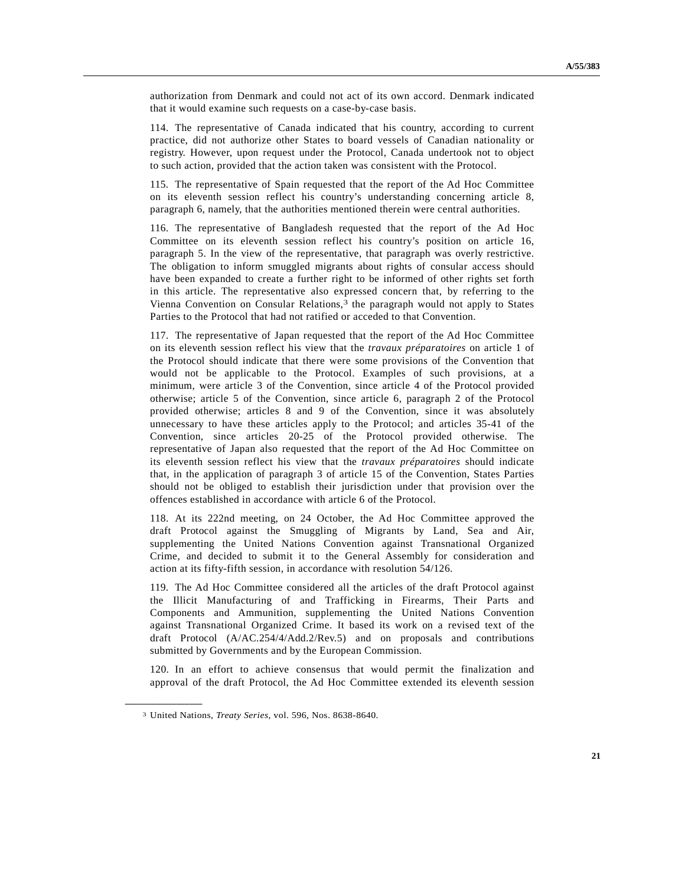authorization from Denmark and could not act of its own accord. Denmark indicated that it would examine such requests on a case-by-case basis.

114. The representative of Canada indicated that his country, according to current practice, did not authorize other States to board vessels of Canadian nationality or registry. However, upon request under the Protocol, Canada undertook not to object to such action, provided that the action taken was consistent with the Protocol.

115. The representative of Spain requested that the report of the Ad Hoc Committee on its eleventh session reflect his country's understanding concerning article 8, paragraph 6, namely, that the authorities mentioned therein were central authorities.

116. The representative of Bangladesh requested that the report of the Ad Hoc Committee on its eleventh session reflect his country's position on article 16, paragraph 5. In the view of the representative, that paragraph was overly restrictive. The obligation to inform smuggled migrants about rights of consular access should have been expanded to create a further right to be informed of other rights set forth in this article. The representative also expressed concern that, by referring to the Vienna Convention on Consular Relations,[3] the paragraph would not apply to States Parties to the Protocol that had not ratified or acceded to that Convention.

117. The representative of Japan requested that the report of the Ad Hoc Committee on its eleventh session reflect his view that the *travaux préparatoires* on article 1 of the Protocol should indicate that there were some provisions of the Convention that would not be applicable to the Protocol. Examples of such provisions, at a minimum, were article 3 of the Convention, since article 4 of the Protocol provided otherwise; article 5 of the Convention, since article 6, paragraph 2 of the Protocol provided otherwise; articles 8 and 9 of the Convention, since it was absolutely unnecessary to have these articles apply to the Protocol; and articles 35-41 of the Convention, since articles 20-25 of the Protocol provided otherwise. The representative of Japan also requested that the report of the Ad Hoc Committee on its eleventh session reflect his view that the *travaux préparatoires* should indicate that, in the application of paragraph 3 of article 15 of the Convention, States Parties should not be obliged to establish their jurisdiction under that provision over the offences established in accordance with article 6 of the Protocol.

118. At its 222nd meeting, on 24 October, the Ad Hoc Committee approved the draft Protocol against the Smuggling of Migrants by Land, Sea and Air, supplementing the United Nations Convention against Transnational Organized Crime, and decided to submit it to the General Assembly for consideration and action at its fifty-fifth session, in accordance with resolution 54/126.

119. The Ad Hoc Committee considered all the articles of the draft Protocol against the Illicit Manufacturing of and Trafficking in Firearms, Their Parts and Components and Ammunition, supplementing the United Nations Convention against Transnational Organized Crime. It based its work on a revised text of the draft Protocol (A/AC.254/4/Add.2/Rev.5) and on proposals and contributions submitted by Governments and by the European Commission.

120. In an effort to achieve consensus that would permit the finalization and approval of the draft Protocol, the Ad Hoc Committee extended its eleventh session

[3] United Nations, *Treaty Series*, vol. 596, Nos. 8638-8640.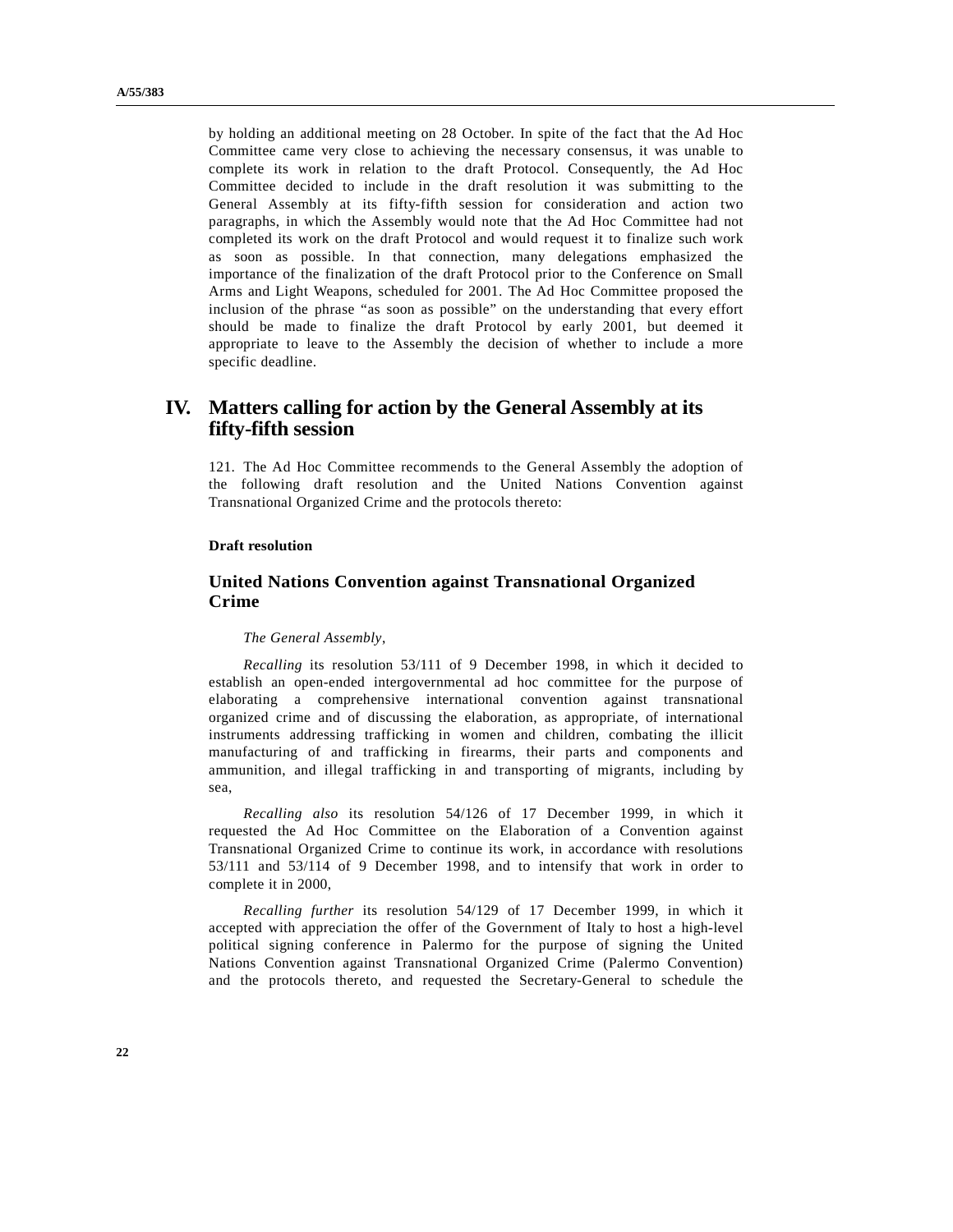by holding an additional meeting on 28 October. In spite of the fact that the Ad Hoc Committee came very close to achieving the necessary consensus, it was unable to complete its work in relation to the draft Protocol. Consequently, the Ad Hoc Committee decided to include in the draft resolution it was submitting to the General Assembly at its fifty-fifth session for consideration and action two paragraphs, in which the Assembly would note that the Ad Hoc Committee had not completed its work on the draft Protocol and would request it to finalize such work as soon as possible. In that connection, many delegations emphasized the importance of the finalization of the draft Protocol prior to the Conference on Small Arms and Light Weapons, scheduled for 2001. The Ad Hoc Committee proposed the inclusion of the phrase "as soon as possible" on the understanding that every effort should be made to finalize the draft Protocol by early 2001, but deemed it appropriate to leave to the Assembly the decision of whether to include a more specific deadline.

## IV. Matters calling for action by the General Assembly at its fifty-fifth session

121. The Ad Hoc Committee recommends to the General Assembly the adoption of the following draft resolution and the United Nations Convention against Transnational Organized Crime and the protocols thereto:

**Draft resolution**

### United Nations Convention against Transnational Organized Crime

*The General Assembly*,

*Recalling* its resolution 53/111 of 9 December 1998, in which it decided to establish an open-ended intergovernmental ad hoc committee for the purpose of elaborating a comprehensive international convention against transnational organized crime and of discussing the elaboration, as appropriate, of international instruments addressing trafficking in women and children, combating the illicit manufacturing of and trafficking in firearms, their parts and components and ammunition, and illegal trafficking in and transporting of migrants, including by sea,

*Recalling also* its resolution 54/126 of 17 December 1999, in which it requested the Ad Hoc Committee on the Elaboration of a Convention against Transnational Organized Crime to continue its work, in accordance with resolutions 53/111 and 53/114 of 9 December 1998, and to intensify that work in order to complete it in 2000,

*Recalling further* its resolution 54/129 of 17 December 1999, in which it accepted with appreciation the offer of the Government of Italy to host a high-level political signing conference in Palermo for the purpose of signing the United Nations Convention against Transnational Organized Crime (Palermo Convention) and the protocols thereto, and requested the Secretary-General to schedule the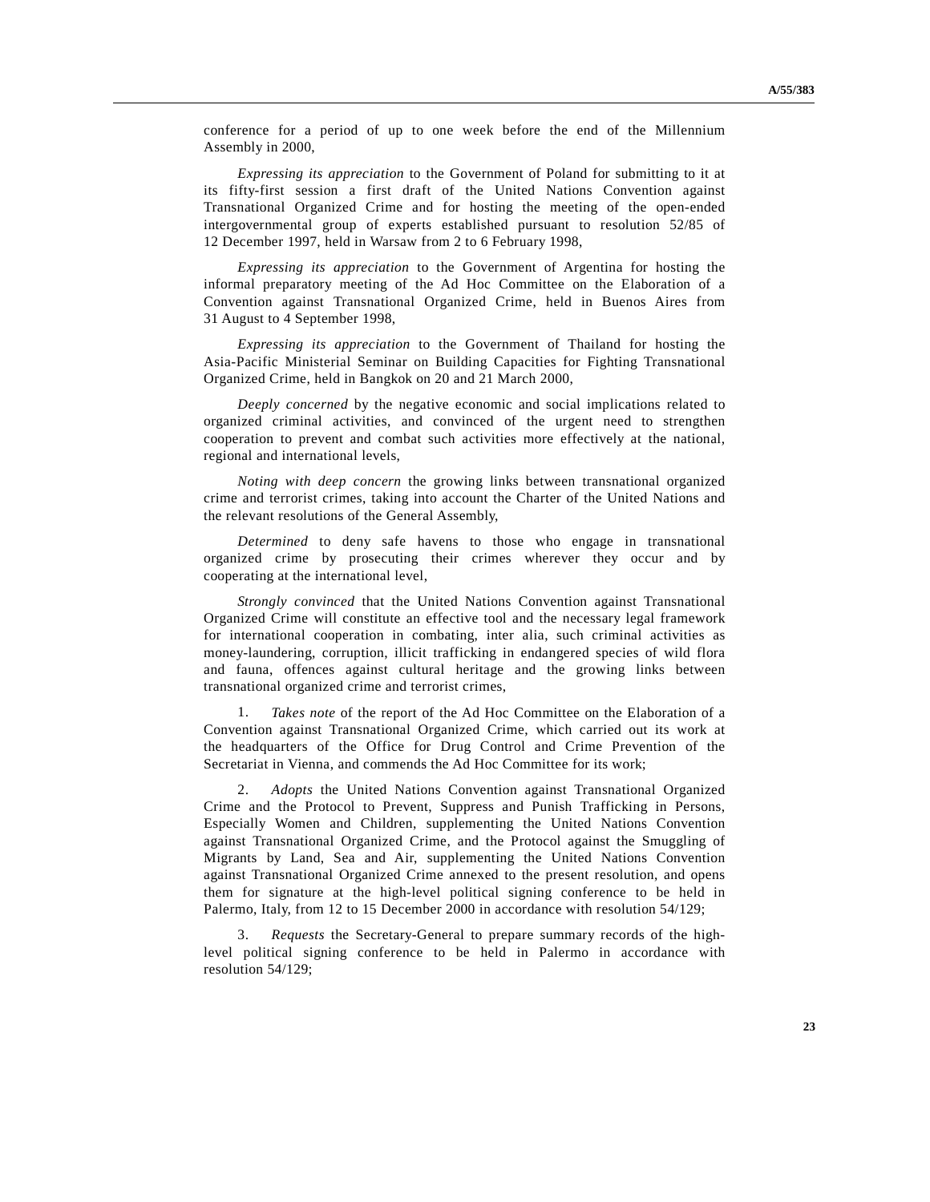conference for a period of up to one week before the end of the Millennium Assembly in 2000,

*Expressing its appreciation* to the Government of Poland for submitting to it at its fifty-first session a first draft of the United Nations Convention against Transnational Organized Crime and for hosting the meeting of the open-ended intergovernmental group of experts established pursuant to resolution 52/85 of 12 December 1997, held in Warsaw from 2 to 6 February 1998,

*Expressing its appreciation* to the Government of Argentina for hosting the informal preparatory meeting of the Ad Hoc Committee on the Elaboration of a Convention against Transnational Organized Crime, held in Buenos Aires from 31 August to 4 September 1998,

*Expressing its appreciation* to the Government of Thailand for hosting the Asia-Pacific Ministerial Seminar on Building Capacities for Fighting Transnational Organized Crime, held in Bangkok on 20 and 21 March 2000,

*Deeply concerned* by the negative economic and social implications related to organized criminal activities, and convinced of the urgent need to strengthen cooperation to prevent and combat such activities more effectively at the national, regional and international levels,

*Noting with deep concern* the growing links between transnational organized crime and terrorist crimes, taking into account the Charter of the United Nations and the relevant resolutions of the General Assembly,

*Determined* to deny safe havens to those who engage in transnational organized crime by prosecuting their crimes wherever they occur and by cooperating at the international level,

*Strongly convinced* that the United Nations Convention against Transnational Organized Crime will constitute an effective tool and the necessary legal framework for international cooperation in combating, inter alia, such criminal activities as money-laundering, corruption, illicit trafficking in endangered species of wild flora and fauna, offences against cultural heritage and the growing links between transnational organized crime and terrorist crimes,

1. *Takes note* of the report of the Ad Hoc Committee on the Elaboration of a Convention against Transnational Organized Crime, which carried out its work at the headquarters of the Office for Drug Control and Crime Prevention of the Secretariat in Vienna, and commends the Ad Hoc Committee for its work;

2. *Adopts* the United Nations Convention against Transnational Organized Crime and the Protocol to Prevent, Suppress and Punish Trafficking in Persons, Especially Women and Children, supplementing the United Nations Convention against Transnational Organized Crime, and the Protocol against the Smuggling of Migrants by Land, Sea and Air, supplementing the United Nations Convention against Transnational Organized Crime annexed to the present resolution, and opens them for signature at the high-level political signing conference to be held in Palermo, Italy, from 12 to 15 December 2000 in accordance with resolution 54/129;

3. *Requests* the Secretary-General to prepare summary records of the high-level political signing conference to be held in Palermo in accordance with resolution 54/129;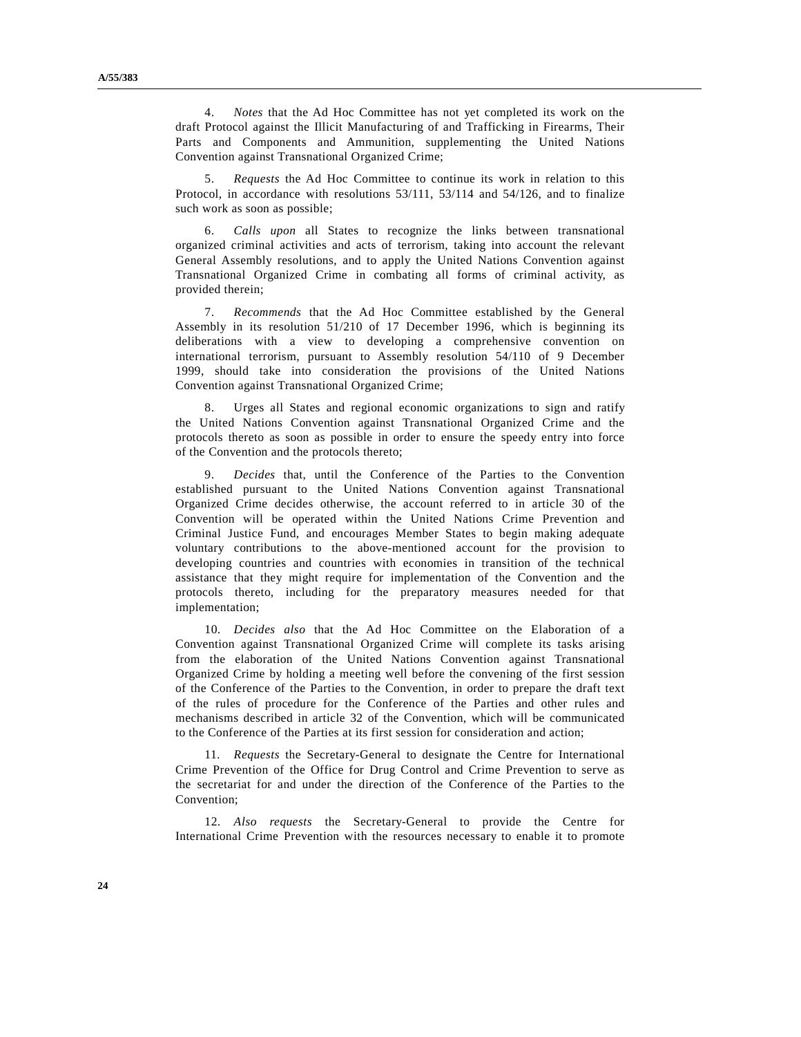4. *Notes* that the Ad Hoc Committee has not yet completed its work on the draft Protocol against the Illicit Manufacturing of and Trafficking in Firearms, Their Parts and Components and Ammunition, supplementing the United Nations Convention against Transnational Organized Crime;

5. *Requests* the Ad Hoc Committee to continue its work in relation to this Protocol, in accordance with resolutions 53/111, 53/114 and 54/126, and to finalize such work as soon as possible;

6. *Calls upon* all States to recognize the links between transnational organized criminal activities and acts of terrorism, taking into account the relevant General Assembly resolutions, and to apply the United Nations Convention against Transnational Organized Crime in combating all forms of criminal activity, as provided therein;

7. *Recommends* that the Ad Hoc Committee established by the General Assembly in its resolution 51/210 of 17 December 1996, which is beginning its deliberations with a view to developing a comprehensive convention on international terrorism, pursuant to Assembly resolution 54/110 of 9 December 1999, should take into consideration the provisions of the United Nations Convention against Transnational Organized Crime;

8. Urges all States and regional economic organizations to sign and ratify the United Nations Convention against Transnational Organized Crime and the protocols thereto as soon as possible in order to ensure the speedy entry into force of the Convention and the protocols thereto;

9. *Decides* that, until the Conference of the Parties to the Convention established pursuant to the United Nations Convention against Transnational Organized Crime decides otherwise, the account referred to in article 30 of the Convention will be operated within the United Nations Crime Prevention and Criminal Justice Fund, and encourages Member States to begin making adequate voluntary contributions to the above-mentioned account for the provision to developing countries and countries with economies in transition of the technical assistance that they might require for implementation of the Convention and the protocols thereto, including for the preparatory measures needed for that implementation;

10. *Decides also* that the Ad Hoc Committee on the Elaboration of a Convention against Transnational Organized Crime will complete its tasks arising from the elaboration of the United Nations Convention against Transnational Organized Crime by holding a meeting well before the convening of the first session of the Conference of the Parties to the Convention, in order to prepare the draft text of the rules of procedure for the Conference of the Parties and other rules and mechanisms described in article 32 of the Convention, which will be communicated to the Conference of the Parties at its first session for consideration and action;

11. *Requests* the Secretary-General to designate the Centre for International Crime Prevention of the Office for Drug Control and Crime Prevention to serve as the secretariat for and under the direction of the Conference of the Parties to the Convention;

12. *Also requests* the Secretary-General to provide the Centre for International Crime Prevention with the resources necessary to enable it to promote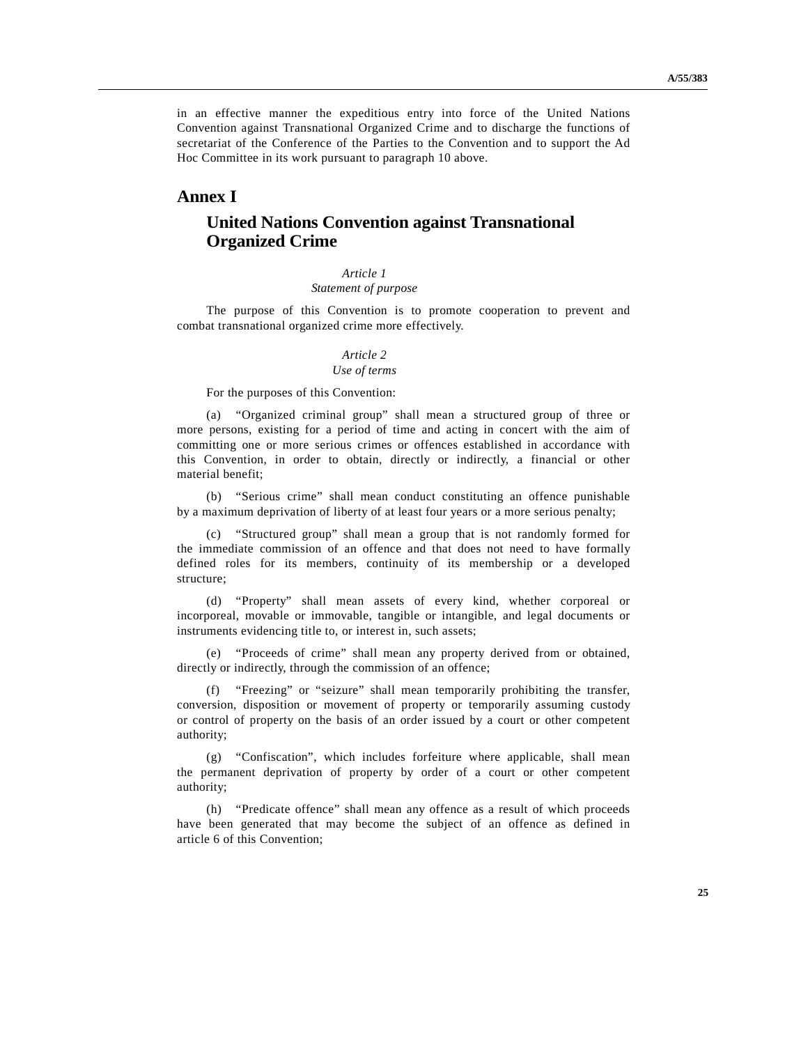in an effective manner the expeditious entry into force of the United Nations Convention against Transnational Organized Crime and to discharge the functions of secretariat of the Conference of the Parties to the Convention and to support the Ad Hoc Committee in its work pursuant to paragraph 10 above.

# Annex I

## United Nations Convention against Transnational Organized Crime

*Article 1*
*Statement of purpose*

The purpose of this Convention is to promote cooperation to prevent and combat transnational organized crime more effectively.

*Article 2*
*Use of terms*

For the purposes of this Convention:

(a) "Organized criminal group" shall mean a structured group of three or more persons, existing for a period of time and acting in concert with the aim of committing one or more serious crimes or offences established in accordance with this Convention, in order to obtain, directly or indirectly, a financial or other material benefit;

(b) "Serious crime" shall mean conduct constituting an offence punishable by a maximum deprivation of liberty of at least four years or a more serious penalty;

(c) "Structured group" shall mean a group that is not randomly formed for the immediate commission of an offence and that does not need to have formally defined roles for its members, continuity of its membership or a developed structure;

(d) "Property" shall mean assets of every kind, whether corporeal or incorporeal, movable or immovable, tangible or intangible, and legal documents or instruments evidencing title to, or interest in, such assets;

(e) "Proceeds of crime" shall mean any property derived from or obtained, directly or indirectly, through the commission of an offence;

(f) "Freezing" or "seizure" shall mean temporarily prohibiting the transfer, conversion, disposition or movement of property or temporarily assuming custody or control of property on the basis of an order issued by a court or other competent authority;

(g) "Confiscation", which includes forfeiture where applicable, shall mean the permanent deprivation of property by order of a court or other competent authority;

(h) "Predicate offence" shall mean any offence as a result of which proceeds have been generated that may become the subject of an offence as defined in article 6 of this Convention;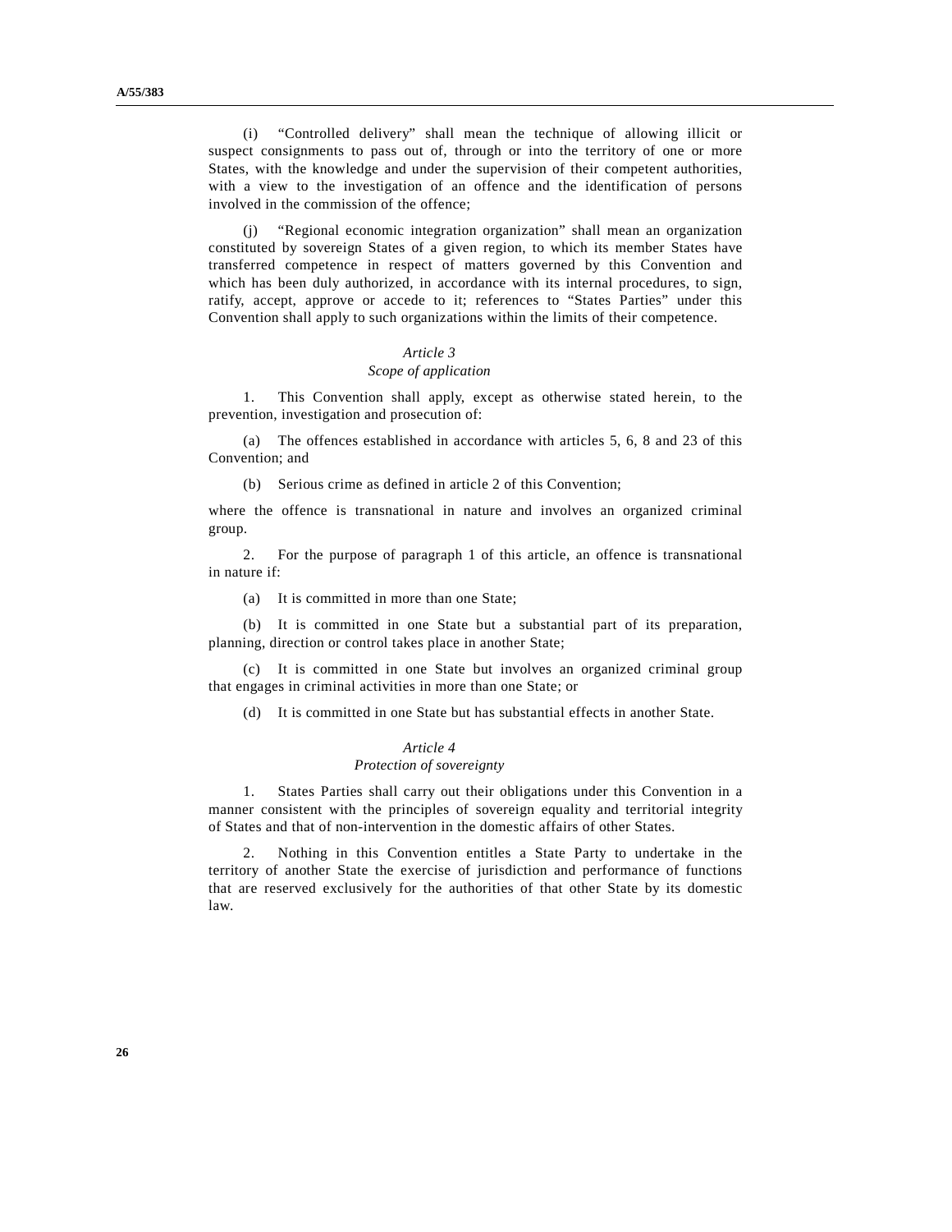(i) "Controlled delivery" shall mean the technique of allowing illicit or suspect consignments to pass out of, through or into the territory of one or more States, with the knowledge and under the supervision of their competent authorities, with a view to the investigation of an offence and the identification of persons involved in the commission of the offence;

(j) "Regional economic integration organization" shall mean an organization constituted by sovereign States of a given region, to which its member States have transferred competence in respect of matters governed by this Convention and which has been duly authorized, in accordance with its internal procedures, to sign, ratify, accept, approve or accede to it; references to "States Parties" under this Convention shall apply to such organizations within the limits of their competence.

### *Article 3*
### *Scope of application*

1. This Convention shall apply, except as otherwise stated herein, to the prevention, investigation and prosecution of:

(a) The offences established in accordance with articles 5, 6, 8 and 23 of this Convention; and

(b) Serious crime as defined in article 2 of this Convention;

where the offence is transnational in nature and involves an organized criminal group.

2. For the purpose of paragraph 1 of this article, an offence is transnational in nature if:

(a) It is committed in more than one State;

(b) It is committed in one State but a substantial part of its preparation, planning, direction or control takes place in another State;

(c) It is committed in one State but involves an organized criminal group that engages in criminal activities in more than one State; or

(d) It is committed in one State but has substantial effects in another State.

### *Article 4*
### *Protection of sovereignty*

1. States Parties shall carry out their obligations under this Convention in a manner consistent with the principles of sovereign equality and territorial integrity of States and that of non-intervention in the domestic affairs of other States.

2. Nothing in this Convention entitles a State Party to undertake in the territory of another State the exercise of jurisdiction and performance of functions that are reserved exclusively for the authorities of that other State by its domestic law.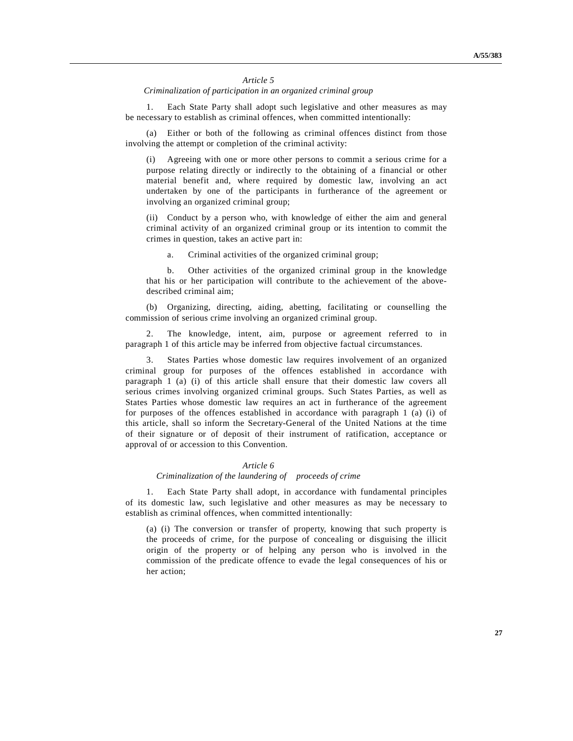*Article 5*

*Criminalization of participation in an organized criminal group*

1. Each State Party shall adopt such legislative and other measures as may be necessary to establish as criminal offences, when committed intentionally:

(a) Either or both of the following as criminal offences distinct from those involving the attempt or completion of the criminal activity:

(i) Agreeing with one or more other persons to commit a serious crime for a purpose relating directly or indirectly to the obtaining of a financial or other material benefit and, where required by domestic law, involving an act undertaken by one of the participants in furtherance of the agreement or involving an organized criminal group;

(ii) Conduct by a person who, with knowledge of either the aim and general criminal activity of an organized criminal group or its intention to commit the crimes in question, takes an active part in:

a. Criminal activities of the organized criminal group;

b. Other activities of the organized criminal group in the knowledge that his or her participation will contribute to the achievement of the above-described criminal aim;

(b) Organizing, directing, aiding, abetting, facilitating or counselling the commission of serious crime involving an organized criminal group.

2. The knowledge, intent, aim, purpose or agreement referred to in paragraph 1 of this article may be inferred from objective factual circumstances.

3. States Parties whose domestic law requires involvement of an organized criminal group for purposes of the offences established in accordance with paragraph 1 (a) (i) of this article shall ensure that their domestic law covers all serious crimes involving organized criminal groups. Such States Parties, as well as States Parties whose domestic law requires an act in furtherance of the agreement for purposes of the offences established in accordance with paragraph 1 (a) (i) of this article, shall so inform the Secretary-General of the United Nations at the time of their signature or of deposit of their instrument of ratification, acceptance or approval of or accession to this Convention.

*Article 6*

*Criminalization of the laundering of proceeds of crime*

1. Each State Party shall adopt, in accordance with fundamental principles of its domestic law, such legislative and other measures as may be necessary to establish as criminal offences, when committed intentionally:

(a) (i) The conversion or transfer of property, knowing that such property is the proceeds of crime, for the purpose of concealing or disguising the illicit origin of the property or of helping any person who is involved in the commission of the predicate offence to evade the legal consequences of his or her action;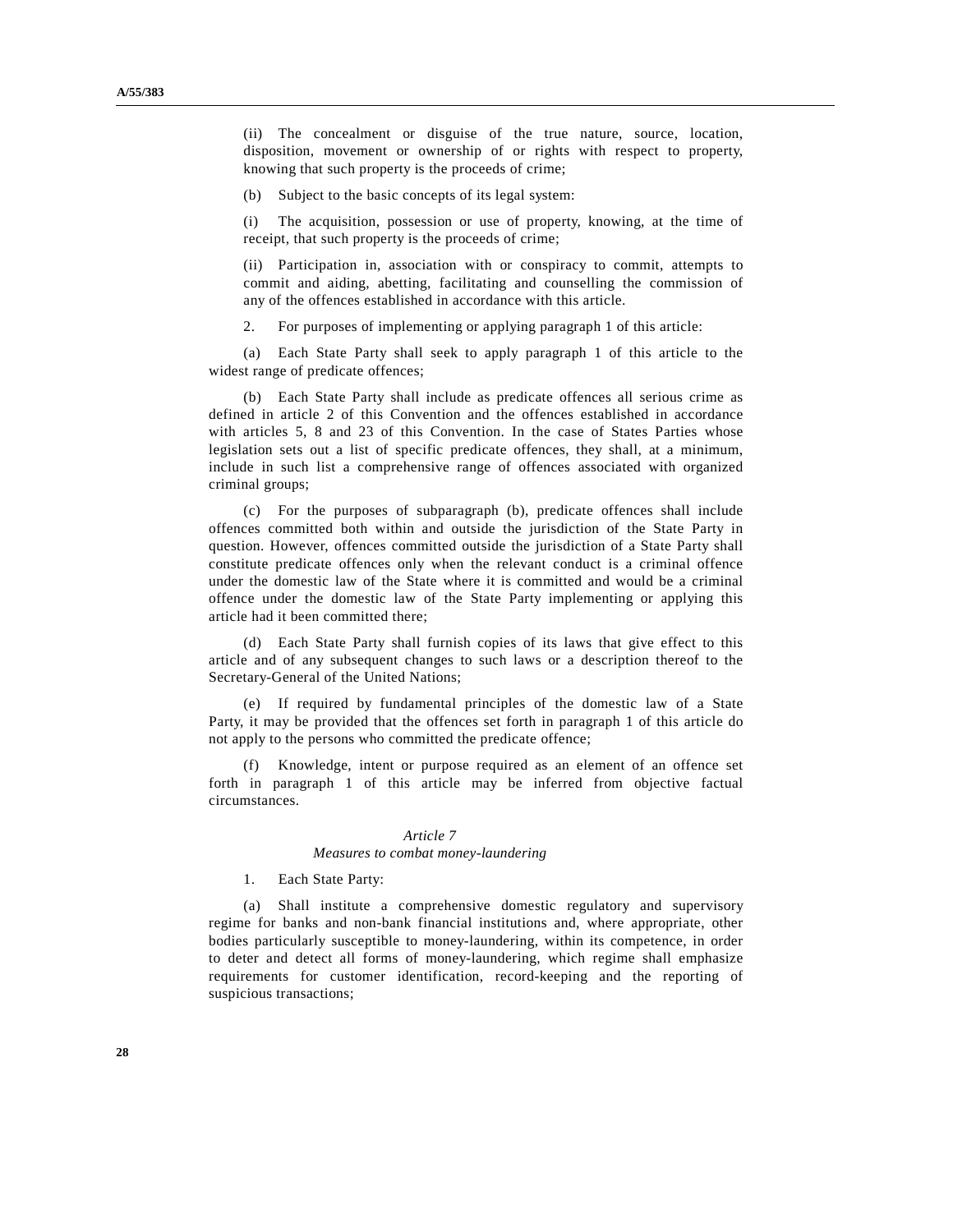(ii) The concealment or disguise of the true nature, source, location, disposition, movement or ownership of or rights with respect to property, knowing that such property is the proceeds of crime;

(b) Subject to the basic concepts of its legal system:

(i) The acquisition, possession or use of property, knowing, at the time of receipt, that such property is the proceeds of crime;

(ii) Participation in, association with or conspiracy to commit, attempts to commit and aiding, abetting, facilitating and counselling the commission of any of the offences established in accordance with this article.

2. For purposes of implementing or applying paragraph 1 of this article:

(a) Each State Party shall seek to apply paragraph 1 of this article to the widest range of predicate offences;

(b) Each State Party shall include as predicate offences all serious crime as defined in article 2 of this Convention and the offences established in accordance with articles 5, 8 and 23 of this Convention. In the case of States Parties whose legislation sets out a list of specific predicate offences, they shall, at a minimum, include in such list a comprehensive range of offences associated with organized criminal groups;

(c) For the purposes of subparagraph (b), predicate offences shall include offences committed both within and outside the jurisdiction of the State Party in question. However, offences committed outside the jurisdiction of a State Party shall constitute predicate offences only when the relevant conduct is a criminal offence under the domestic law of the State where it is committed and would be a criminal offence under the domestic law of the State Party implementing or applying this article had it been committed there;

(d) Each State Party shall furnish copies of its laws that give effect to this article and of any subsequent changes to such laws or a description thereof to the Secretary-General of the United Nations;

(e) If required by fundamental principles of the domestic law of a State Party, it may be provided that the offences set forth in paragraph 1 of this article do not apply to the persons who committed the predicate offence;

(f) Knowledge, intent or purpose required as an element of an offence set forth in paragraph 1 of this article may be inferred from objective factual circumstances.

*Article 7*
*Measures to combat money-laundering*

1. Each State Party:

(a) Shall institute a comprehensive domestic regulatory and supervisory regime for banks and non-bank financial institutions and, where appropriate, other bodies particularly susceptible to money-laundering, within its competence, in order to deter and detect all forms of money-laundering, which regime shall emphasize requirements for customer identification, record-keeping and the reporting of suspicious transactions;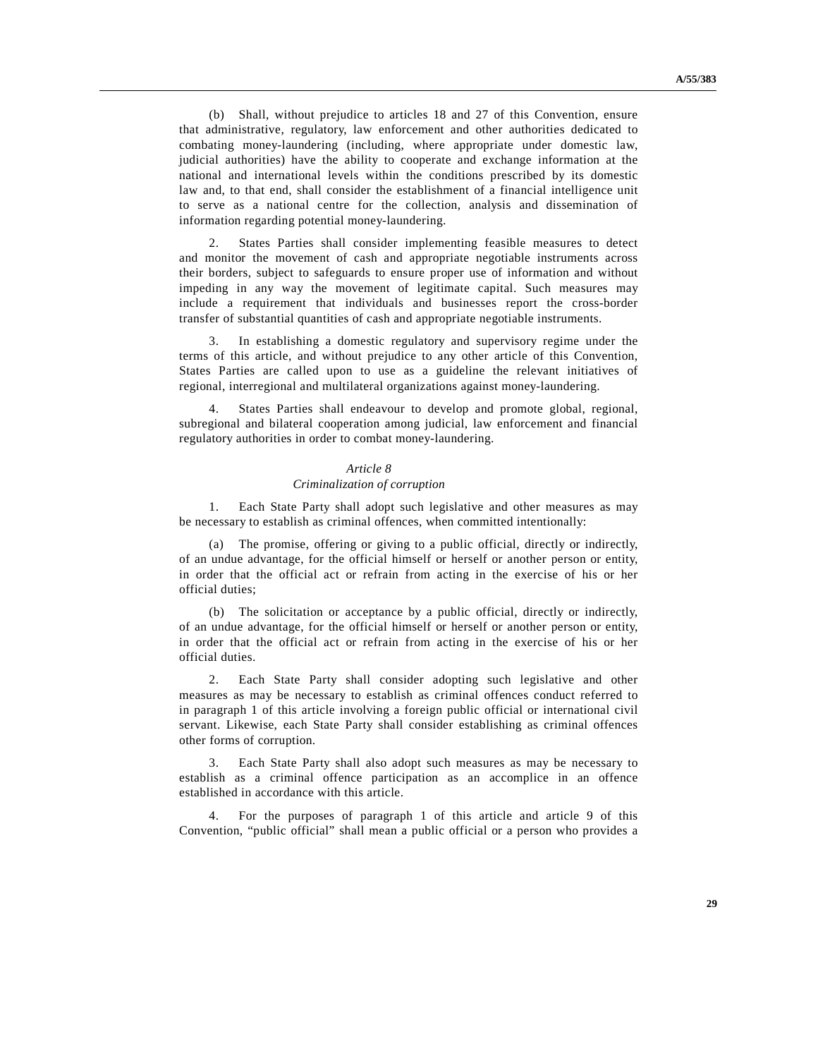(b) Shall, without prejudice to articles 18 and 27 of this Convention, ensure that administrative, regulatory, law enforcement and other authorities dedicated to combating money-laundering (including, where appropriate under domestic law, judicial authorities) have the ability to cooperate and exchange information at the national and international levels within the conditions prescribed by its domestic law and, to that end, shall consider the establishment of a financial intelligence unit to serve as a national centre for the collection, analysis and dissemination of information regarding potential money-laundering.

2. States Parties shall consider implementing feasible measures to detect and monitor the movement of cash and appropriate negotiable instruments across their borders, subject to safeguards to ensure proper use of information and without impeding in any way the movement of legitimate capital. Such measures may include a requirement that individuals and businesses report the cross-border transfer of substantial quantities of cash and appropriate negotiable instruments.

3. In establishing a domestic regulatory and supervisory regime under the terms of this article, and without prejudice to any other article of this Convention, States Parties are called upon to use as a guideline the relevant initiatives of regional, interregional and multilateral organizations against money-laundering.

4. States Parties shall endeavour to develop and promote global, regional, subregional and bilateral cooperation among judicial, law enforcement and financial regulatory authorities in order to combat money-laundering.

### *Article 8*
### *Criminalization of corruption*

1. Each State Party shall adopt such legislative and other measures as may be necessary to establish as criminal offences, when committed intentionally:

(a) The promise, offering or giving to a public official, directly or indirectly, of an undue advantage, for the official himself or herself or another person or entity, in order that the official act or refrain from acting in the exercise of his or her official duties;

(b) The solicitation or acceptance by a public official, directly or indirectly, of an undue advantage, for the official himself or herself or another person or entity, in order that the official act or refrain from acting in the exercise of his or her official duties.

2. Each State Party shall consider adopting such legislative and other measures as may be necessary to establish as criminal offences conduct referred to in paragraph 1 of this article involving a foreign public official or international civil servant. Likewise, each State Party shall consider establishing as criminal offences other forms of corruption.

3. Each State Party shall also adopt such measures as may be necessary to establish as a criminal offence participation as an accomplice in an offence established in accordance with this article.

4. For the purposes of paragraph 1 of this article and article 9 of this Convention, "public official" shall mean a public official or a person who provides a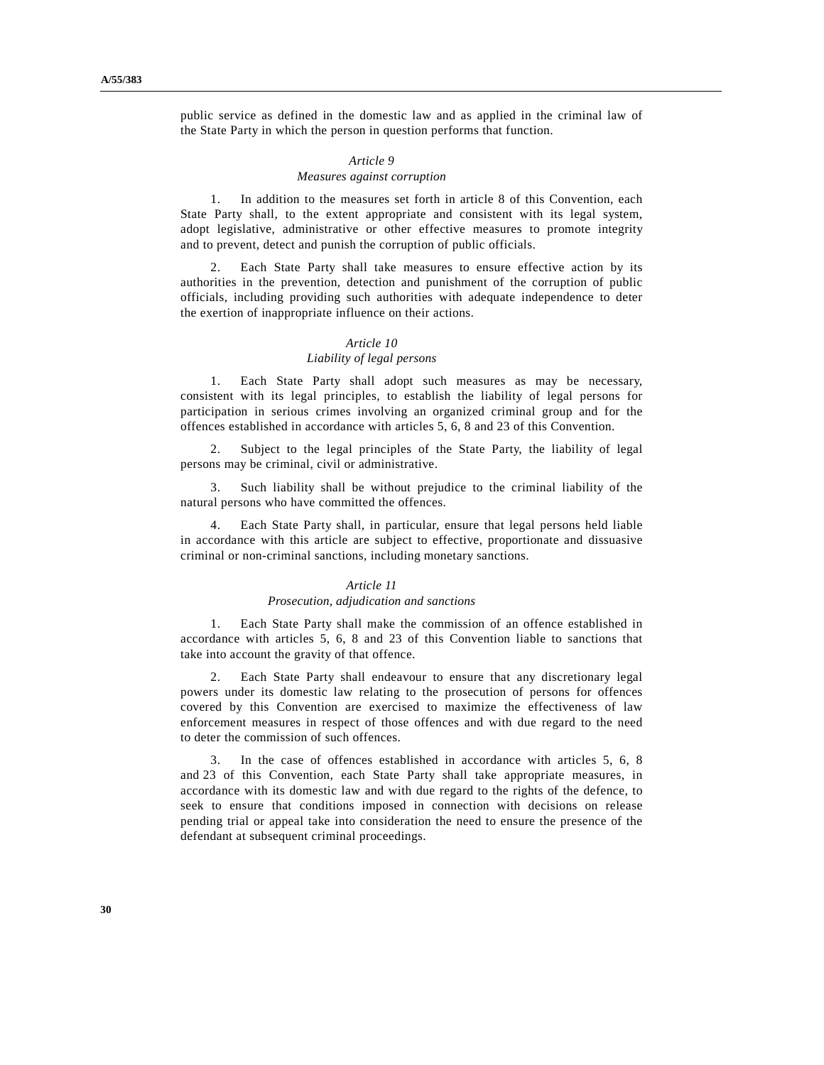public service as defined in the domestic law and as applied in the criminal law of the State Party in which the person in question performs that function.

*Article 9*
*Measures against corruption*

1. In addition to the measures set forth in article 8 of this Convention, each State Party shall, to the extent appropriate and consistent with its legal system, adopt legislative, administrative or other effective measures to promote integrity and to prevent, detect and punish the corruption of public officials.

2. Each State Party shall take measures to ensure effective action by its authorities in the prevention, detection and punishment of the corruption of public officials, including providing such authorities with adequate independence to deter the exertion of inappropriate influence on their actions.

*Article 10*
*Liability of legal persons*

1. Each State Party shall adopt such measures as may be necessary, consistent with its legal principles, to establish the liability of legal persons for participation in serious crimes involving an organized criminal group and for the offences established in accordance with articles 5, 6, 8 and 23 of this Convention.

2. Subject to the legal principles of the State Party, the liability of legal persons may be criminal, civil or administrative.

3. Such liability shall be without prejudice to the criminal liability of the natural persons who have committed the offences.

4. Each State Party shall, in particular, ensure that legal persons held liable in accordance with this article are subject to effective, proportionate and dissuasive criminal or non-criminal sanctions, including monetary sanctions.

*Article 11*
*Prosecution, adjudication and sanctions*

1. Each State Party shall make the commission of an offence established in accordance with articles 5, 6, 8 and 23 of this Convention liable to sanctions that take into account the gravity of that offence.

2. Each State Party shall endeavour to ensure that any discretionary legal powers under its domestic law relating to the prosecution of persons for offences covered by this Convention are exercised to maximize the effectiveness of law enforcement measures in respect of those offences and with due regard to the need to deter the commission of such offences.

3. In the case of offences established in accordance with articles 5, 6, 8 and 23 of this Convention, each State Party shall take appropriate measures, in accordance with its domestic law and with due regard to the rights of the defence, to seek to ensure that conditions imposed in connection with decisions on release pending trial or appeal take into consideration the need to ensure the presence of the defendant at subsequent criminal proceedings.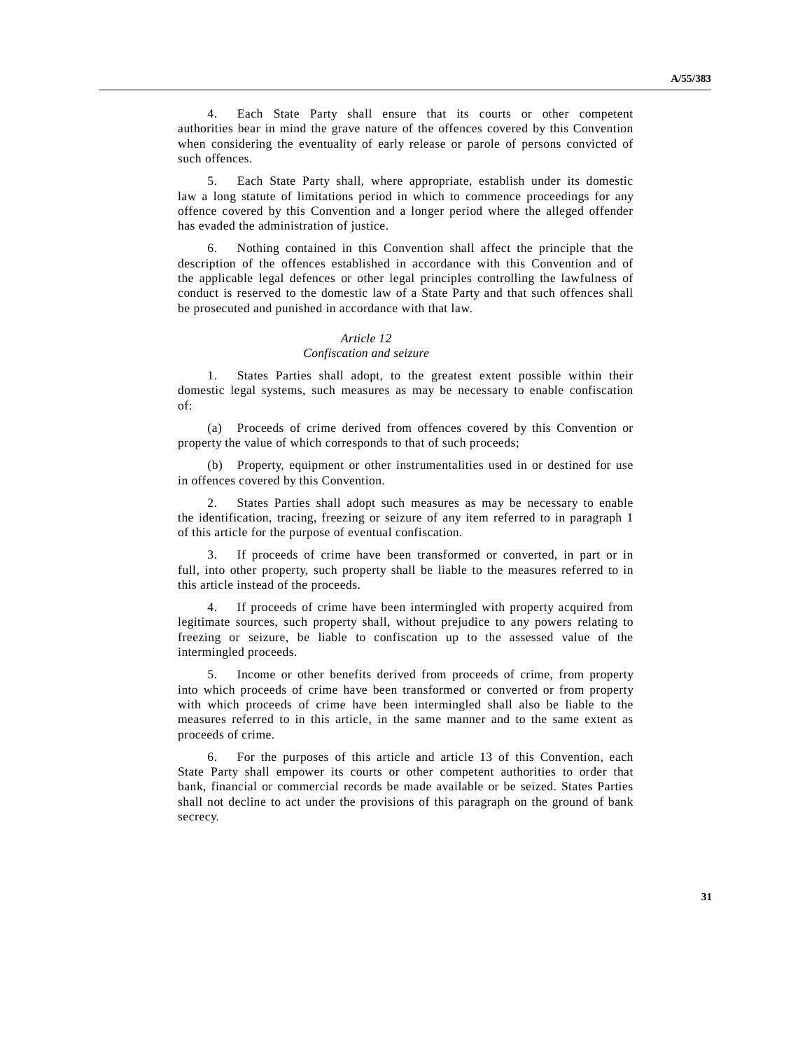4. Each State Party shall ensure that its courts or other competent authorities bear in mind the grave nature of the offences covered by this Convention when considering the eventuality of early release or parole of persons convicted of such offences.

5. Each State Party shall, where appropriate, establish under its domestic law a long statute of limitations period in which to commence proceedings for any offence covered by this Convention and a longer period where the alleged offender has evaded the administration of justice.

6. Nothing contained in this Convention shall affect the principle that the description of the offences established in accordance with this Convention and of the applicable legal defences or other legal principles controlling the lawfulness of conduct is reserved to the domestic law of a State Party and that such offences shall be prosecuted and punished in accordance with that law.

### *Article 12*
### *Confiscation and seizure*

1. States Parties shall adopt, to the greatest extent possible within their domestic legal systems, such measures as may be necessary to enable confiscation of:

(a) Proceeds of crime derived from offences covered by this Convention or property the value of which corresponds to that of such proceeds;

(b) Property, equipment or other instrumentalities used in or destined for use in offences covered by this Convention.

2. States Parties shall adopt such measures as may be necessary to enable the identification, tracing, freezing or seizure of any item referred to in paragraph 1 of this article for the purpose of eventual confiscation.

3. If proceeds of crime have been transformed or converted, in part or in full, into other property, such property shall be liable to the measures referred to in this article instead of the proceeds.

4. If proceeds of crime have been intermingled with property acquired from legitimate sources, such property shall, without prejudice to any powers relating to freezing or seizure, be liable to confiscation up to the assessed value of the intermingled proceeds.

5. Income or other benefits derived from proceeds of crime, from property into which proceeds of crime have been transformed or converted or from property with which proceeds of crime have been intermingled shall also be liable to the measures referred to in this article, in the same manner and to the same extent as proceeds of crime.

6. For the purposes of this article and article 13 of this Convention, each State Party shall empower its courts or other competent authorities to order that bank, financial or commercial records be made available or be seized. States Parties shall not decline to act under the provisions of this paragraph on the ground of bank secrecy.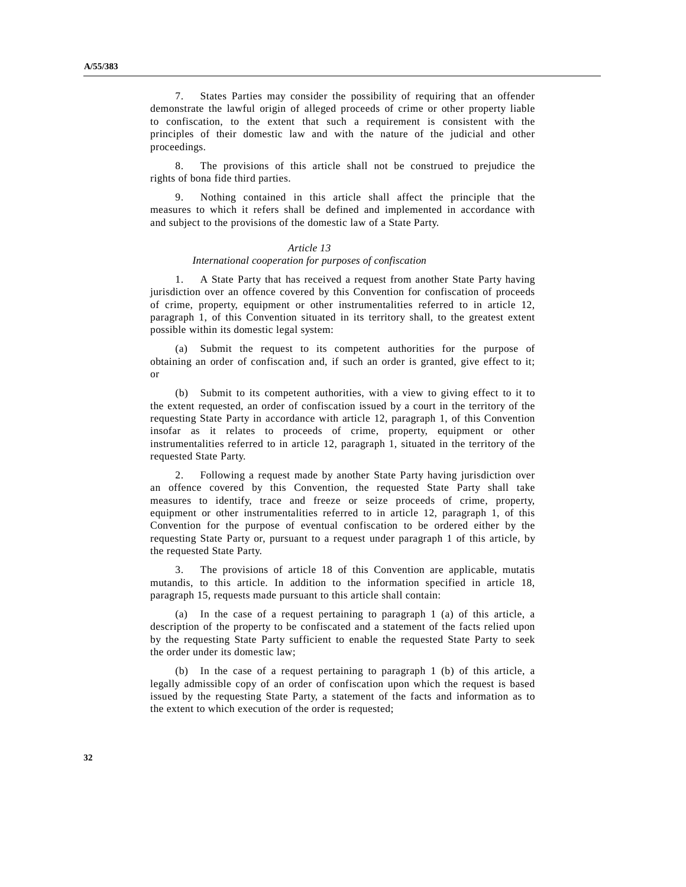7. States Parties may consider the possibility of requiring that an offender demonstrate the lawful origin of alleged proceeds of crime or other property liable to confiscation, to the extent that such a requirement is consistent with the principles of their domestic law and with the nature of the judicial and other proceedings.

8. The provisions of this article shall not be construed to prejudice the rights of bona fide third parties.

9. Nothing contained in this article shall affect the principle that the measures to which it refers shall be defined and implemented in accordance with and subject to the provisions of the domestic law of a State Party.

*Article 13*

*International cooperation for purposes of confiscation*

1. A State Party that has received a request from another State Party having jurisdiction over an offence covered by this Convention for confiscation of proceeds of crime, property, equipment or other instrumentalities referred to in article 12, paragraph 1, of this Convention situated in its territory shall, to the greatest extent possible within its domestic legal system:

(a) Submit the request to its competent authorities for the purpose of obtaining an order of confiscation and, if such an order is granted, give effect to it; or

(b) Submit to its competent authorities, with a view to giving effect to it to the extent requested, an order of confiscation issued by a court in the territory of the requesting State Party in accordance with article 12, paragraph 1, of this Convention insofar as it relates to proceeds of crime, property, equipment or other instrumentalities referred to in article 12, paragraph 1, situated in the territory of the requested State Party.

2. Following a request made by another State Party having jurisdiction over an offence covered by this Convention, the requested State Party shall take measures to identify, trace and freeze or seize proceeds of crime, property, equipment or other instrumentalities referred to in article 12, paragraph 1, of this Convention for the purpose of eventual confiscation to be ordered either by the requesting State Party or, pursuant to a request under paragraph 1 of this article, by the requested State Party.

3. The provisions of article 18 of this Convention are applicable, mutatis mutandis, to this article. In addition to the information specified in article 18, paragraph 15, requests made pursuant to this article shall contain:

(a) In the case of a request pertaining to paragraph 1 (a) of this article, a description of the property to be confiscated and a statement of the facts relied upon by the requesting State Party sufficient to enable the requested State Party to seek the order under its domestic law;

(b) In the case of a request pertaining to paragraph 1 (b) of this article, a legally admissible copy of an order of confiscation upon which the request is based issued by the requesting State Party, a statement of the facts and information as to the extent to which execution of the order is requested;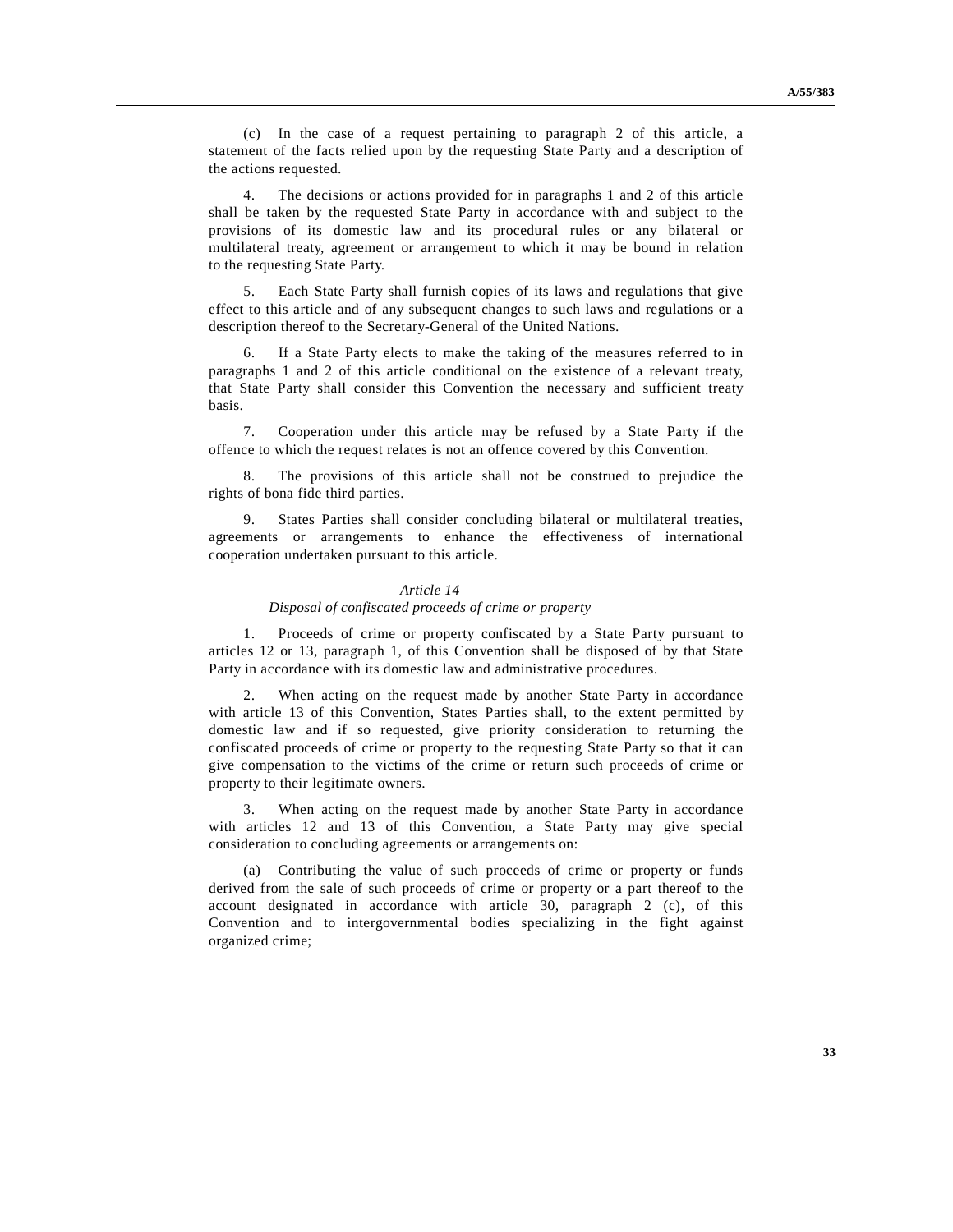(c) In the case of a request pertaining to paragraph 2 of this article, a statement of the facts relied upon by the requesting State Party and a description of the actions requested.

4. The decisions or actions provided for in paragraphs 1 and 2 of this article shall be taken by the requested State Party in accordance with and subject to the provisions of its domestic law and its procedural rules or any bilateral or multilateral treaty, agreement or arrangement to which it may be bound in relation to the requesting State Party.

5. Each State Party shall furnish copies of its laws and regulations that give effect to this article and of any subsequent changes to such laws and regulations or a description thereof to the Secretary-General of the United Nations.

6. If a State Party elects to make the taking of the measures referred to in paragraphs 1 and 2 of this article conditional on the existence of a relevant treaty, that State Party shall consider this Convention the necessary and sufficient treaty basis.

7. Cooperation under this article may be refused by a State Party if the offence to which the request relates is not an offence covered by this Convention.

8. The provisions of this article shall not be construed to prejudice the rights of bona fide third parties.

9. States Parties shall consider concluding bilateral or multilateral treaties, agreements or arrangements to enhance the effectiveness of international cooperation undertaken pursuant to this article.

*Article 14*

*Disposal of confiscated proceeds of crime or property*

1. Proceeds of crime or property confiscated by a State Party pursuant to articles 12 or 13, paragraph 1, of this Convention shall be disposed of by that State Party in accordance with its domestic law and administrative procedures.

2. When acting on the request made by another State Party in accordance with article 13 of this Convention, States Parties shall, to the extent permitted by domestic law and if so requested, give priority consideration to returning the confiscated proceeds of crime or property to the requesting State Party so that it can give compensation to the victims of the crime or return such proceeds of crime or property to their legitimate owners.

3. When acting on the request made by another State Party in accordance with articles 12 and 13 of this Convention, a State Party may give special consideration to concluding agreements or arrangements on:

(a) Contributing the value of such proceeds of crime or property or funds derived from the sale of such proceeds of crime or property or a part thereof to the account designated in accordance with article 30, paragraph 2 (c), of this Convention and to intergovernmental bodies specializing in the fight against organized crime;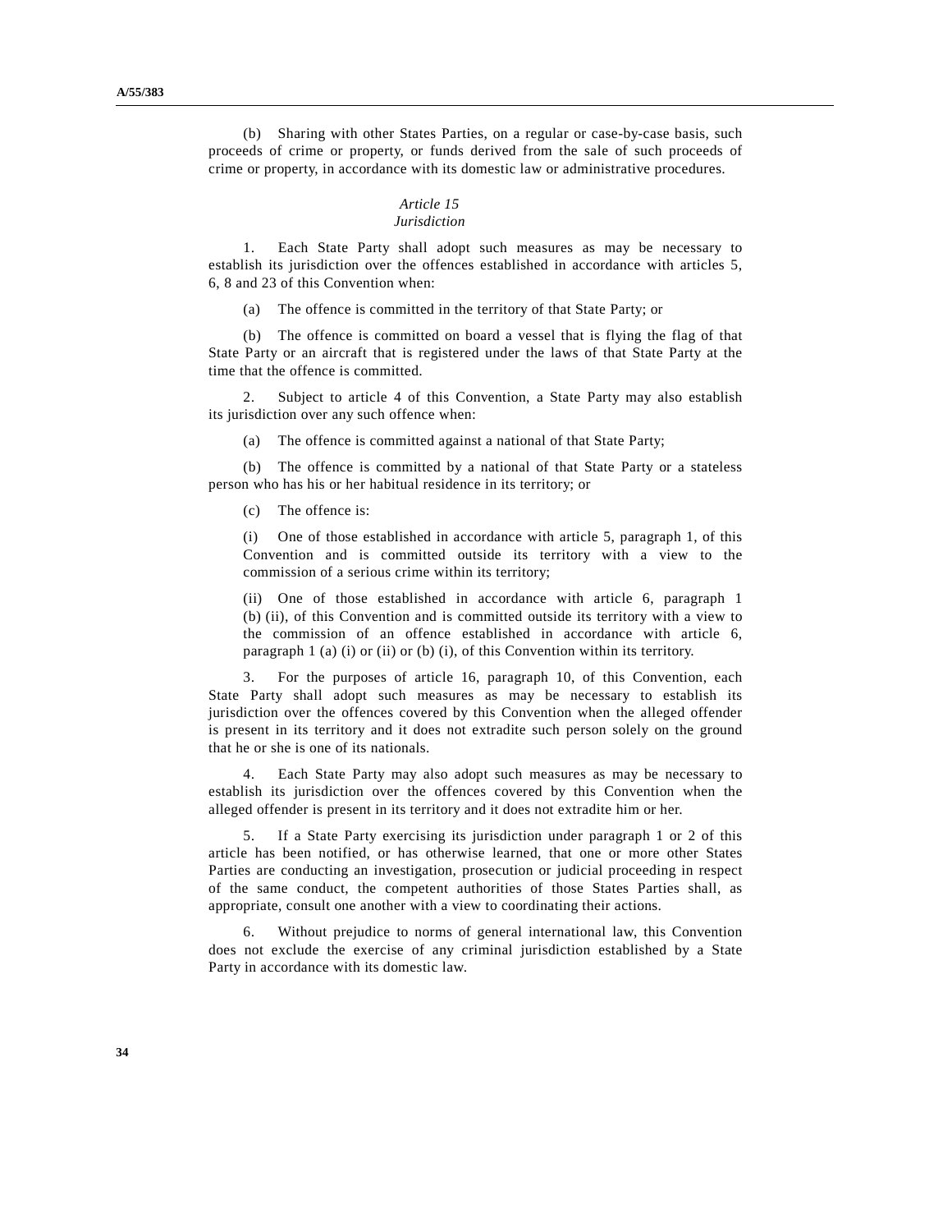(b) Sharing with other States Parties, on a regular or case-by-case basis, such proceeds of crime or property, or funds derived from the sale of such proceeds of crime or property, in accordance with its domestic law or administrative procedures.

### *Article 15*
### *Jurisdiction*

1. Each State Party shall adopt such measures as may be necessary to establish its jurisdiction over the offences established in accordance with articles 5, 6, 8 and 23 of this Convention when:

(a) The offence is committed in the territory of that State Party; or

(b) The offence is committed on board a vessel that is flying the flag of that State Party or an aircraft that is registered under the laws of that State Party at the time that the offence is committed.

2. Subject to article 4 of this Convention, a State Party may also establish its jurisdiction over any such offence when:

(a) The offence is committed against a national of that State Party;

(b) The offence is committed by a national of that State Party or a stateless person who has his or her habitual residence in its territory; or

(c) The offence is:

(i) One of those established in accordance with article 5, paragraph 1, of this Convention and is committed outside its territory with a view to the commission of a serious crime within its territory;

(ii) One of those established in accordance with article 6, paragraph 1 (b) (ii), of this Convention and is committed outside its territory with a view to the commission of an offence established in accordance with article 6, paragraph 1 (a) (i) or (ii) or (b) (i), of this Convention within its territory.

3. For the purposes of article 16, paragraph 10, of this Convention, each State Party shall adopt such measures as may be necessary to establish its jurisdiction over the offences covered by this Convention when the alleged offender is present in its territory and it does not extradite such person solely on the ground that he or she is one of its nationals.

4. Each State Party may also adopt such measures as may be necessary to establish its jurisdiction over the offences covered by this Convention when the alleged offender is present in its territory and it does not extradite him or her.

5. If a State Party exercising its jurisdiction under paragraph 1 or 2 of this article has been notified, or has otherwise learned, that one or more other States Parties are conducting an investigation, prosecution or judicial proceeding in respect of the same conduct, the competent authorities of those States Parties shall, as appropriate, consult one another with a view to coordinating their actions.

6. Without prejudice to norms of general international law, this Convention does not exclude the exercise of any criminal jurisdiction established by a State Party in accordance with its domestic law.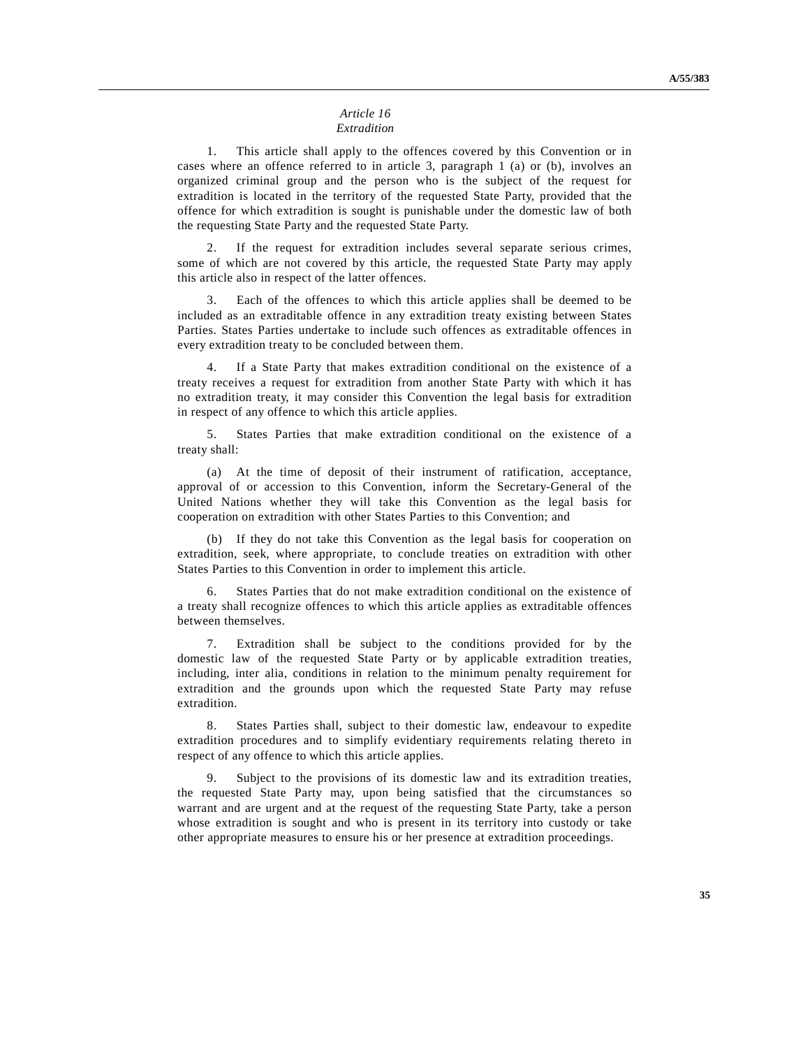*Article 16*
*Extradition*

1. This article shall apply to the offences covered by this Convention or in cases where an offence referred to in article 3, paragraph 1 (a) or (b), involves an organized criminal group and the person who is the subject of the request for extradition is located in the territory of the requested State Party, provided that the offence for which extradition is sought is punishable under the domestic law of both the requesting State Party and the requested State Party.

2. If the request for extradition includes several separate serious crimes, some of which are not covered by this article, the requested State Party may apply this article also in respect of the latter offences.

3. Each of the offences to which this article applies shall be deemed to be included as an extraditable offence in any extradition treaty existing between States Parties. States Parties undertake to include such offences as extraditable offences in every extradition treaty to be concluded between them.

4. If a State Party that makes extradition conditional on the existence of a treaty receives a request for extradition from another State Party with which it has no extradition treaty, it may consider this Convention the legal basis for extradition in respect of any offence to which this article applies.

5. States Parties that make extradition conditional on the existence of a treaty shall:

(a) At the time of deposit of their instrument of ratification, acceptance, approval of or accession to this Convention, inform the Secretary-General of the United Nations whether they will take this Convention as the legal basis for cooperation on extradition with other States Parties to this Convention; and

(b) If they do not take this Convention as the legal basis for cooperation on extradition, seek, where appropriate, to conclude treaties on extradition with other States Parties to this Convention in order to implement this article.

6. States Parties that do not make extradition conditional on the existence of a treaty shall recognize offences to which this article applies as extraditable offences between themselves.

7. Extradition shall be subject to the conditions provided for by the domestic law of the requested State Party or by applicable extradition treaties, including, inter alia, conditions in relation to the minimum penalty requirement for extradition and the grounds upon which the requested State Party may refuse extradition.

8. States Parties shall, subject to their domestic law, endeavour to expedite extradition procedures and to simplify evidentiary requirements relating thereto in respect of any offence to which this article applies.

9. Subject to the provisions of its domestic law and its extradition treaties, the requested State Party may, upon being satisfied that the circumstances so warrant and are urgent and at the request of the requesting State Party, take a person whose extradition is sought and who is present in its territory into custody or take other appropriate measures to ensure his or her presence at extradition proceedings.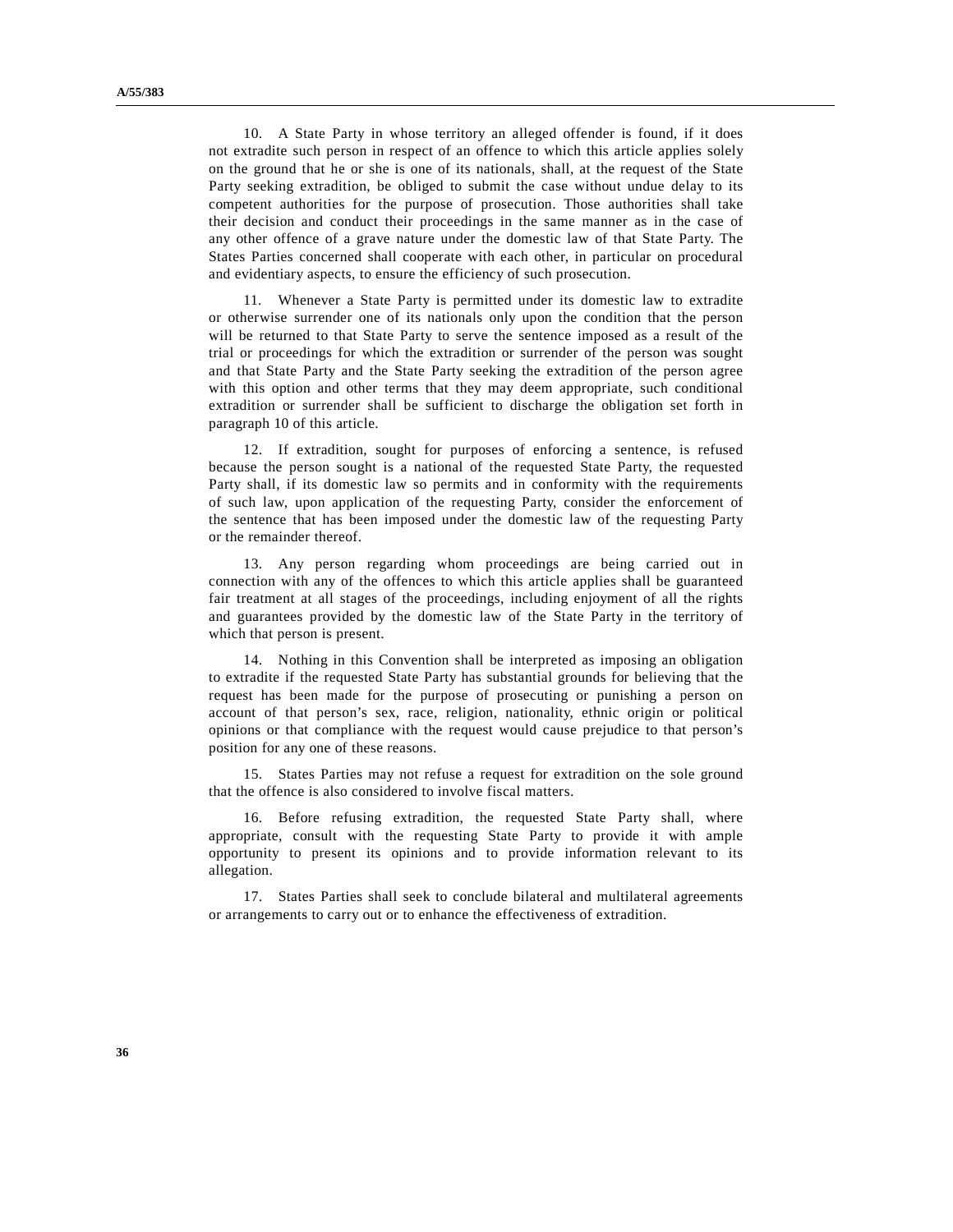10. A State Party in whose territory an alleged offender is found, if it does not extradite such person in respect of an offence to which this article applies solely on the ground that he or she is one of its nationals, shall, at the request of the State Party seeking extradition, be obliged to submit the case without undue delay to its competent authorities for the purpose of prosecution. Those authorities shall take their decision and conduct their proceedings in the same manner as in the case of any other offence of a grave nature under the domestic law of that State Party. The States Parties concerned shall cooperate with each other, in particular on procedural and evidentiary aspects, to ensure the efficiency of such prosecution.

11. Whenever a State Party is permitted under its domestic law to extradite or otherwise surrender one of its nationals only upon the condition that the person will be returned to that State Party to serve the sentence imposed as a result of the trial or proceedings for which the extradition or surrender of the person was sought and that State Party and the State Party seeking the extradition of the person agree with this option and other terms that they may deem appropriate, such conditional extradition or surrender shall be sufficient to discharge the obligation set forth in paragraph 10 of this article.

12. If extradition, sought for purposes of enforcing a sentence, is refused because the person sought is a national of the requested State Party, the requested Party shall, if its domestic law so permits and in conformity with the requirements of such law, upon application of the requesting Party, consider the enforcement of the sentence that has been imposed under the domestic law of the requesting Party or the remainder thereof.

13. Any person regarding whom proceedings are being carried out in connection with any of the offences to which this article applies shall be guaranteed fair treatment at all stages of the proceedings, including enjoyment of all the rights and guarantees provided by the domestic law of the State Party in the territory of which that person is present.

14. Nothing in this Convention shall be interpreted as imposing an obligation to extradite if the requested State Party has substantial grounds for believing that the request has been made for the purpose of prosecuting or punishing a person on account of that person's sex, race, religion, nationality, ethnic origin or political opinions or that compliance with the request would cause prejudice to that person's position for any one of these reasons.

15. States Parties may not refuse a request for extradition on the sole ground that the offence is also considered to involve fiscal matters.

16. Before refusing extradition, the requested State Party shall, where appropriate, consult with the requesting State Party to provide it with ample opportunity to present its opinions and to provide information relevant to its allegation.

17. States Parties shall seek to conclude bilateral and multilateral agreements or arrangements to carry out or to enhance the effectiveness of extradition.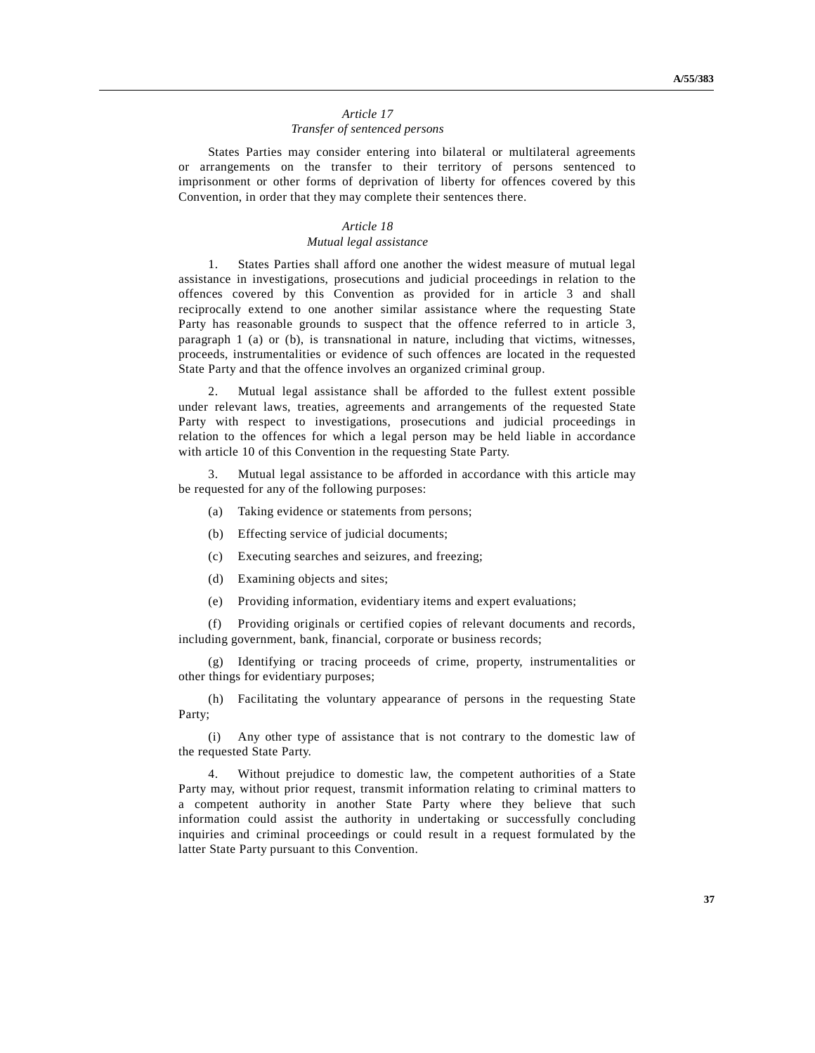*Article 17*
*Transfer of sentenced persons*

States Parties may consider entering into bilateral or multilateral agreements or arrangements on the transfer to their territory of persons sentenced to imprisonment or other forms of deprivation of liberty for offences covered by this Convention, in order that they may complete their sentences there.

*Article 18*
*Mutual legal assistance*

1. States Parties shall afford one another the widest measure of mutual legal assistance in investigations, prosecutions and judicial proceedings in relation to the offences covered by this Convention as provided for in article 3 and shall reciprocally extend to one another similar assistance where the requesting State Party has reasonable grounds to suspect that the offence referred to in article 3, paragraph 1 (a) or (b), is transnational in nature, including that victims, witnesses, proceeds, instrumentalities or evidence of such offences are located in the requested State Party and that the offence involves an organized criminal group.

2. Mutual legal assistance shall be afforded to the fullest extent possible under relevant laws, treaties, agreements and arrangements of the requested State Party with respect to investigations, prosecutions and judicial proceedings in relation to the offences for which a legal person may be held liable in accordance with article 10 of this Convention in the requesting State Party.

3. Mutual legal assistance to be afforded in accordance with this article may be requested for any of the following purposes:

(a) Taking evidence or statements from persons;

(b) Effecting service of judicial documents;

(c) Executing searches and seizures, and freezing;

(d) Examining objects and sites;

(e) Providing information, evidentiary items and expert evaluations;

(f) Providing originals or certified copies of relevant documents and records, including government, bank, financial, corporate or business records;

(g) Identifying or tracing proceeds of crime, property, instrumentalities or other things for evidentiary purposes;

(h) Facilitating the voluntary appearance of persons in the requesting State Party;

(i) Any other type of assistance that is not contrary to the domestic law of the requested State Party.

4. Without prejudice to domestic law, the competent authorities of a State Party may, without prior request, transmit information relating to criminal matters to a competent authority in another State Party where they believe that such information could assist the authority in undertaking or successfully concluding inquiries and criminal proceedings or could result in a request formulated by the latter State Party pursuant to this Convention.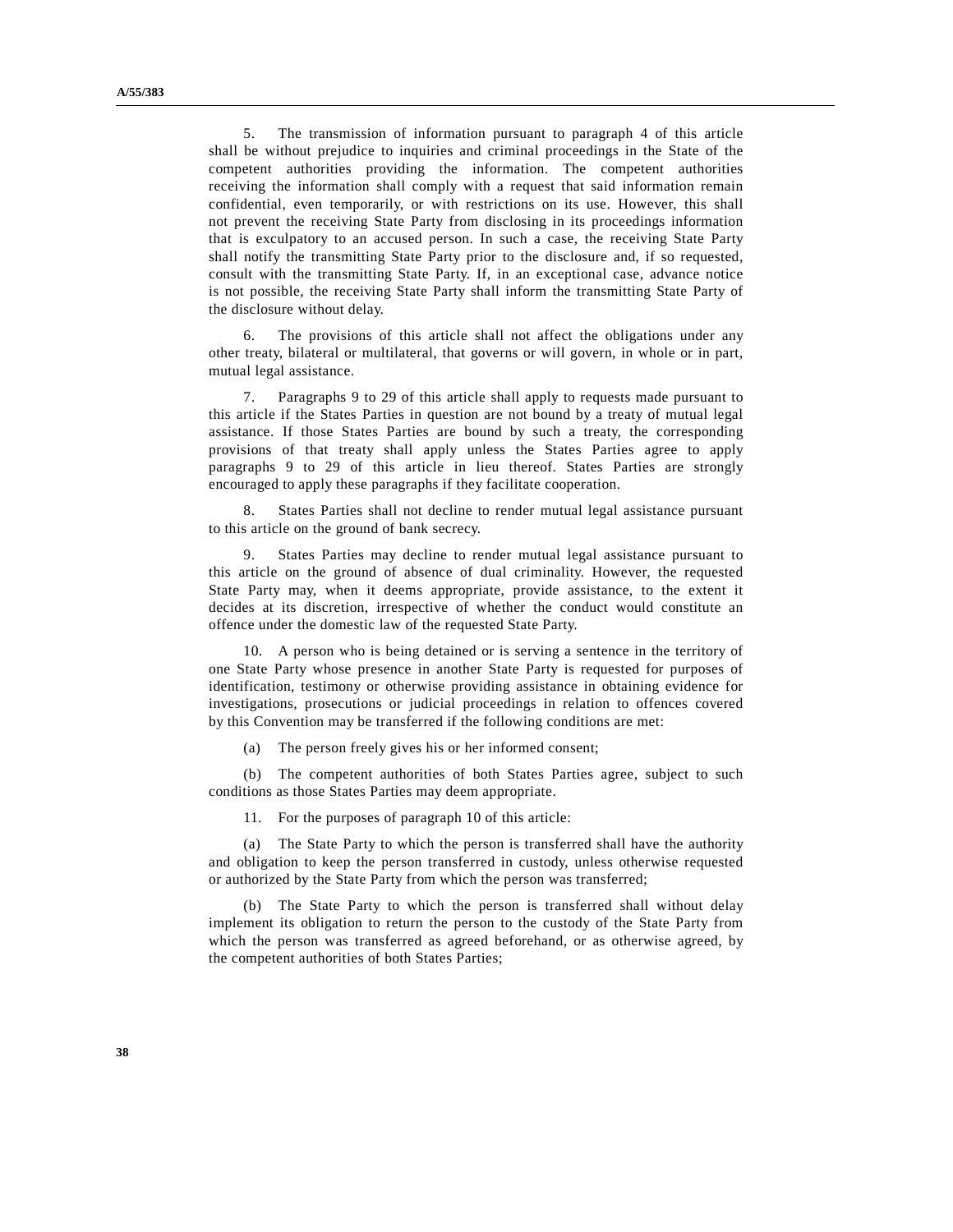5. The transmission of information pursuant to paragraph 4 of this article shall be without prejudice to inquiries and criminal proceedings in the State of the competent authorities providing the information. The competent authorities receiving the information shall comply with a request that said information remain confidential, even temporarily, or with restrictions on its use. However, this shall not prevent the receiving State Party from disclosing in its proceedings information that is exculpatory to an accused person. In such a case, the receiving State Party shall notify the transmitting State Party prior to the disclosure and, if so requested, consult with the transmitting State Party. If, in an exceptional case, advance notice is not possible, the receiving State Party shall inform the transmitting State Party of the disclosure without delay.

6. The provisions of this article shall not affect the obligations under any other treaty, bilateral or multilateral, that governs or will govern, in whole or in part, mutual legal assistance.

7. Paragraphs 9 to 29 of this article shall apply to requests made pursuant to this article if the States Parties in question are not bound by a treaty of mutual legal assistance. If those States Parties are bound by such a treaty, the corresponding provisions of that treaty shall apply unless the States Parties agree to apply paragraphs 9 to 29 of this article in lieu thereof. States Parties are strongly encouraged to apply these paragraphs if they facilitate cooperation.

8. States Parties shall not decline to render mutual legal assistance pursuant to this article on the ground of bank secrecy.

9. States Parties may decline to render mutual legal assistance pursuant to this article on the ground of absence of dual criminality. However, the requested State Party may, when it deems appropriate, provide assistance, to the extent it decides at its discretion, irrespective of whether the conduct would constitute an offence under the domestic law of the requested State Party.

10. A person who is being detained or is serving a sentence in the territory of one State Party whose presence in another State Party is requested for purposes of identification, testimony or otherwise providing assistance in obtaining evidence for investigations, prosecutions or judicial proceedings in relation to offences covered by this Convention may be transferred if the following conditions are met:

(a) The person freely gives his or her informed consent;

(b) The competent authorities of both States Parties agree, subject to such conditions as those States Parties may deem appropriate.

11. For the purposes of paragraph 10 of this article:

(a) The State Party to which the person is transferred shall have the authority and obligation to keep the person transferred in custody, unless otherwise requested or authorized by the State Party from which the person was transferred;

(b) The State Party to which the person is transferred shall without delay implement its obligation to return the person to the custody of the State Party from which the person was transferred as agreed beforehand, or as otherwise agreed, by the competent authorities of both States Parties;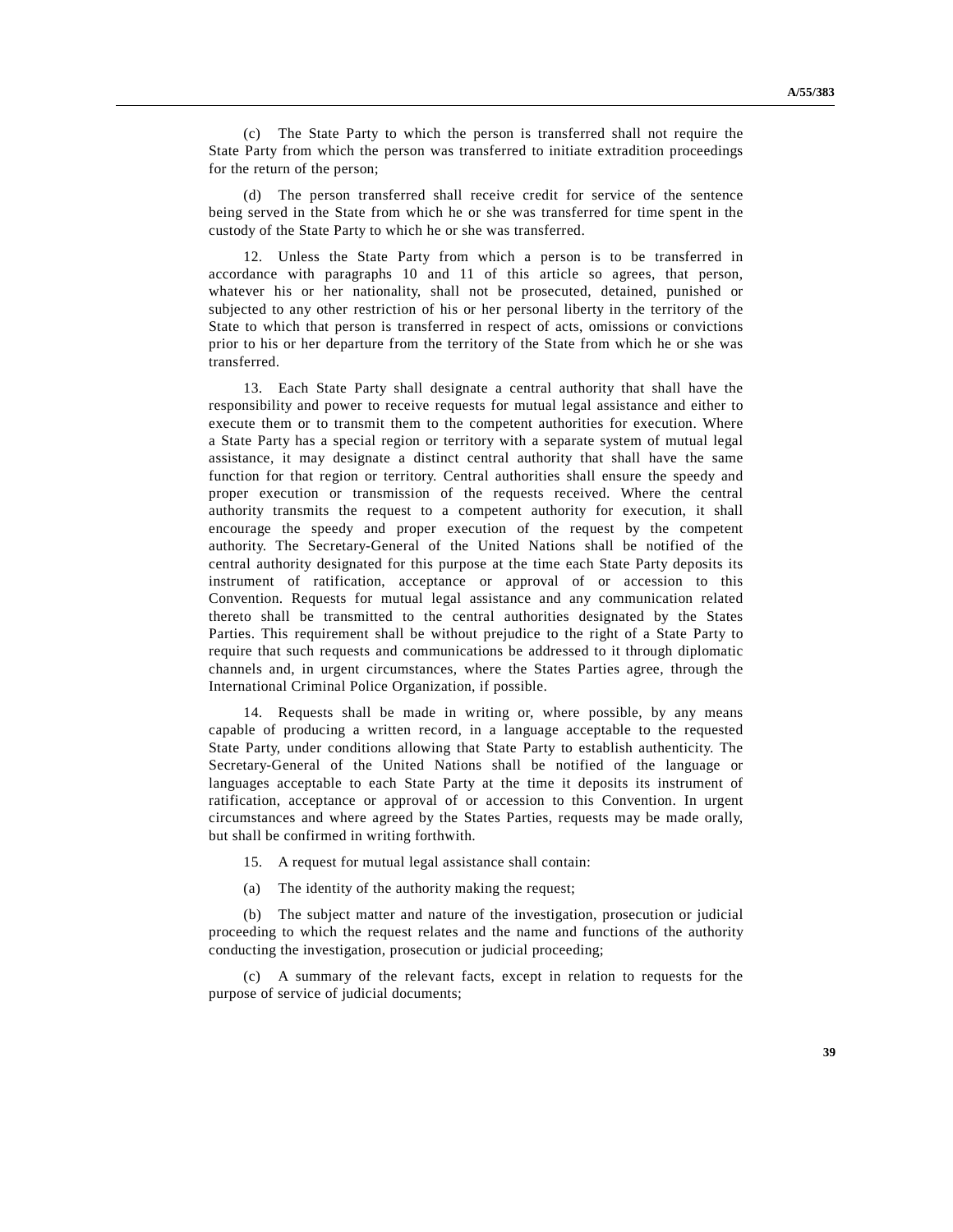(c) The State Party to which the person is transferred shall not require the State Party from which the person was transferred to initiate extradition proceedings for the return of the person;

(d) The person transferred shall receive credit for service of the sentence being served in the State from which he or she was transferred for time spent in the custody of the State Party to which he or she was transferred.

12. Unless the State Party from which a person is to be transferred in accordance with paragraphs 10 and 11 of this article so agrees, that person, whatever his or her nationality, shall not be prosecuted, detained, punished or subjected to any other restriction of his or her personal liberty in the territory of the State to which that person is transferred in respect of acts, omissions or convictions prior to his or her departure from the territory of the State from which he or she was transferred.

13. Each State Party shall designate a central authority that shall have the responsibility and power to receive requests for mutual legal assistance and either to execute them or to transmit them to the competent authorities for execution. Where a State Party has a special region or territory with a separate system of mutual legal assistance, it may designate a distinct central authority that shall have the same function for that region or territory. Central authorities shall ensure the speedy and proper execution or transmission of the requests received. Where the central authority transmits the request to a competent authority for execution, it shall encourage the speedy and proper execution of the request by the competent authority. The Secretary-General of the United Nations shall be notified of the central authority designated for this purpose at the time each State Party deposits its instrument of ratification, acceptance or approval of or accession to this Convention. Requests for mutual legal assistance and any communication related thereto shall be transmitted to the central authorities designated by the States Parties. This requirement shall be without prejudice to the right of a State Party to require that such requests and communications be addressed to it through diplomatic channels and, in urgent circumstances, where the States Parties agree, through the International Criminal Police Organization, if possible.

14. Requests shall be made in writing or, where possible, by any means capable of producing a written record, in a language acceptable to the requested State Party, under conditions allowing that State Party to establish authenticity. The Secretary-General of the United Nations shall be notified of the language or languages acceptable to each State Party at the time it deposits its instrument of ratification, acceptance or approval of or accession to this Convention. In urgent circumstances and where agreed by the States Parties, requests may be made orally, but shall be confirmed in writing forthwith.

15. A request for mutual legal assistance shall contain:

(a) The identity of the authority making the request;

(b) The subject matter and nature of the investigation, prosecution or judicial proceeding to which the request relates and the name and functions of the authority conducting the investigation, prosecution or judicial proceeding;

(c) A summary of the relevant facts, except in relation to requests for the purpose of service of judicial documents;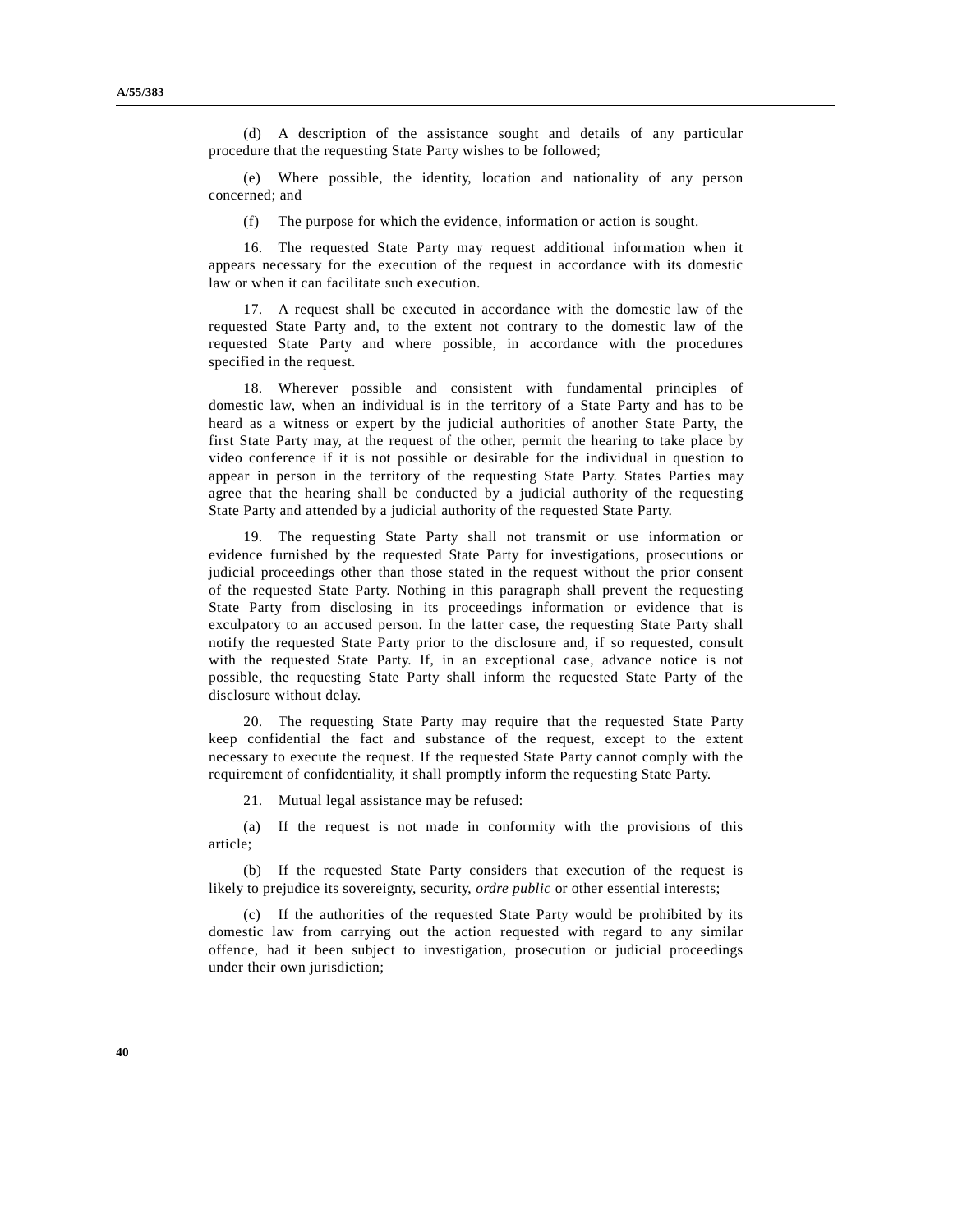(d) A description of the assistance sought and details of any particular procedure that the requesting State Party wishes to be followed;

(e) Where possible, the identity, location and nationality of any person concerned; and

(f) The purpose for which the evidence, information or action is sought.

16. The requested State Party may request additional information when it appears necessary for the execution of the request in accordance with its domestic law or when it can facilitate such execution.

17. A request shall be executed in accordance with the domestic law of the requested State Party and, to the extent not contrary to the domestic law of the requested State Party and where possible, in accordance with the procedures specified in the request.

18. Wherever possible and consistent with fundamental principles of domestic law, when an individual is in the territory of a State Party and has to be heard as a witness or expert by the judicial authorities of another State Party, the first State Party may, at the request of the other, permit the hearing to take place by video conference if it is not possible or desirable for the individual in question to appear in person in the territory of the requesting State Party. States Parties may agree that the hearing shall be conducted by a judicial authority of the requesting State Party and attended by a judicial authority of the requested State Party.

19. The requesting State Party shall not transmit or use information or evidence furnished by the requested State Party for investigations, prosecutions or judicial proceedings other than those stated in the request without the prior consent of the requested State Party. Nothing in this paragraph shall prevent the requesting State Party from disclosing in its proceedings information or evidence that is exculpatory to an accused person. In the latter case, the requesting State Party shall notify the requested State Party prior to the disclosure and, if so requested, consult with the requested State Party. If, in an exceptional case, advance notice is not possible, the requesting State Party shall inform the requested State Party of the disclosure without delay.

20. The requesting State Party may require that the requested State Party keep confidential the fact and substance of the request, except to the extent necessary to execute the request. If the requested State Party cannot comply with the requirement of confidentiality, it shall promptly inform the requesting State Party.

21. Mutual legal assistance may be refused:

(a) If the request is not made in conformity with the provisions of this article;

(b) If the requested State Party considers that execution of the request is likely to prejudice its sovereignty, security, *ordre public* or other essential interests;

(c) If the authorities of the requested State Party would be prohibited by its domestic law from carrying out the action requested with regard to any similar offence, had it been subject to investigation, prosecution or judicial proceedings under their own jurisdiction;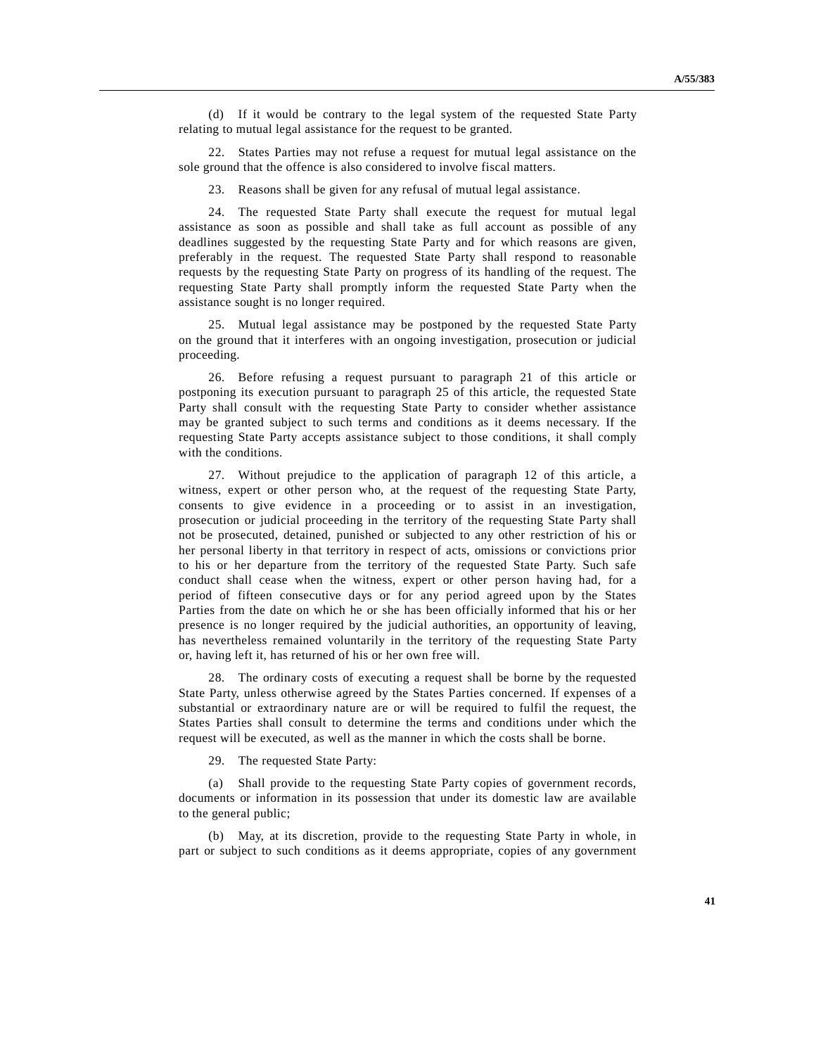(d) If it would be contrary to the legal system of the requested State Party relating to mutual legal assistance for the request to be granted.

22. States Parties may not refuse a request for mutual legal assistance on the sole ground that the offence is also considered to involve fiscal matters.

23. Reasons shall be given for any refusal of mutual legal assistance.

24. The requested State Party shall execute the request for mutual legal assistance as soon as possible and shall take as full account as possible of any deadlines suggested by the requesting State Party and for which reasons are given, preferably in the request. The requested State Party shall respond to reasonable requests by the requesting State Party on progress of its handling of the request. The requesting State Party shall promptly inform the requested State Party when the assistance sought is no longer required.

25. Mutual legal assistance may be postponed by the requested State Party on the ground that it interferes with an ongoing investigation, prosecution or judicial proceeding.

26. Before refusing a request pursuant to paragraph 21 of this article or postponing its execution pursuant to paragraph 25 of this article, the requested State Party shall consult with the requesting State Party to consider whether assistance may be granted subject to such terms and conditions as it deems necessary. If the requesting State Party accepts assistance subject to those conditions, it shall comply with the conditions.

27. Without prejudice to the application of paragraph 12 of this article, a witness, expert or other person who, at the request of the requesting State Party, consents to give evidence in a proceeding or to assist in an investigation, prosecution or judicial proceeding in the territory of the requesting State Party shall not be prosecuted, detained, punished or subjected to any other restriction of his or her personal liberty in that territory in respect of acts, omissions or convictions prior to his or her departure from the territory of the requested State Party. Such safe conduct shall cease when the witness, expert or other person having had, for a period of fifteen consecutive days or for any period agreed upon by the States Parties from the date on which he or she has been officially informed that his or her presence is no longer required by the judicial authorities, an opportunity of leaving, has nevertheless remained voluntarily in the territory of the requesting State Party or, having left it, has returned of his or her own free will.

28. The ordinary costs of executing a request shall be borne by the requested State Party, unless otherwise agreed by the States Parties concerned. If expenses of a substantial or extraordinary nature are or will be required to fulfil the request, the States Parties shall consult to determine the terms and conditions under which the request will be executed, as well as the manner in which the costs shall be borne.

29. The requested State Party:

(a) Shall provide to the requesting State Party copies of government records, documents or information in its possession that under its domestic law are available to the general public;

(b) May, at its discretion, provide to the requesting State Party in whole, in part or subject to such conditions as it deems appropriate, copies of any government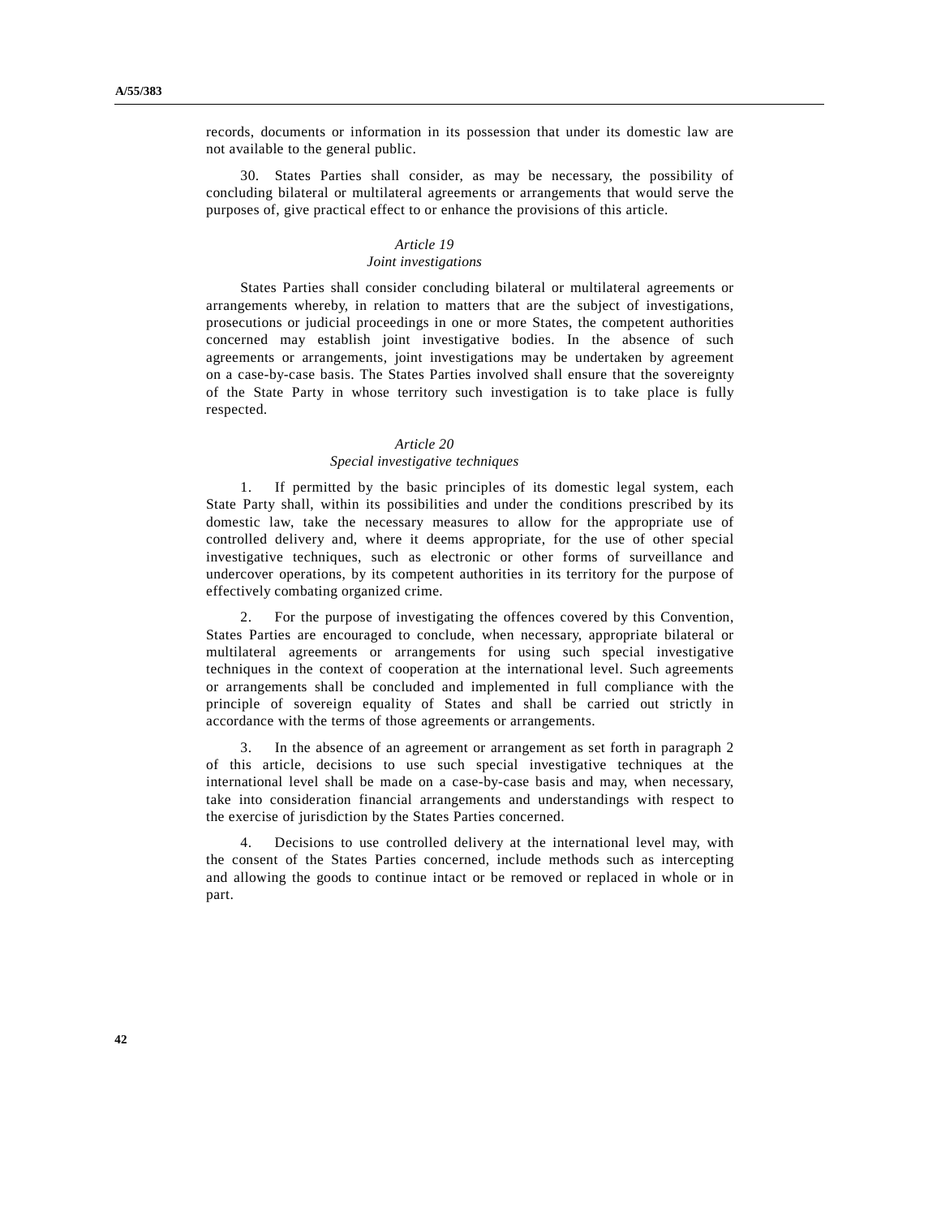records, documents or information in its possession that under its domestic law are not available to the general public.

30. States Parties shall consider, as may be necessary, the possibility of concluding bilateral or multilateral agreements or arrangements that would serve the purposes of, give practical effect to or enhance the provisions of this article.

### *Article 19*
### *Joint investigations*

States Parties shall consider concluding bilateral or multilateral agreements or arrangements whereby, in relation to matters that are the subject of investigations, prosecutions or judicial proceedings in one or more States, the competent authorities concerned may establish joint investigative bodies. In the absence of such agreements or arrangements, joint investigations may be undertaken by agreement on a case-by-case basis. The States Parties involved shall ensure that the sovereignty of the State Party in whose territory such investigation is to take place is fully respected.

### *Article 20*
### *Special investigative techniques*

1. If permitted by the basic principles of its domestic legal system, each State Party shall, within its possibilities and under the conditions prescribed by its domestic law, take the necessary measures to allow for the appropriate use of controlled delivery and, where it deems appropriate, for the use of other special investigative techniques, such as electronic or other forms of surveillance and undercover operations, by its competent authorities in its territory for the purpose of effectively combating organized crime.

2. For the purpose of investigating the offences covered by this Convention, States Parties are encouraged to conclude, when necessary, appropriate bilateral or multilateral agreements or arrangements for using such special investigative techniques in the context of cooperation at the international level. Such agreements or arrangements shall be concluded and implemented in full compliance with the principle of sovereign equality of States and shall be carried out strictly in accordance with the terms of those agreements or arrangements.

3. In the absence of an agreement or arrangement as set forth in paragraph 2 of this article, decisions to use such special investigative techniques at the international level shall be made on a case-by-case basis and may, when necessary, take into consideration financial arrangements and understandings with respect to the exercise of jurisdiction by the States Parties concerned.

4. Decisions to use controlled delivery at the international level may, with the consent of the States Parties concerned, include methods such as intercepting and allowing the goods to continue intact or be removed or replaced in whole or in part.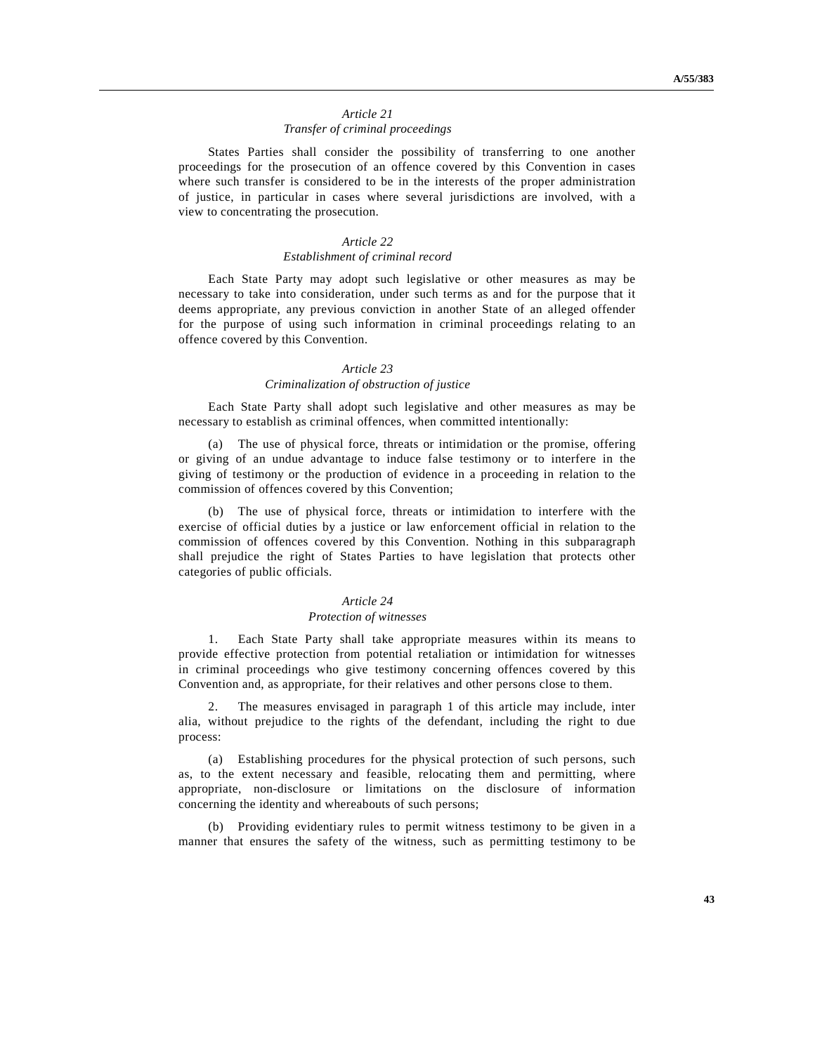*Article 21*
*Transfer of criminal proceedings*

States Parties shall consider the possibility of transferring to one another proceedings for the prosecution of an offence covered by this Convention in cases where such transfer is considered to be in the interests of the proper administration of justice, in particular in cases where several jurisdictions are involved, with a view to concentrating the prosecution.

*Article 22*
*Establishment of criminal record*

Each State Party may adopt such legislative or other measures as may be necessary to take into consideration, under such terms as and for the purpose that it deems appropriate, any previous conviction in another State of an alleged offender for the purpose of using such information in criminal proceedings relating to an offence covered by this Convention.

*Article 23*
*Criminalization of obstruction of justice*

Each State Party shall adopt such legislative and other measures as may be necessary to establish as criminal offences, when committed intentionally:

(a) The use of physical force, threats or intimidation or the promise, offering or giving of an undue advantage to induce false testimony or to interfere in the giving of testimony or the production of evidence in a proceeding in relation to the commission of offences covered by this Convention;

(b) The use of physical force, threats or intimidation to interfere with the exercise of official duties by a justice or law enforcement official in relation to the commission of offences covered by this Convention. Nothing in this subparagraph shall prejudice the right of States Parties to have legislation that protects other categories of public officials.

*Article 24*
*Protection of witnesses*

1. Each State Party shall take appropriate measures within its means to provide effective protection from potential retaliation or intimidation for witnesses in criminal proceedings who give testimony concerning offences covered by this Convention and, as appropriate, for their relatives and other persons close to them.

2. The measures envisaged in paragraph 1 of this article may include, inter alia, without prejudice to the rights of the defendant, including the right to due process:

(a) Establishing procedures for the physical protection of such persons, such as, to the extent necessary and feasible, relocating them and permitting, where appropriate, non-disclosure or limitations on the disclosure of information concerning the identity and whereabouts of such persons;

(b) Providing evidentiary rules to permit witness testimony to be given in a manner that ensures the safety of the witness, such as permitting testimony to be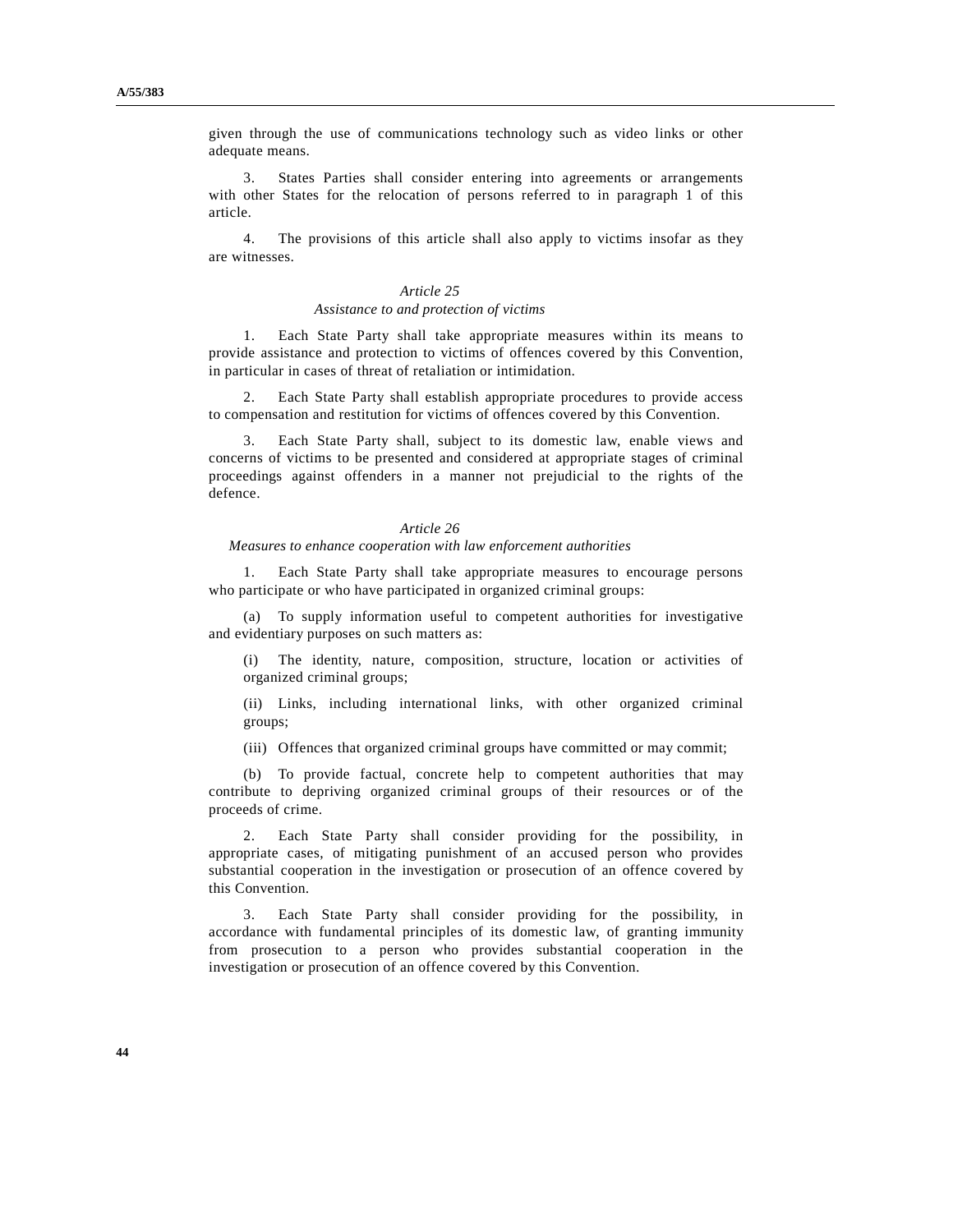given through the use of communications technology such as video links or other adequate means.

3. States Parties shall consider entering into agreements or arrangements with other States for the relocation of persons referred to in paragraph 1 of this article.

4. The provisions of this article shall also apply to victims insofar as they are witnesses.

*Article 25*

*Assistance to and protection of victims*

1. Each State Party shall take appropriate measures within its means to provide assistance and protection to victims of offences covered by this Convention, in particular in cases of threat of retaliation or intimidation.

2. Each State Party shall establish appropriate procedures to provide access to compensation and restitution for victims of offences covered by this Convention.

3. Each State Party shall, subject to its domestic law, enable views and concerns of victims to be presented and considered at appropriate stages of criminal proceedings against offenders in a manner not prejudicial to the rights of the defence.

*Article 26*

*Measures to enhance cooperation with law enforcement authorities*

1. Each State Party shall take appropriate measures to encourage persons who participate or who have participated in organized criminal groups:

(a) To supply information useful to competent authorities for investigative and evidentiary purposes on such matters as:

(i) The identity, nature, composition, structure, location or activities of organized criminal groups;

(ii) Links, including international links, with other organized criminal groups;

(iii) Offences that organized criminal groups have committed or may commit;

(b) To provide factual, concrete help to competent authorities that may contribute to depriving organized criminal groups of their resources or of the proceeds of crime.

2. Each State Party shall consider providing for the possibility, in appropriate cases, of mitigating punishment of an accused person who provides substantial cooperation in the investigation or prosecution of an offence covered by this Convention.

3. Each State Party shall consider providing for the possibility, in accordance with fundamental principles of its domestic law, of granting immunity from prosecution to a person who provides substantial cooperation in the investigation or prosecution of an offence covered by this Convention.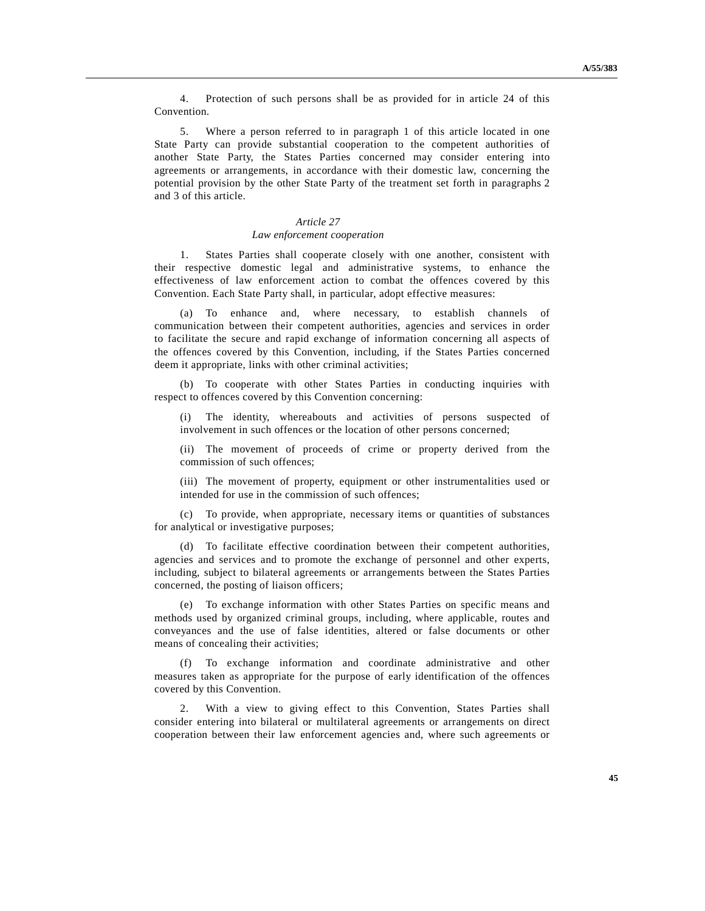4. Protection of such persons shall be as provided for in article 24 of this Convention.

5. Where a person referred to in paragraph 1 of this article located in one State Party can provide substantial cooperation to the competent authorities of another State Party, the States Parties concerned may consider entering into agreements or arrangements, in accordance with their domestic law, concerning the potential provision by the other State Party of the treatment set forth in paragraphs 2 and 3 of this article.

### *Article 27*
### *Law enforcement cooperation*

1. States Parties shall cooperate closely with one another, consistent with their respective domestic legal and administrative systems, to enhance the effectiveness of law enforcement action to combat the offences covered by this Convention. Each State Party shall, in particular, adopt effective measures:

(a) To enhance and, where necessary, to establish channels of communication between their competent authorities, agencies and services in order to facilitate the secure and rapid exchange of information concerning all aspects of the offences covered by this Convention, including, if the States Parties concerned deem it appropriate, links with other criminal activities;

(b) To cooperate with other States Parties in conducting inquiries with respect to offences covered by this Convention concerning:

(i) The identity, whereabouts and activities of persons suspected of involvement in such offences or the location of other persons concerned;

(ii) The movement of proceeds of crime or property derived from the commission of such offences;

(iii) The movement of property, equipment or other instrumentalities used or intended for use in the commission of such offences;

(c) To provide, when appropriate, necessary items or quantities of substances for analytical or investigative purposes;

(d) To facilitate effective coordination between their competent authorities, agencies and services and to promote the exchange of personnel and other experts, including, subject to bilateral agreements or arrangements between the States Parties concerned, the posting of liaison officers;

(e) To exchange information with other States Parties on specific means and methods used by organized criminal groups, including, where applicable, routes and conveyances and the use of false identities, altered or false documents or other means of concealing their activities;

(f) To exchange information and coordinate administrative and other measures taken as appropriate for the purpose of early identification of the offences covered by this Convention.

2. With a view to giving effect to this Convention, States Parties shall consider entering into bilateral or multilateral agreements or arrangements on direct cooperation between their law enforcement agencies and, where such agreements or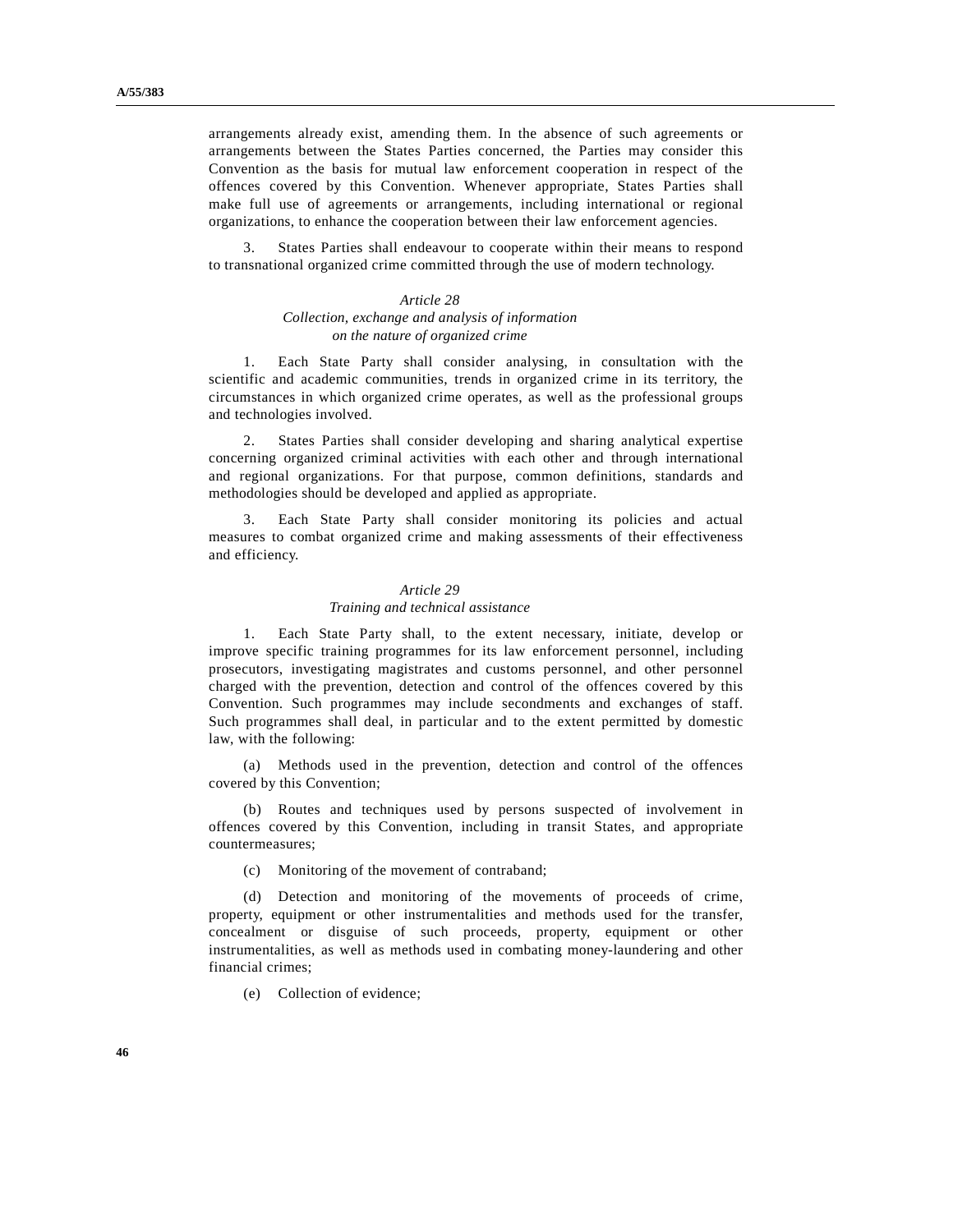arrangements already exist, amending them. In the absence of such agreements or arrangements between the States Parties concerned, the Parties may consider this Convention as the basis for mutual law enforcement cooperation in respect of the offences covered by this Convention. Whenever appropriate, States Parties shall make full use of agreements or arrangements, including international or regional organizations, to enhance the cooperation between their law enforcement agencies.

3. States Parties shall endeavour to cooperate within their means to respond to transnational organized crime committed through the use of modern technology.

### *Article 28*
### *Collection, exchange and analysis of information on the nature of organized crime*

1. Each State Party shall consider analysing, in consultation with the scientific and academic communities, trends in organized crime in its territory, the circumstances in which organized crime operates, as well as the professional groups and technologies involved.

2. States Parties shall consider developing and sharing analytical expertise concerning organized criminal activities with each other and through international and regional organizations. For that purpose, common definitions, standards and methodologies should be developed and applied as appropriate.

3. Each State Party shall consider monitoring its policies and actual measures to combat organized crime and making assessments of their effectiveness and efficiency.

### *Article 29*
### *Training and technical assistance*

1. Each State Party shall, to the extent necessary, initiate, develop or improve specific training programmes for its law enforcement personnel, including prosecutors, investigating magistrates and customs personnel, and other personnel charged with the prevention, detection and control of the offences covered by this Convention. Such programmes may include secondments and exchanges of staff. Such programmes shall deal, in particular and to the extent permitted by domestic law, with the following:

(a) Methods used in the prevention, detection and control of the offences covered by this Convention;

(b) Routes and techniques used by persons suspected of involvement in offences covered by this Convention, including in transit States, and appropriate countermeasures;

(c) Monitoring of the movement of contraband;

(d) Detection and monitoring of the movements of proceeds of crime, property, equipment or other instrumentalities and methods used for the transfer, concealment or disguise of such proceeds, property, equipment or other instrumentalities, as well as methods used in combating money-laundering and other financial crimes;

(e) Collection of evidence;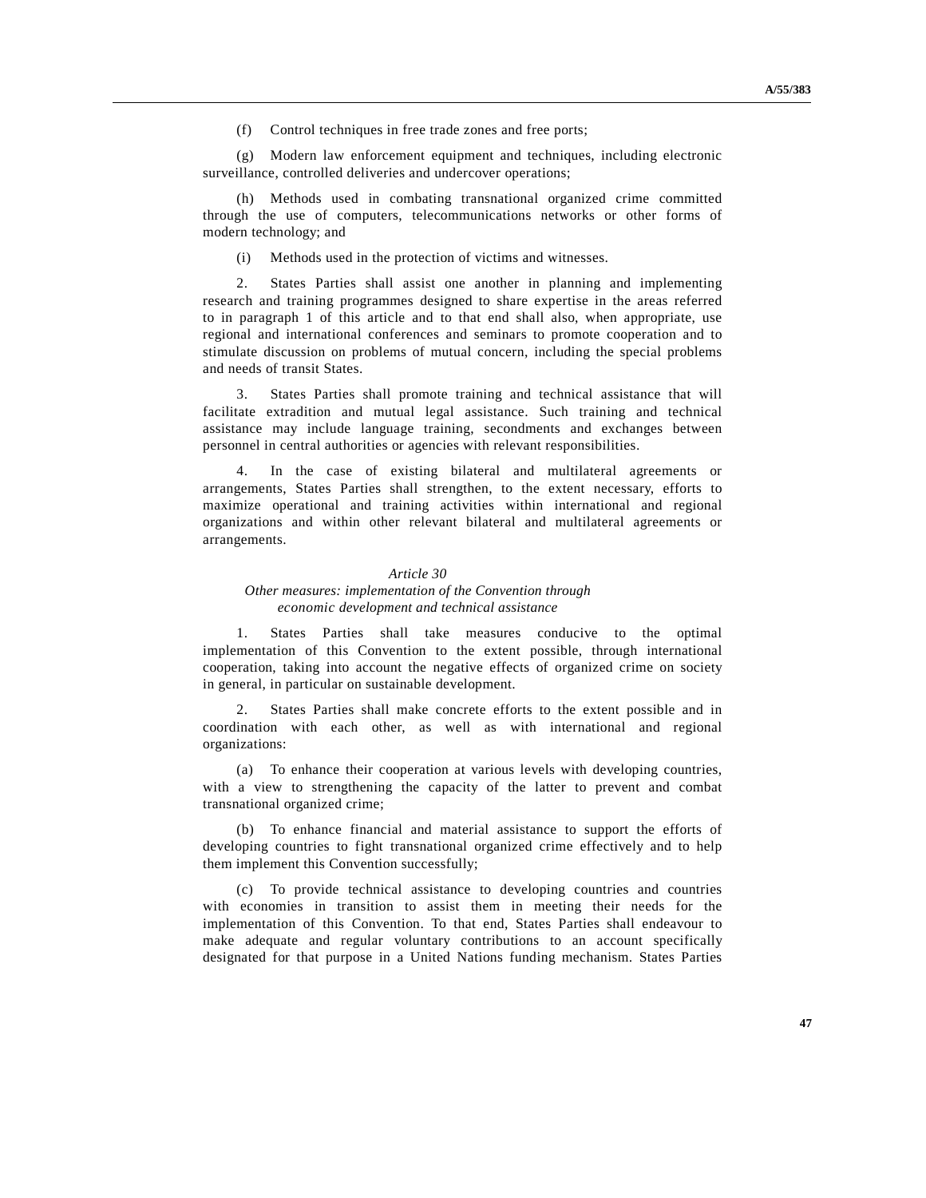(f) Control techniques in free trade zones and free ports;

(g) Modern law enforcement equipment and techniques, including electronic surveillance, controlled deliveries and undercover operations;

(h) Methods used in combating transnational organized crime committed through the use of computers, telecommunications networks or other forms of modern technology; and

(i) Methods used in the protection of victims and witnesses.

2. States Parties shall assist one another in planning and implementing research and training programmes designed to share expertise in the areas referred to in paragraph 1 of this article and to that end shall also, when appropriate, use regional and international conferences and seminars to promote cooperation and to stimulate discussion on problems of mutual concern, including the special problems and needs of transit States.

3. States Parties shall promote training and technical assistance that will facilitate extradition and mutual legal assistance. Such training and technical assistance may include language training, secondments and exchanges between personnel in central authorities or agencies with relevant responsibilities.

4. In the case of existing bilateral and multilateral agreements or arrangements, States Parties shall strengthen, to the extent necessary, efforts to maximize operational and training activities within international and regional organizations and within other relevant bilateral and multilateral agreements or arrangements.

*Article 30*

*Other measures: implementation of the Convention through economic development and technical assistance*

1. States Parties shall take measures conducive to the optimal implementation of this Convention to the extent possible, through international cooperation, taking into account the negative effects of organized crime on society in general, in particular on sustainable development.

2. States Parties shall make concrete efforts to the extent possible and in coordination with each other, as well as with international and regional organizations:

(a) To enhance their cooperation at various levels with developing countries, with a view to strengthening the capacity of the latter to prevent and combat transnational organized crime;

(b) To enhance financial and material assistance to support the efforts of developing countries to fight transnational organized crime effectively and to help them implement this Convention successfully;

(c) To provide technical assistance to developing countries and countries with economies in transition to assist them in meeting their needs for the implementation of this Convention. To that end, States Parties shall endeavour to make adequate and regular voluntary contributions to an account specifically designated for that purpose in a United Nations funding mechanism. States Parties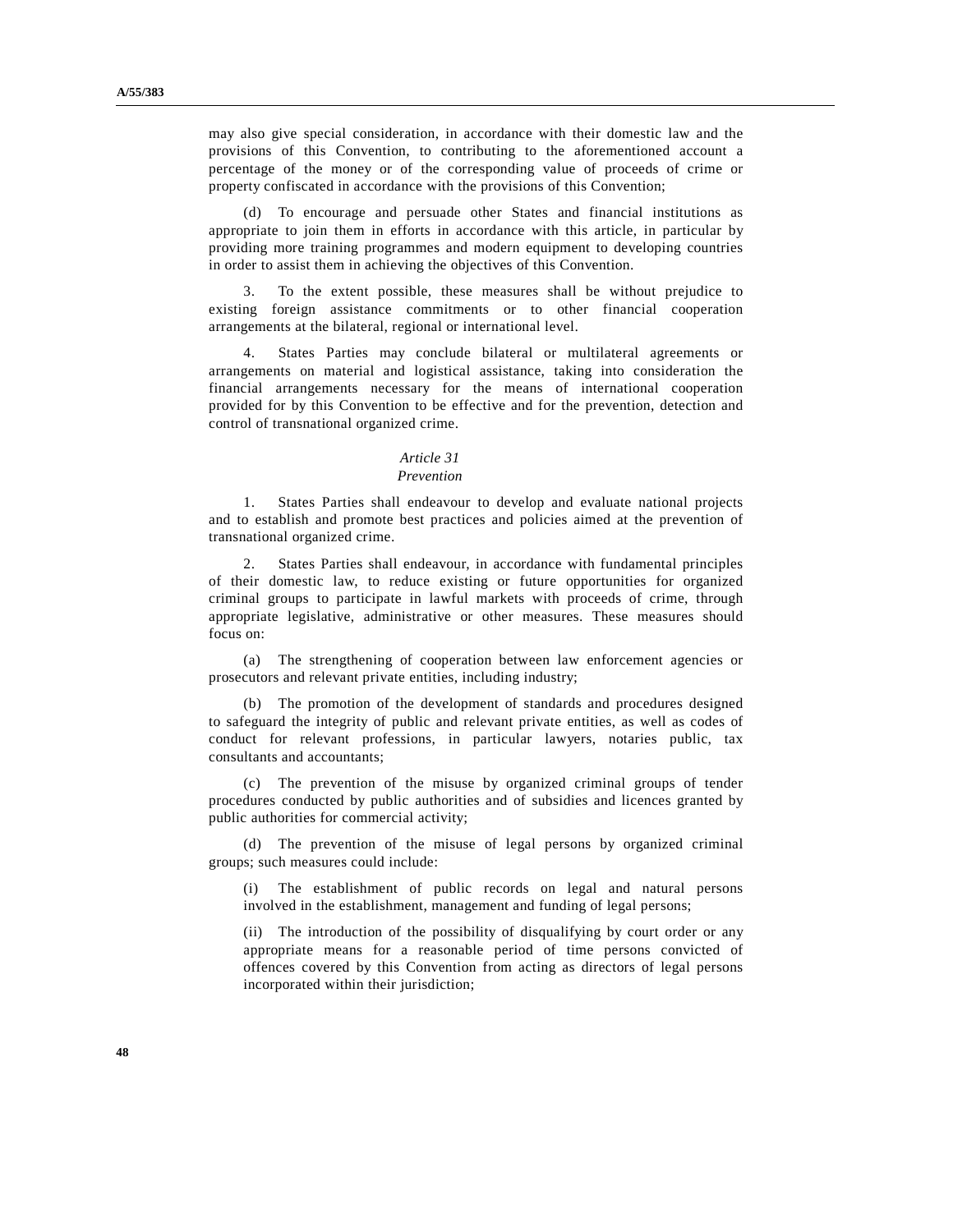may also give special consideration, in accordance with their domestic law and the provisions of this Convention, to contributing to the aforementioned account a percentage of the money or of the corresponding value of proceeds of crime or property confiscated in accordance with the provisions of this Convention;

(d) To encourage and persuade other States and financial institutions as appropriate to join them in efforts in accordance with this article, in particular by providing more training programmes and modern equipment to developing countries in order to assist them in achieving the objectives of this Convention.

3. To the extent possible, these measures shall be without prejudice to existing foreign assistance commitments or to other financial cooperation arrangements at the bilateral, regional or international level.

4. States Parties may conclude bilateral or multilateral agreements or arrangements on material and logistical assistance, taking into consideration the financial arrangements necessary for the means of international cooperation provided for by this Convention to be effective and for the prevention, detection and control of transnational organized crime.

### *Article 31*
### *Prevention*

1. States Parties shall endeavour to develop and evaluate national projects and to establish and promote best practices and policies aimed at the prevention of transnational organized crime.

2. States Parties shall endeavour, in accordance with fundamental principles of their domestic law, to reduce existing or future opportunities for organized criminal groups to participate in lawful markets with proceeds of crime, through appropriate legislative, administrative or other measures. These measures should focus on:

(a) The strengthening of cooperation between law enforcement agencies or prosecutors and relevant private entities, including industry;

(b) The promotion of the development of standards and procedures designed to safeguard the integrity of public and relevant private entities, as well as codes of conduct for relevant professions, in particular lawyers, notaries public, tax consultants and accountants;

(c) The prevention of the misuse by organized criminal groups of tender procedures conducted by public authorities and of subsidies and licences granted by public authorities for commercial activity;

(d) The prevention of the misuse of legal persons by organized criminal groups; such measures could include:

(i) The establishment of public records on legal and natural persons involved in the establishment, management and funding of legal persons;

(ii) The introduction of the possibility of disqualifying by court order or any appropriate means for a reasonable period of time persons convicted of offences covered by this Convention from acting as directors of legal persons incorporated within their jurisdiction;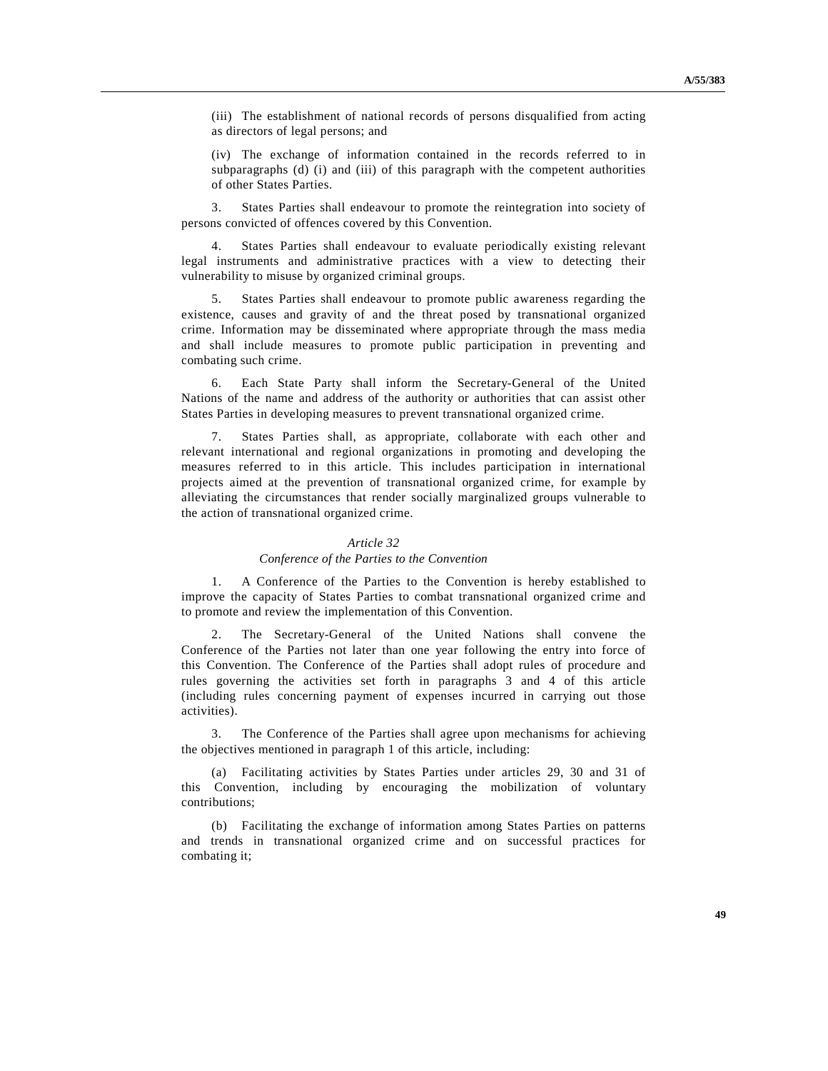(iii) The establishment of national records of persons disqualified from acting as directors of legal persons; and

(iv) The exchange of information contained in the records referred to in subparagraphs (d) (i) and (iii) of this paragraph with the competent authorities of other States Parties.

3. States Parties shall endeavour to promote the reintegration into society of persons convicted of offences covered by this Convention.

4. States Parties shall endeavour to evaluate periodically existing relevant legal instruments and administrative practices with a view to detecting their vulnerability to misuse by organized criminal groups.

5. States Parties shall endeavour to promote public awareness regarding the existence, causes and gravity of and the threat posed by transnational organized crime. Information may be disseminated where appropriate through the mass media and shall include measures to promote public participation in preventing and combating such crime.

6. Each State Party shall inform the Secretary-General of the United Nations of the name and address of the authority or authorities that can assist other States Parties in developing measures to prevent transnational organized crime.

7. States Parties shall, as appropriate, collaborate with each other and relevant international and regional organizations in promoting and developing the measures referred to in this article. This includes participation in international projects aimed at the prevention of transnational organized crime, for example by alleviating the circumstances that render socially marginalized groups vulnerable to the action of transnational organized crime.

### *Article 32*
### *Conference of the Parties to the Convention*

1. A Conference of the Parties to the Convention is hereby established to improve the capacity of States Parties to combat transnational organized crime and to promote and review the implementation of this Convention.

2. The Secretary-General of the United Nations shall convene the Conference of the Parties not later than one year following the entry into force of this Convention. The Conference of the Parties shall adopt rules of procedure and rules governing the activities set forth in paragraphs 3 and 4 of this article (including rules concerning payment of expenses incurred in carrying out those activities).

3. The Conference of the Parties shall agree upon mechanisms for achieving the objectives mentioned in paragraph 1 of this article, including:

(a) Facilitating activities by States Parties under articles 29, 30 and 31 of this Convention, including by encouraging the mobilization of voluntary contributions;

(b) Facilitating the exchange of information among States Parties on patterns and trends in transnational organized crime and on successful practices for combating it;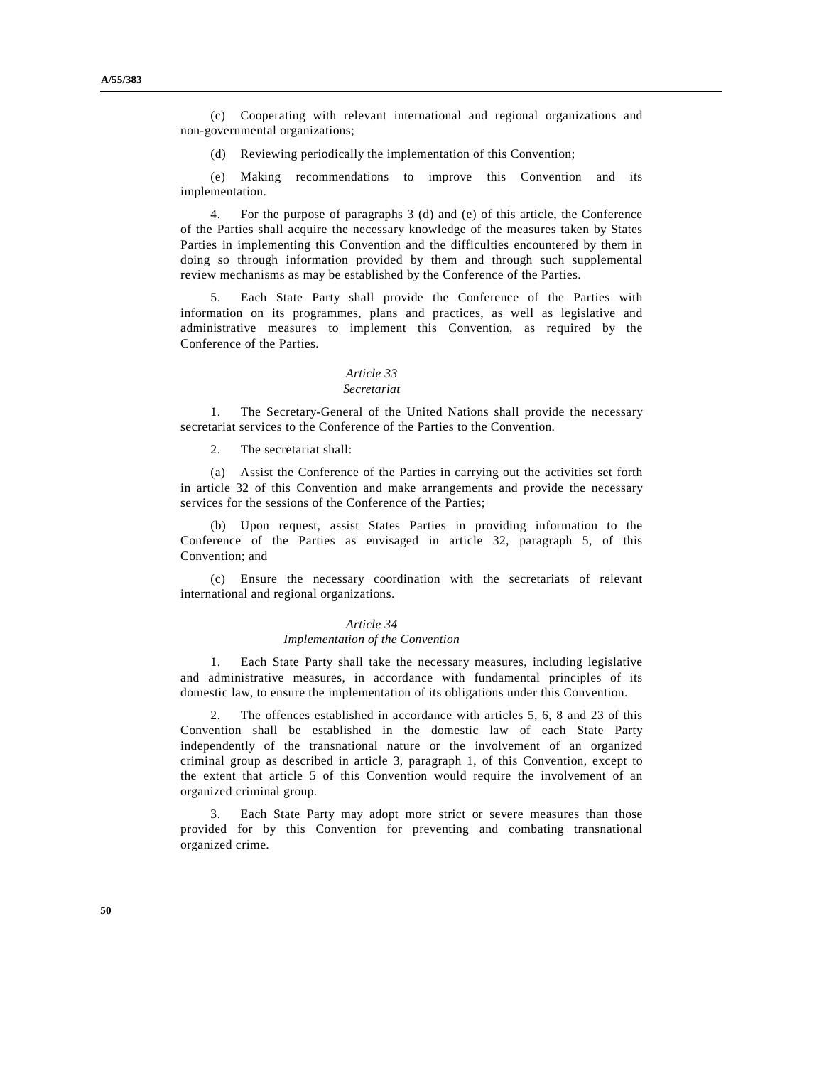(c) Cooperating with relevant international and regional organizations and non-governmental organizations;

(d) Reviewing periodically the implementation of this Convention;

(e) Making recommendations to improve this Convention and its implementation.

4. For the purpose of paragraphs 3 (d) and (e) of this article, the Conference of the Parties shall acquire the necessary knowledge of the measures taken by States Parties in implementing this Convention and the difficulties encountered by them in doing so through information provided by them and through such supplemental review mechanisms as may be established by the Conference of the Parties.

5. Each State Party shall provide the Conference of the Parties with information on its programmes, plans and practices, as well as legislative and administrative measures to implement this Convention, as required by the Conference of the Parties.

### *Article 33*
### *Secretariat*

1. The Secretary-General of the United Nations shall provide the necessary secretariat services to the Conference of the Parties to the Convention.

2. The secretariat shall:

(a) Assist the Conference of the Parties in carrying out the activities set forth in article 32 of this Convention and make arrangements and provide the necessary services for the sessions of the Conference of the Parties;

(b) Upon request, assist States Parties in providing information to the Conference of the Parties as envisaged in article 32, paragraph 5, of this Convention; and

(c) Ensure the necessary coordination with the secretariats of relevant international and regional organizations.

### *Article 34*
### *Implementation of the Convention*

1. Each State Party shall take the necessary measures, including legislative and administrative measures, in accordance with fundamental principles of its domestic law, to ensure the implementation of its obligations under this Convention.

2. The offences established in accordance with articles 5, 6, 8 and 23 of this Convention shall be established in the domestic law of each State Party independently of the transnational nature or the involvement of an organized criminal group as described in article 3, paragraph 1, of this Convention, except to the extent that article 5 of this Convention would require the involvement of an organized criminal group.

3. Each State Party may adopt more strict or severe measures than those provided for by this Convention for preventing and combating transnational organized crime.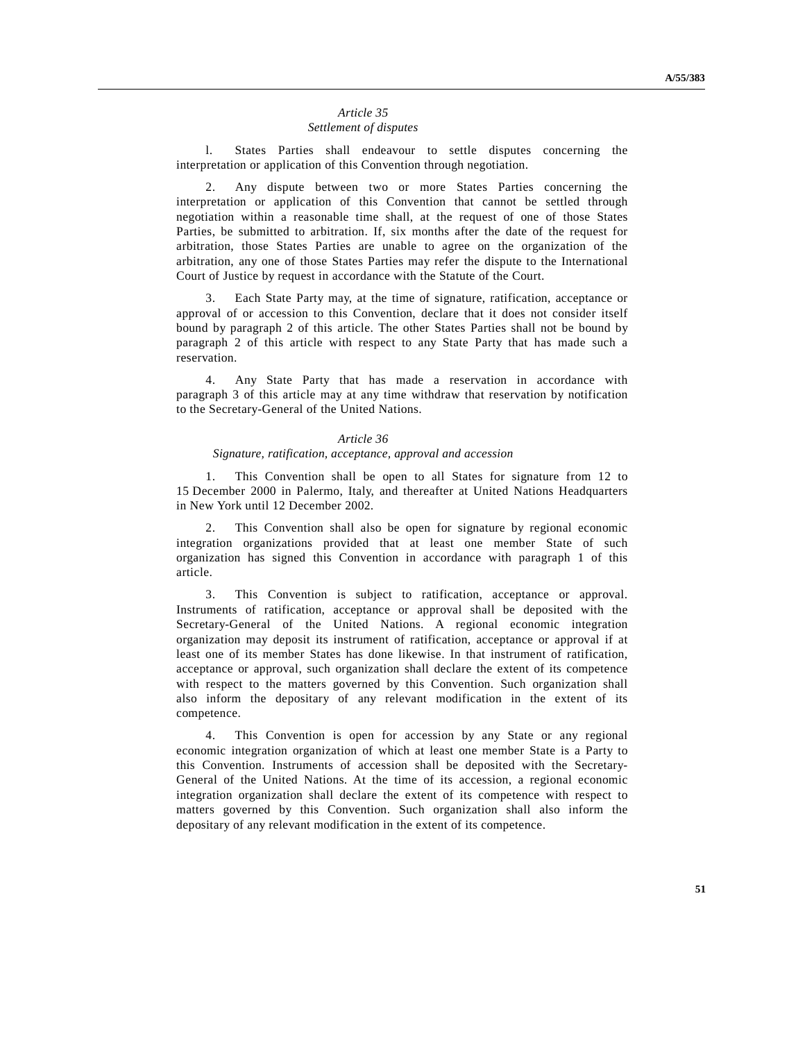*Article 35*
*Settlement of disputes*

l. States Parties shall endeavour to settle disputes concerning the interpretation or application of this Convention through negotiation.

2. Any dispute between two or more States Parties concerning the interpretation or application of this Convention that cannot be settled through negotiation within a reasonable time shall, at the request of one of those States Parties, be submitted to arbitration. If, six months after the date of the request for arbitration, those States Parties are unable to agree on the organization of the arbitration, any one of those States Parties may refer the dispute to the International Court of Justice by request in accordance with the Statute of the Court.

3. Each State Party may, at the time of signature, ratification, acceptance or approval of or accession to this Convention, declare that it does not consider itself bound by paragraph 2 of this article. The other States Parties shall not be bound by paragraph 2 of this article with respect to any State Party that has made such a reservation.

4. Any State Party that has made a reservation in accordance with paragraph 3 of this article may at any time withdraw that reservation by notification to the Secretary-General of the United Nations.

*Article 36*
*Signature, ratification, acceptance, approval and accession*

1. This Convention shall be open to all States for signature from 12 to 15 December 2000 in Palermo, Italy, and thereafter at United Nations Headquarters in New York until 12 December 2002.

2. This Convention shall also be open for signature by regional economic integration organizations provided that at least one member State of such organization has signed this Convention in accordance with paragraph 1 of this article.

3. This Convention is subject to ratification, acceptance or approval. Instruments of ratification, acceptance or approval shall be deposited with the Secretary-General of the United Nations. A regional economic integration organization may deposit its instrument of ratification, acceptance or approval if at least one of its member States has done likewise. In that instrument of ratification, acceptance or approval, such organization shall declare the extent of its competence with respect to the matters governed by this Convention. Such organization shall also inform the depositary of any relevant modification in the extent of its competence.

4. This Convention is open for accession by any State or any regional economic integration organization of which at least one member State is a Party to this Convention. Instruments of accession shall be deposited with the Secretary-General of the United Nations. At the time of its accession, a regional economic integration organization shall declare the extent of its competence with respect to matters governed by this Convention. Such organization shall also inform the depositary of any relevant modification in the extent of its competence.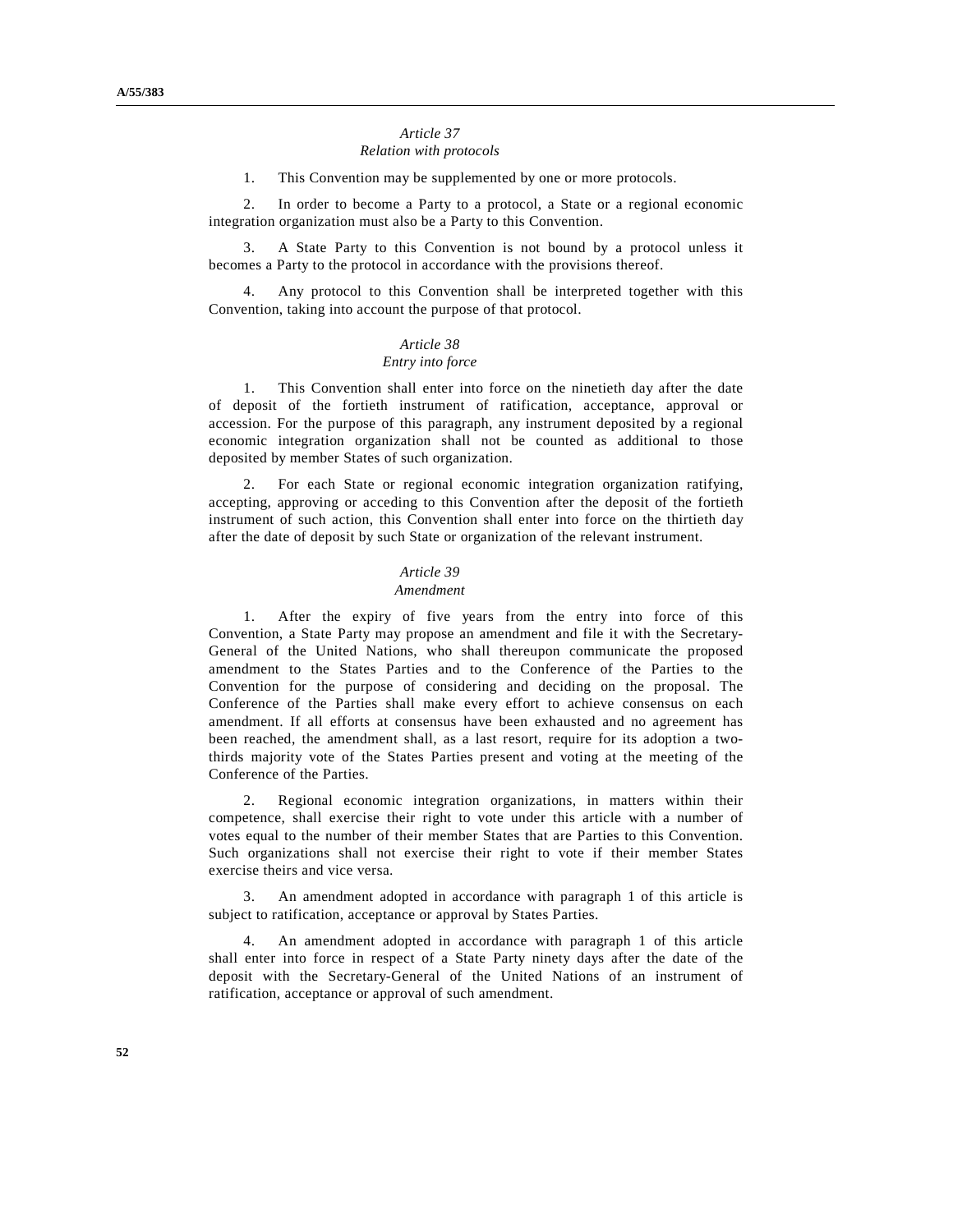*Article 37*
*Relation with protocols*

1. This Convention may be supplemented by one or more protocols.

2. In order to become a Party to a protocol, a State or a regional economic integration organization must also be a Party to this Convention.

3. A State Party to this Convention is not bound by a protocol unless it becomes a Party to the protocol in accordance with the provisions thereof.

4. Any protocol to this Convention shall be interpreted together with this Convention, taking into account the purpose of that protocol.

*Article 38*
*Entry into force*

1. This Convention shall enter into force on the ninetieth day after the date of deposit of the fortieth instrument of ratification, acceptance, approval or accession. For the purpose of this paragraph, any instrument deposited by a regional economic integration organization shall not be counted as additional to those deposited by member States of such organization.

2. For each State or regional economic integration organization ratifying, accepting, approving or acceding to this Convention after the deposit of the fortieth instrument of such action, this Convention shall enter into force on the thirtieth day after the date of deposit by such State or organization of the relevant instrument.

*Article 39*
*Amendment*

1. After the expiry of five years from the entry into force of this Convention, a State Party may propose an amendment and file it with the Secretary-General of the United Nations, who shall thereupon communicate the proposed amendment to the States Parties and to the Conference of the Parties to the Convention for the purpose of considering and deciding on the proposal. The Conference of the Parties shall make every effort to achieve consensus on each amendment. If all efforts at consensus have been exhausted and no agreement has been reached, the amendment shall, as a last resort, require for its adoption a two-thirds majority vote of the States Parties present and voting at the meeting of the Conference of the Parties.

2. Regional economic integration organizations, in matters within their competence, shall exercise their right to vote under this article with a number of votes equal to the number of their member States that are Parties to this Convention. Such organizations shall not exercise their right to vote if their member States exercise theirs and vice versa.

3. An amendment adopted in accordance with paragraph 1 of this article is subject to ratification, acceptance or approval by States Parties.

4. An amendment adopted in accordance with paragraph 1 of this article shall enter into force in respect of a State Party ninety days after the date of the deposit with the Secretary-General of the United Nations of an instrument of ratification, acceptance or approval of such amendment.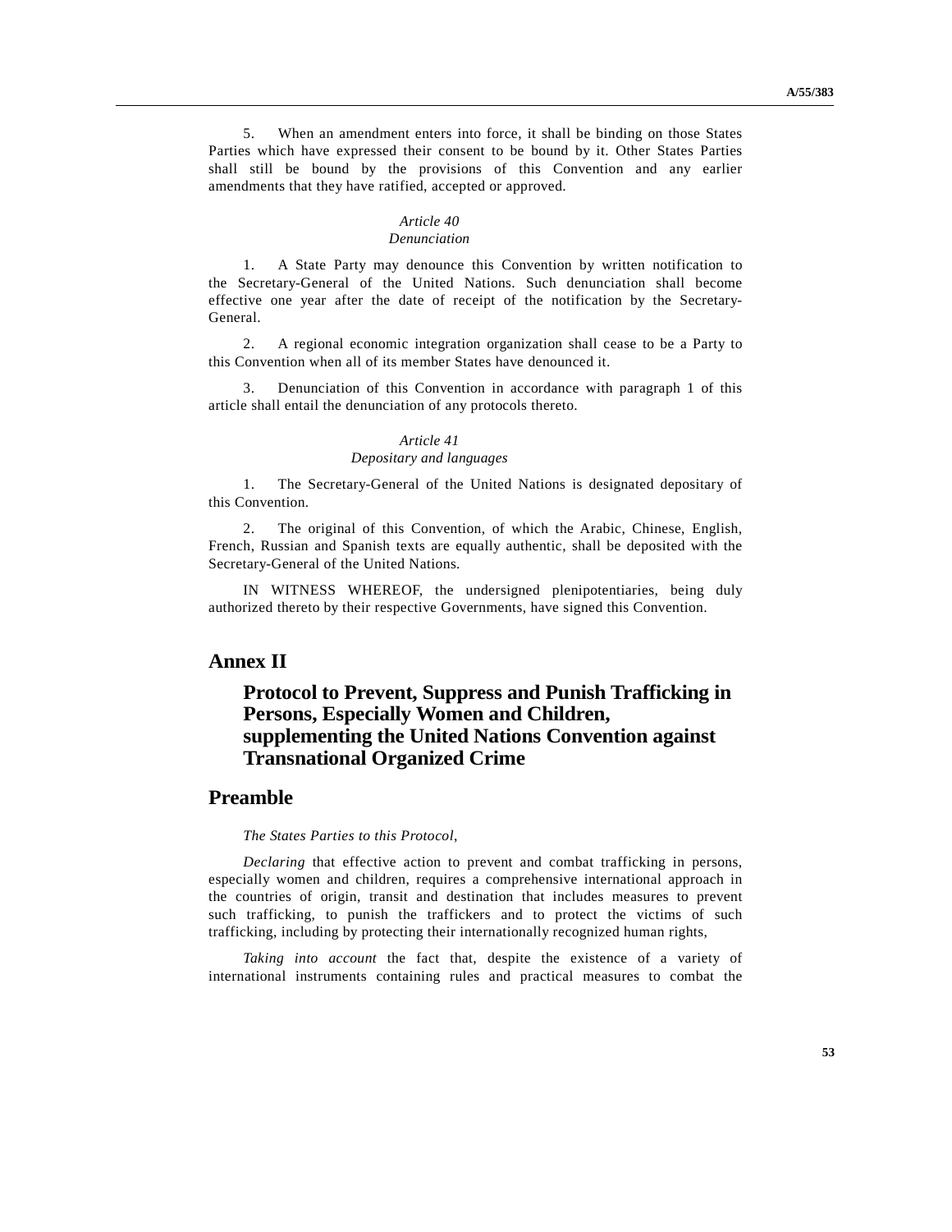5. When an amendment enters into force, it shall be binding on those States Parties which have expressed their consent to be bound by it. Other States Parties shall still be bound by the provisions of this Convention and any earlier amendments that they have ratified, accepted or approved.

*Article 40*
*Denunciation*

1. A State Party may denounce this Convention by written notification to the Secretary-General of the United Nations. Such denunciation shall become effective one year after the date of receipt of the notification by the Secretary-General.

2. A regional economic integration organization shall cease to be a Party to this Convention when all of its member States have denounced it.

3. Denunciation of this Convention in accordance with paragraph 1 of this article shall entail the denunciation of any protocols thereto.

*Article 41*
*Depositary and languages*

1. The Secretary-General of the United Nations is designated depositary of this Convention.

2. The original of this Convention, of which the Arabic, Chinese, English, French, Russian and Spanish texts are equally authentic, shall be deposited with the Secretary-General of the United Nations.

IN WITNESS WHEREOF, the undersigned plenipotentiaries, being duly authorized thereto by their respective Governments, have signed this Convention.

# Annex II

## Protocol to Prevent, Suppress and Punish Trafficking in Persons, Especially Women and Children, supplementing the United Nations Convention against Transnational Organized Crime

# Preamble

*The States Parties to this Protocol*,

*Declaring* that effective action to prevent and combat trafficking in persons, especially women and children, requires a comprehensive international approach in the countries of origin, transit and destination that includes measures to prevent such trafficking, to punish the traffickers and to protect the victims of such trafficking, including by protecting their internationally recognized human rights,

*Taking into account* the fact that, despite the existence of a variety of international instruments containing rules and practical measures to combat the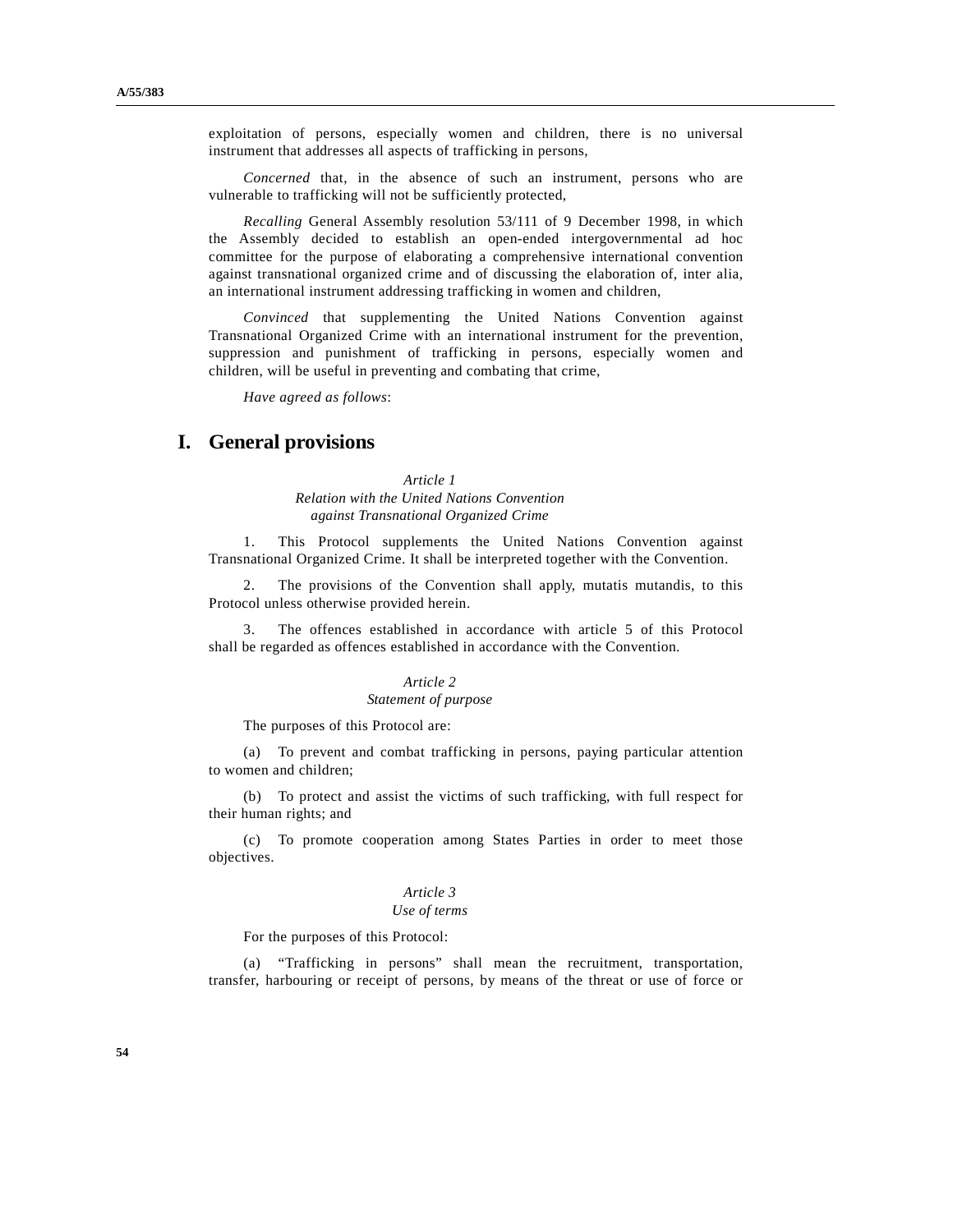exploitation of persons, especially women and children, there is no universal instrument that addresses all aspects of trafficking in persons,

*Concerned* that, in the absence of such an instrument, persons who are vulnerable to trafficking will not be sufficiently protected,

*Recalling* General Assembly resolution 53/111 of 9 December 1998, in which the Assembly decided to establish an open-ended intergovernmental ad hoc committee for the purpose of elaborating a comprehensive international convention against transnational organized crime and of discussing the elaboration of, inter alia, an international instrument addressing trafficking in women and children,

*Convinced* that supplementing the United Nations Convention against Transnational Organized Crime with an international instrument for the prevention, suppression and punishment of trafficking in persons, especially women and children, will be useful in preventing and combating that crime,

*Have agreed as follows*:

# I. General provisions

*Article 1*
*Relation with the United Nations Convention against Transnational Organized Crime*

1. This Protocol supplements the United Nations Convention against Transnational Organized Crime. It shall be interpreted together with the Convention.

2. The provisions of the Convention shall apply, mutatis mutandis, to this Protocol unless otherwise provided herein.

3. The offences established in accordance with article 5 of this Protocol shall be regarded as offences established in accordance with the Convention.

*Article 2*
*Statement of purpose*

The purposes of this Protocol are:

(a) To prevent and combat trafficking in persons, paying particular attention to women and children;

(b) To protect and assist the victims of such trafficking, with full respect for their human rights; and

(c) To promote cooperation among States Parties in order to meet those objectives.

*Article 3*
*Use of terms*

For the purposes of this Protocol:

(a) “Trafficking in persons” shall mean the recruitment, transportation, transfer, harbouring or receipt of persons, by means of the threat or use of force or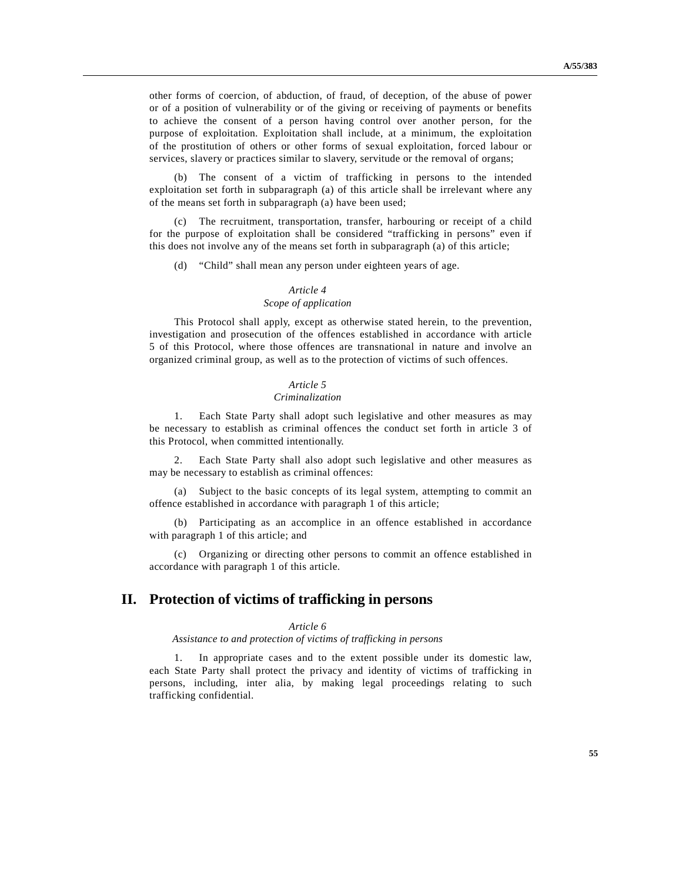other forms of coercion, of abduction, of fraud, of deception, of the abuse of power or of a position of vulnerability or of the giving or receiving of payments or benefits to achieve the consent of a person having control over another person, for the purpose of exploitation. Exploitation shall include, at a minimum, the exploitation of the prostitution of others or other forms of sexual exploitation, forced labour or services, slavery or practices similar to slavery, servitude or the removal of organs;

(b) The consent of a victim of trafficking in persons to the intended exploitation set forth in subparagraph (a) of this article shall be irrelevant where any of the means set forth in subparagraph (a) have been used;

(c) The recruitment, transportation, transfer, harbouring or receipt of a child for the purpose of exploitation shall be considered "trafficking in persons" even if this does not involve any of the means set forth in subparagraph (a) of this article;

(d) "Child" shall mean any person under eighteen years of age.

*Article 4*
*Scope of application*

This Protocol shall apply, except as otherwise stated herein, to the prevention, investigation and prosecution of the offences established in accordance with article 5 of this Protocol, where those offences are transnational in nature and involve an organized criminal group, as well as to the protection of victims of such offences.

*Article 5*
*Criminalization*

1. Each State Party shall adopt such legislative and other measures as may be necessary to establish as criminal offences the conduct set forth in article 3 of this Protocol, when committed intentionally.

2. Each State Party shall also adopt such legislative and other measures as may be necessary to establish as criminal offences:

(a) Subject to the basic concepts of its legal system, attempting to commit an offence established in accordance with paragraph 1 of this article;

(b) Participating as an accomplice in an offence established in accordance with paragraph 1 of this article; and

(c) Organizing or directing other persons to commit an offence established in accordance with paragraph 1 of this article.

## II. Protection of victims of trafficking in persons

*Article 6*
*Assistance to and protection of victims of trafficking in persons*

1. In appropriate cases and to the extent possible under its domestic law, each State Party shall protect the privacy and identity of victims of trafficking in persons, including, inter alia, by making legal proceedings relating to such trafficking confidential.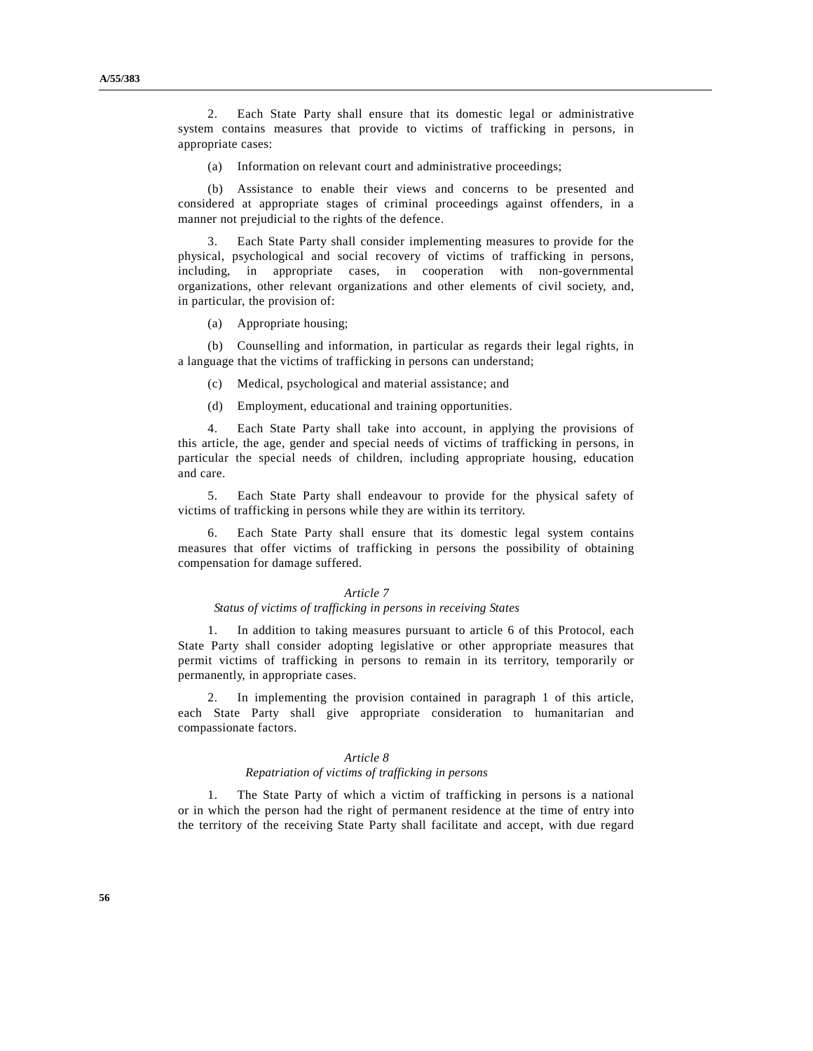2. Each State Party shall ensure that its domestic legal or administrative system contains measures that provide to victims of trafficking in persons, in appropriate cases:

(a) Information on relevant court and administrative proceedings;

(b) Assistance to enable their views and concerns to be presented and considered at appropriate stages of criminal proceedings against offenders, in a manner not prejudicial to the rights of the defence.

3. Each State Party shall consider implementing measures to provide for the physical, psychological and social recovery of victims of trafficking in persons, including, in appropriate cases, in cooperation with non-governmental organizations, other relevant organizations and other elements of civil society, and, in particular, the provision of:

(a) Appropriate housing;

(b) Counselling and information, in particular as regards their legal rights, in a language that the victims of trafficking in persons can understand;

(c) Medical, psychological and material assistance; and

(d) Employment, educational and training opportunities.

4. Each State Party shall take into account, in applying the provisions of this article, the age, gender and special needs of victims of trafficking in persons, in particular the special needs of children, including appropriate housing, education and care.

5. Each State Party shall endeavour to provide for the physical safety of victims of trafficking in persons while they are within its territory.

6. Each State Party shall ensure that its domestic legal system contains measures that offer victims of trafficking in persons the possibility of obtaining compensation for damage suffered.

*Article 7*

*Status of victims of trafficking in persons in receiving States*

1. In addition to taking measures pursuant to article 6 of this Protocol, each State Party shall consider adopting legislative or other appropriate measures that permit victims of trafficking in persons to remain in its territory, temporarily or permanently, in appropriate cases.

2. In implementing the provision contained in paragraph 1 of this article, each State Party shall give appropriate consideration to humanitarian and compassionate factors.

*Article 8*

*Repatriation of victims of trafficking in persons*

1. The State Party of which a victim of trafficking in persons is a national or in which the person had the right of permanent residence at the time of entry into the territory of the receiving State Party shall facilitate and accept, with due regard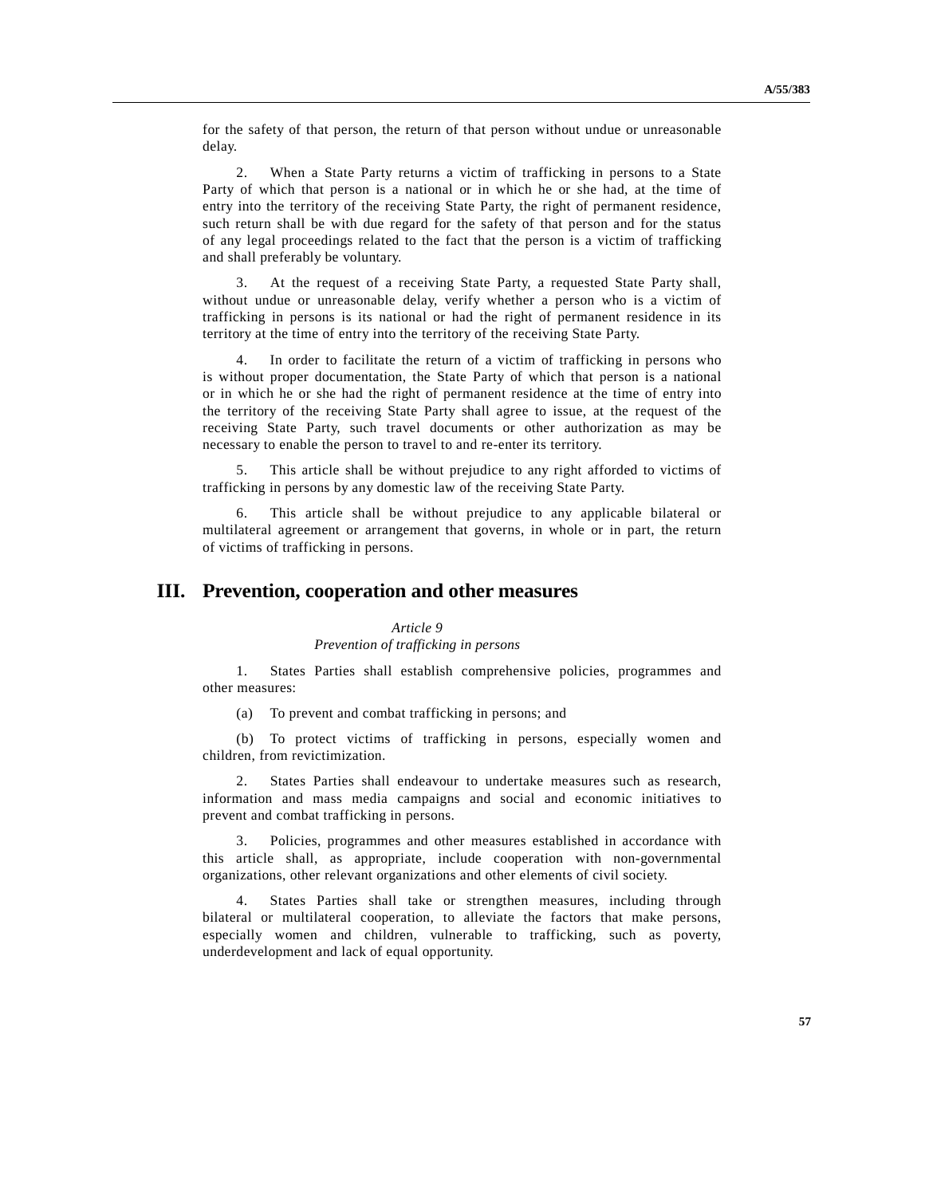for the safety of that person, the return of that person without undue or unreasonable delay.

2. When a State Party returns a victim of trafficking in persons to a State Party of which that person is a national or in which he or she had, at the time of entry into the territory of the receiving State Party, the right of permanent residence, such return shall be with due regard for the safety of that person and for the status of any legal proceedings related to the fact that the person is a victim of trafficking and shall preferably be voluntary.

3. At the request of a receiving State Party, a requested State Party shall, without undue or unreasonable delay, verify whether a person who is a victim of trafficking in persons is its national or had the right of permanent residence in its territory at the time of entry into the territory of the receiving State Party.

4. In order to facilitate the return of a victim of trafficking in persons who is without proper documentation, the State Party of which that person is a national or in which he or she had the right of permanent residence at the time of entry into the territory of the receiving State Party shall agree to issue, at the request of the receiving State Party, such travel documents or other authorization as may be necessary to enable the person to travel to and re-enter its territory.

5. This article shall be without prejudice to any right afforded to victims of trafficking in persons by any domestic law of the receiving State Party.

6. This article shall be without prejudice to any applicable bilateral or multilateral agreement or arrangement that governs, in whole or in part, the return of victims of trafficking in persons.

## III. Prevention, cooperation and other measures

*Article 9*
*Prevention of trafficking in persons*

1. States Parties shall establish comprehensive policies, programmes and other measures:

(a) To prevent and combat trafficking in persons; and

(b) To protect victims of trafficking in persons, especially women and children, from revictimization.

2. States Parties shall endeavour to undertake measures such as research, information and mass media campaigns and social and economic initiatives to prevent and combat trafficking in persons.

3. Policies, programmes and other measures established in accordance with this article shall, as appropriate, include cooperation with non-governmental organizations, other relevant organizations and other elements of civil society.

4. States Parties shall take or strengthen measures, including through bilateral or multilateral cooperation, to alleviate the factors that make persons, especially women and children, vulnerable to trafficking, such as poverty, underdevelopment and lack of equal opportunity.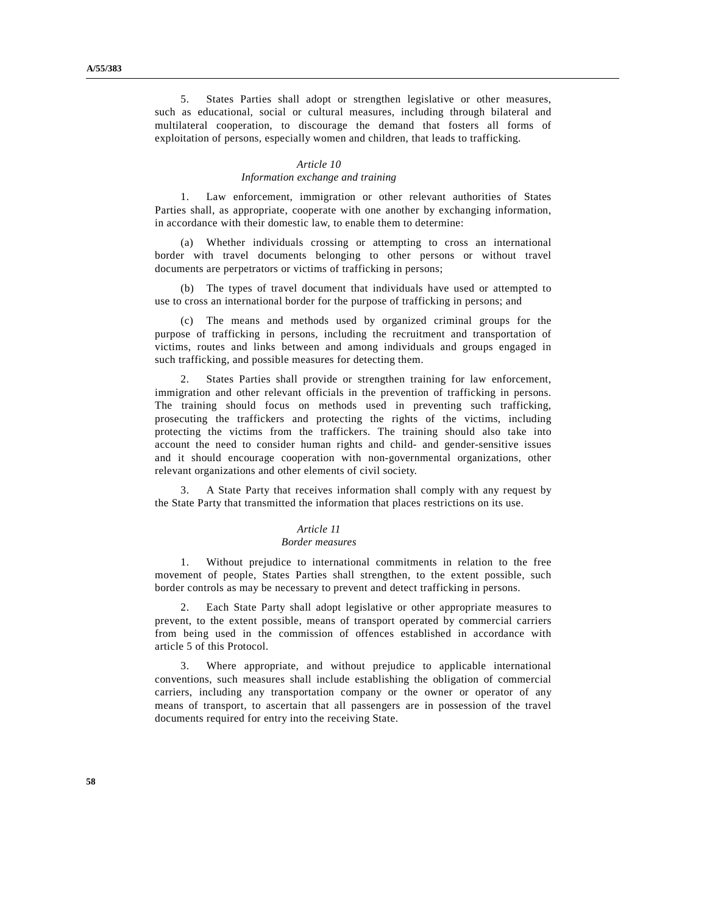5. States Parties shall adopt or strengthen legislative or other measures, such as educational, social or cultural measures, including through bilateral and multilateral cooperation, to discourage the demand that fosters all forms of exploitation of persons, especially women and children, that leads to trafficking.

*Article 10*
*Information exchange and training*

1. Law enforcement, immigration or other relevant authorities of States Parties shall, as appropriate, cooperate with one another by exchanging information, in accordance with their domestic law, to enable them to determine:

(a) Whether individuals crossing or attempting to cross an international border with travel documents belonging to other persons or without travel documents are perpetrators or victims of trafficking in persons;

(b) The types of travel document that individuals have used or attempted to use to cross an international border for the purpose of trafficking in persons; and

(c) The means and methods used by organized criminal groups for the purpose of trafficking in persons, including the recruitment and transportation of victims, routes and links between and among individuals and groups engaged in such trafficking, and possible measures for detecting them.

2. States Parties shall provide or strengthen training for law enforcement, immigration and other relevant officials in the prevention of trafficking in persons. The training should focus on methods used in preventing such trafficking, prosecuting the traffickers and protecting the rights of the victims, including protecting the victims from the traffickers. The training should also take into account the need to consider human rights and child- and gender-sensitive issues and it should encourage cooperation with non-governmental organizations, other relevant organizations and other elements of civil society.

3. A State Party that receives information shall comply with any request by the State Party that transmitted the information that places restrictions on its use.

*Article 11*
*Border measures*

1. Without prejudice to international commitments in relation to the free movement of people, States Parties shall strengthen, to the extent possible, such border controls as may be necessary to prevent and detect trafficking in persons.

2. Each State Party shall adopt legislative or other appropriate measures to prevent, to the extent possible, means of transport operated by commercial carriers from being used in the commission of offences established in accordance with article 5 of this Protocol.

3. Where appropriate, and without prejudice to applicable international conventions, such measures shall include establishing the obligation of commercial carriers, including any transportation company or the owner or operator of any means of transport, to ascertain that all passengers are in possession of the travel documents required for entry into the receiving State.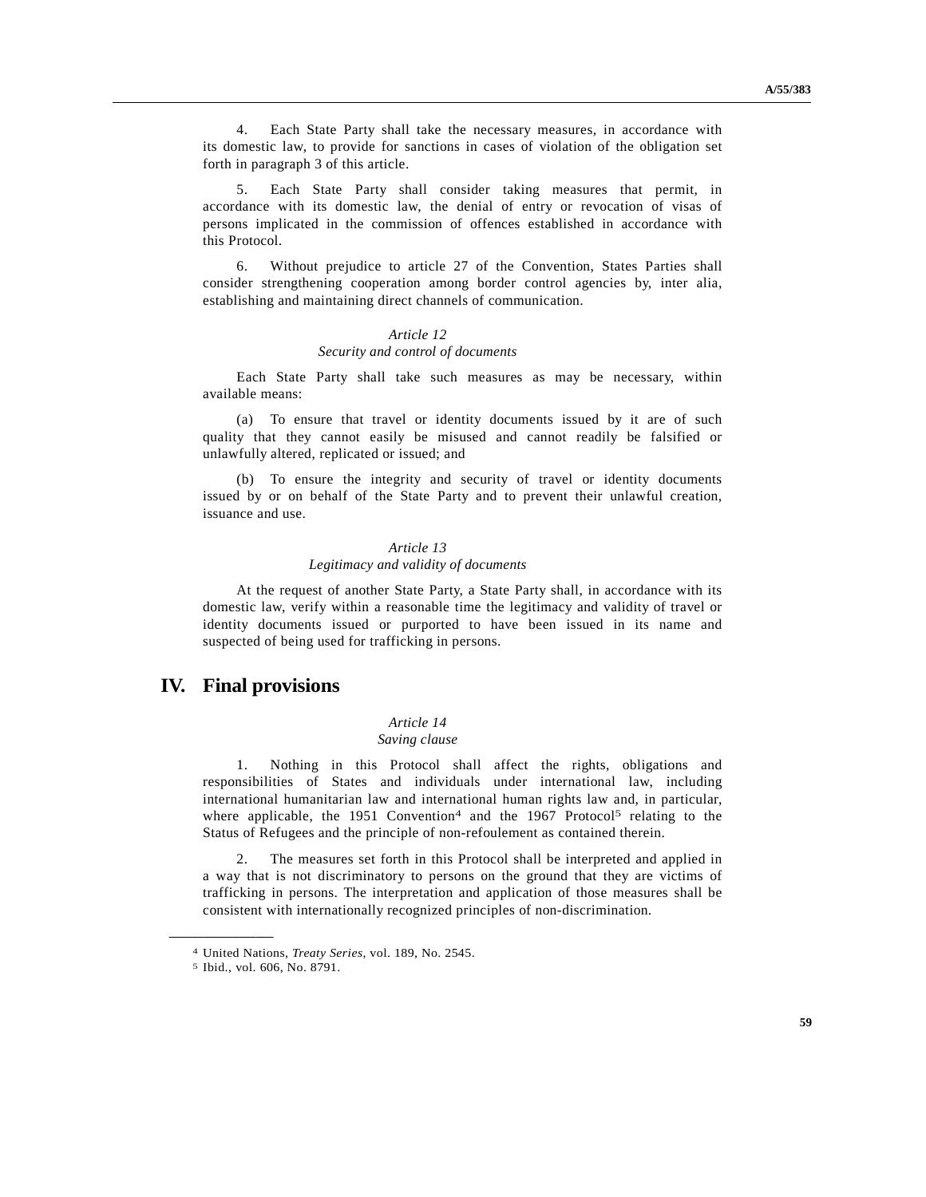4. Each State Party shall take the necessary measures, in accordance with its domestic law, to provide for sanctions in cases of violation of the obligation set forth in paragraph 3 of this article.

5. Each State Party shall consider taking measures that permit, in accordance with its domestic law, the denial of entry or revocation of visas of persons implicated in the commission of offences established in accordance with this Protocol.

6. Without prejudice to article 27 of the Convention, States Parties shall consider strengthening cooperation among border control agencies by, inter alia, establishing and maintaining direct channels of communication.

*Article 12*
*Security and control of documents*

Each State Party shall take such measures as may be necessary, within available means:

(a) To ensure that travel or identity documents issued by it are of such quality that they cannot easily be misused and cannot readily be falsified or unlawfully altered, replicated or issued; and

(b) To ensure the integrity and security of travel or identity documents issued by or on behalf of the State Party and to prevent their unlawful creation, issuance and use.

*Article 13*
*Legitimacy and validity of documents*

At the request of another State Party, a State Party shall, in accordance with its domestic law, verify within a reasonable time the legitimacy and validity of travel or identity documents issued or purported to have been issued in its name and suspected of being used for trafficking in persons.

## IV. Final provisions

*Article 14*
*Saving clause*

1. Nothing in this Protocol shall affect the rights, obligations and responsibilities of States and individuals under international law, including international humanitarian law and international human rights law and, in particular, where applicable, the 1951 Convention[4] and the 1967 Protocol[5] relating to the Status of Refugees and the principle of non-refoulement as contained therein.

2. The measures set forth in this Protocol shall be interpreted and applied in a way that is not discriminatory to persons on the ground that they are victims of trafficking in persons. The interpretation and application of those measures shall be consistent with internationally recognized principles of non-discrimination.

---

[4] United Nations, *Treaty Series*, vol. 189, No. 2545.
[5] Ibid., vol. 606, No. 8791.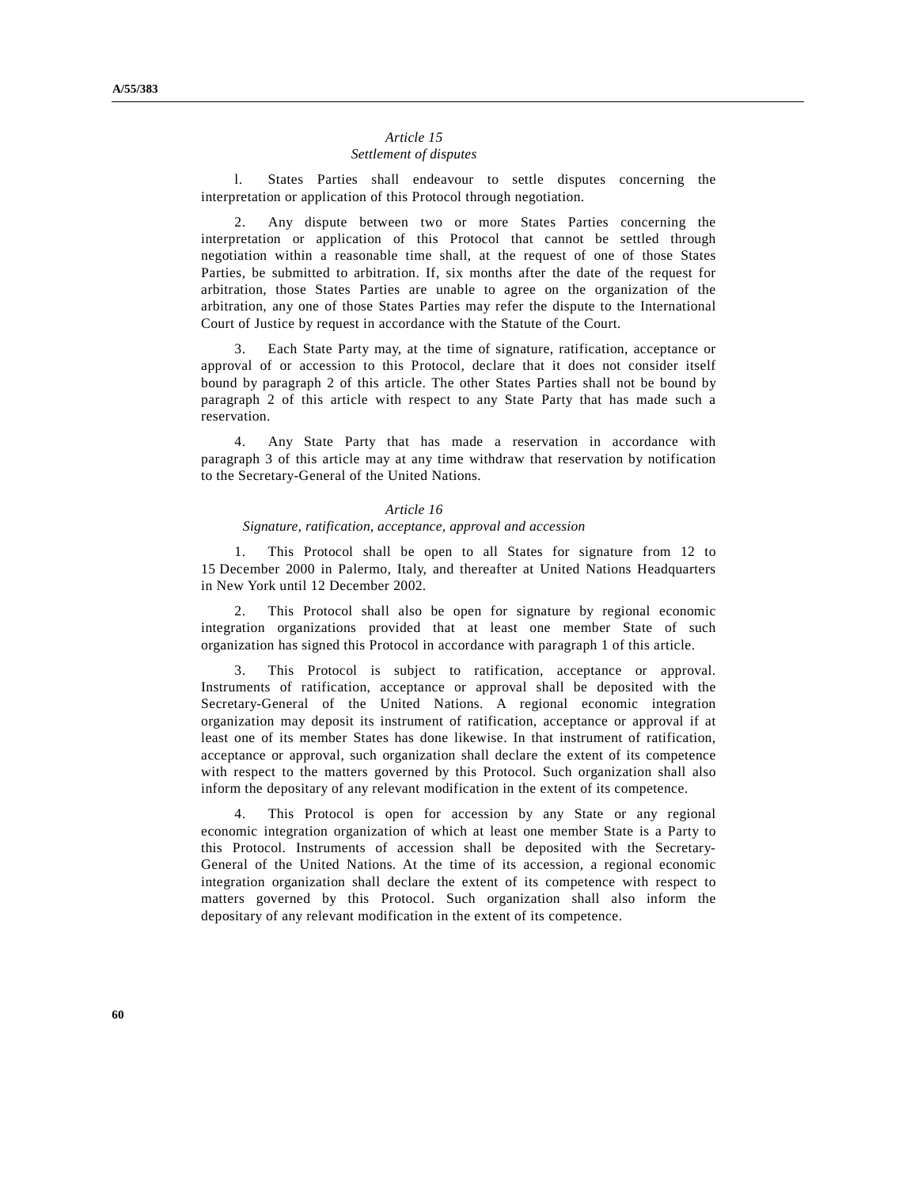*Article 15*
*Settlement of disputes*

l. States Parties shall endeavour to settle disputes concerning the interpretation or application of this Protocol through negotiation.

2. Any dispute between two or more States Parties concerning the interpretation or application of this Protocol that cannot be settled through negotiation within a reasonable time shall, at the request of one of those States Parties, be submitted to arbitration. If, six months after the date of the request for arbitration, those States Parties are unable to agree on the organization of the arbitration, any one of those States Parties may refer the dispute to the International Court of Justice by request in accordance with the Statute of the Court.

3. Each State Party may, at the time of signature, ratification, acceptance or approval of or accession to this Protocol, declare that it does not consider itself bound by paragraph 2 of this article. The other States Parties shall not be bound by paragraph 2 of this article with respect to any State Party that has made such a reservation.

4. Any State Party that has made a reservation in accordance with paragraph 3 of this article may at any time withdraw that reservation by notification to the Secretary-General of the United Nations.

*Article 16*
*Signature, ratification, acceptance, approval and accession*

1. This Protocol shall be open to all States for signature from 12 to 15 December 2000 in Palermo, Italy, and thereafter at United Nations Headquarters in New York until 12 December 2002.

2. This Protocol shall also be open for signature by regional economic integration organizations provided that at least one member State of such organization has signed this Protocol in accordance with paragraph 1 of this article.

3. This Protocol is subject to ratification, acceptance or approval. Instruments of ratification, acceptance or approval shall be deposited with the Secretary-General of the United Nations. A regional economic integration organization may deposit its instrument of ratification, acceptance or approval if at least one of its member States has done likewise. In that instrument of ratification, acceptance or approval, such organization shall declare the extent of its competence with respect to the matters governed by this Protocol. Such organization shall also inform the depositary of any relevant modification in the extent of its competence.

4. This Protocol is open for accession by any State or any regional economic integration organization of which at least one member State is a Party to this Protocol. Instruments of accession shall be deposited with the Secretary-General of the United Nations. At the time of its accession, a regional economic integration organization shall declare the extent of its competence with respect to matters governed by this Protocol. Such organization shall also inform the depositary of any relevant modification in the extent of its competence.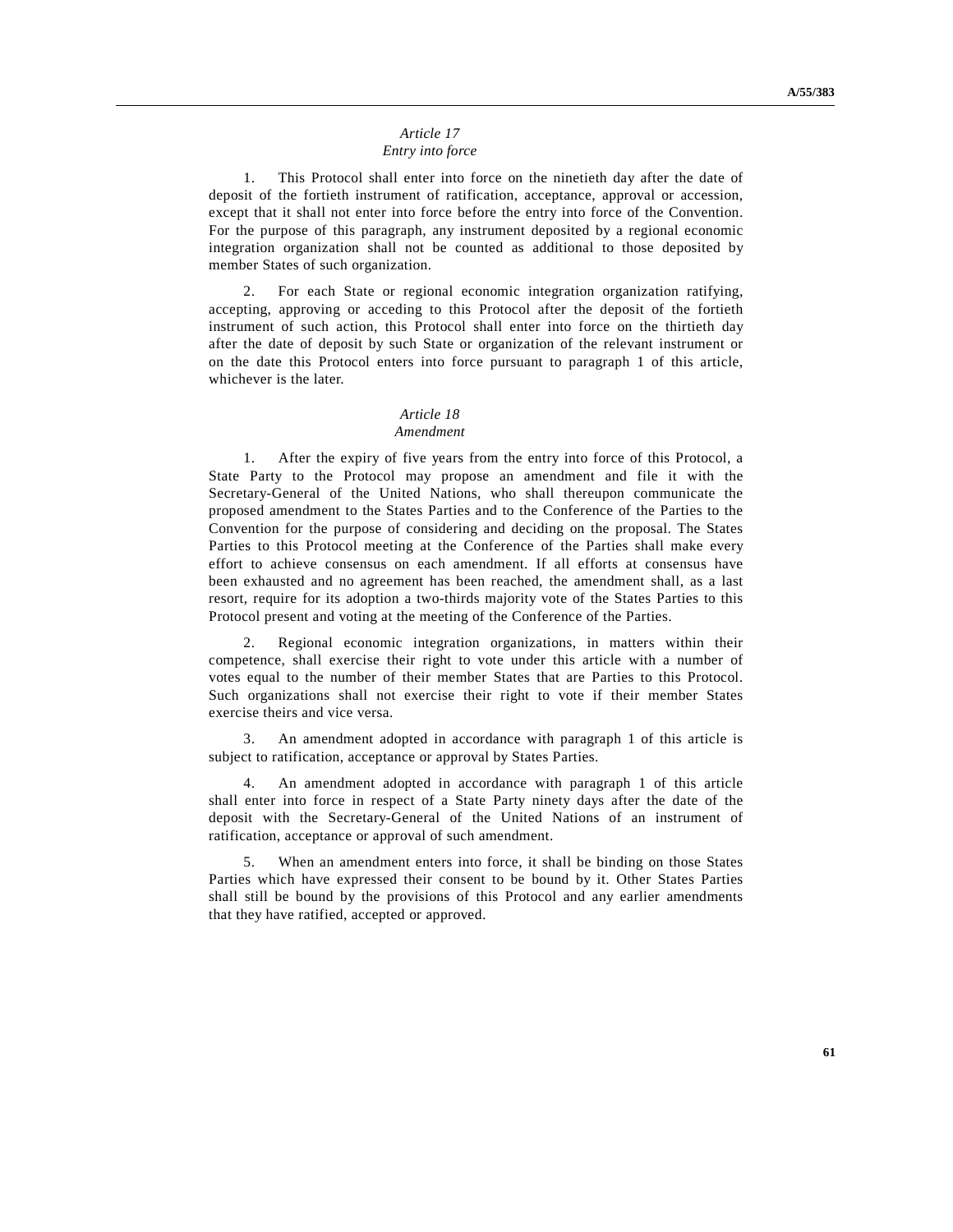*Article 17*
*Entry into force*

1. This Protocol shall enter into force on the ninetieth day after the date of deposit of the fortieth instrument of ratification, acceptance, approval or accession, except that it shall not enter into force before the entry into force of the Convention. For the purpose of this paragraph, any instrument deposited by a regional economic integration organization shall not be counted as additional to those deposited by member States of such organization.

2. For each State or regional economic integration organization ratifying, accepting, approving or acceding to this Protocol after the deposit of the fortieth instrument of such action, this Protocol shall enter into force on the thirtieth day after the date of deposit by such State or organization of the relevant instrument or on the date this Protocol enters into force pursuant to paragraph 1 of this article, whichever is the later.

*Article 18*
*Amendment*

1. After the expiry of five years from the entry into force of this Protocol, a State Party to the Protocol may propose an amendment and file it with the Secretary-General of the United Nations, who shall thereupon communicate the proposed amendment to the States Parties and to the Conference of the Parties to the Convention for the purpose of considering and deciding on the proposal. The States Parties to this Protocol meeting at the Conference of the Parties shall make every effort to achieve consensus on each amendment. If all efforts at consensus have been exhausted and no agreement has been reached, the amendment shall, as a last resort, require for its adoption a two-thirds majority vote of the States Parties to this Protocol present and voting at the meeting of the Conference of the Parties.

2. Regional economic integration organizations, in matters within their competence, shall exercise their right to vote under this article with a number of votes equal to the number of their member States that are Parties to this Protocol. Such organizations shall not exercise their right to vote if their member States exercise theirs and vice versa.

3. An amendment adopted in accordance with paragraph 1 of this article is subject to ratification, acceptance or approval by States Parties.

4. An amendment adopted in accordance with paragraph 1 of this article shall enter into force in respect of a State Party ninety days after the date of the deposit with the Secretary-General of the United Nations of an instrument of ratification, acceptance or approval of such amendment.

5. When an amendment enters into force, it shall be binding on those States Parties which have expressed their consent to be bound by it. Other States Parties shall still be bound by the provisions of this Protocol and any earlier amendments that they have ratified, accepted or approved.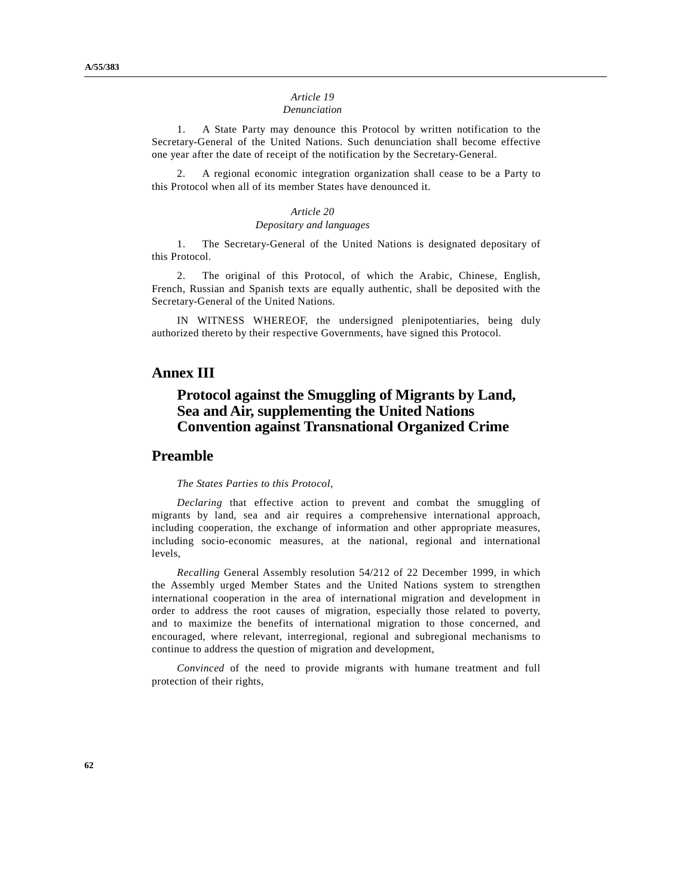*Article 19*
*Denunciation*

1. A State Party may denounce this Protocol by written notification to the Secretary-General of the United Nations. Such denunciation shall become effective one year after the date of receipt of the notification by the Secretary-General.

2. A regional economic integration organization shall cease to be a Party to this Protocol when all of its member States have denounced it.

*Article 20*
*Depositary and languages*

1. The Secretary-General of the United Nations is designated depositary of this Protocol.

2. The original of this Protocol, of which the Arabic, Chinese, English, French, Russian and Spanish texts are equally authentic, shall be deposited with the Secretary-General of the United Nations.

IN WITNESS WHEREOF, the undersigned plenipotentiaries, being duly authorized thereto by their respective Governments, have signed this Protocol.

# Annex III

## Protocol against the Smuggling of Migrants by Land, Sea and Air, supplementing the United Nations Convention against Transnational Organized Crime

# Preamble

*The States Parties to this Protocol*,

*Declaring* that effective action to prevent and combat the smuggling of migrants by land, sea and air requires a comprehensive international approach, including cooperation, the exchange of information and other appropriate measures, including socio-economic measures, at the national, regional and international levels,

*Recalling* General Assembly resolution 54/212 of 22 December 1999, in which the Assembly urged Member States and the United Nations system to strengthen international cooperation in the area of international migration and development in order to address the root causes of migration, especially those related to poverty, and to maximize the benefits of international migration to those concerned, and encouraged, where relevant, interregional, regional and subregional mechanisms to continue to address the question of migration and development,

*Convinced* of the need to provide migrants with humane treatment and full protection of their rights,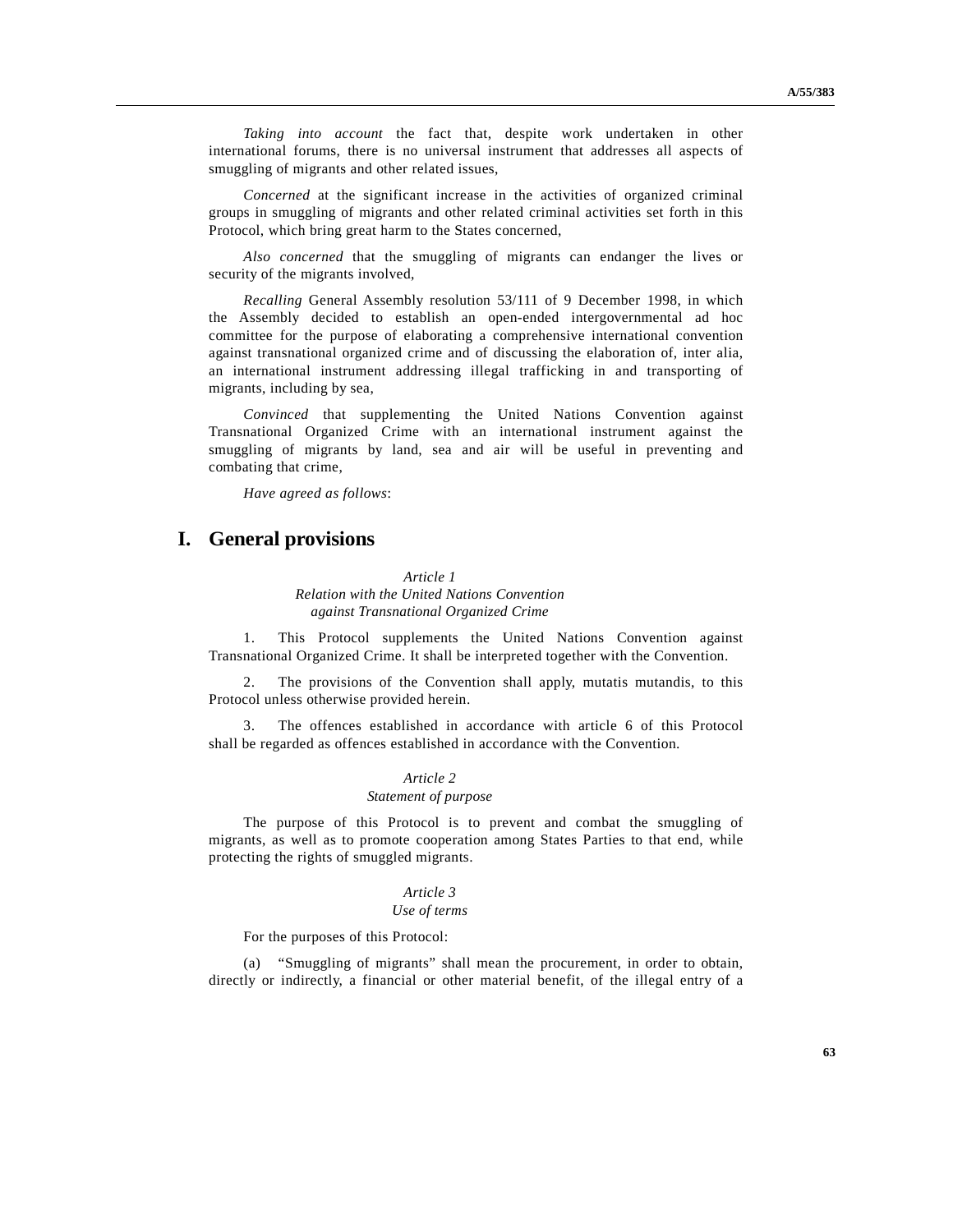*Taking into account* the fact that, despite work undertaken in other international forums, there is no universal instrument that addresses all aspects of smuggling of migrants and other related issues,

*Concerned* at the significant increase in the activities of organized criminal groups in smuggling of migrants and other related criminal activities set forth in this Protocol, which bring great harm to the States concerned,

*Also concerned* that the smuggling of migrants can endanger the lives or security of the migrants involved,

*Recalling* General Assembly resolution 53/111 of 9 December 1998, in which the Assembly decided to establish an open-ended intergovernmental ad hoc committee for the purpose of elaborating a comprehensive international convention against transnational organized crime and of discussing the elaboration of, inter alia, an international instrument addressing illegal trafficking in and transporting of migrants, including by sea,

*Convinced* that supplementing the United Nations Convention against Transnational Organized Crime with an international instrument against the smuggling of migrants by land, sea and air will be useful in preventing and combating that crime,

*Have agreed as follows*:

# I. General provisions

*Article 1*
*Relation with the United Nations Convention against Transnational Organized Crime*

1. This Protocol supplements the United Nations Convention against Transnational Organized Crime. It shall be interpreted together with the Convention.

2. The provisions of the Convention shall apply, mutatis mutandis, to this Protocol unless otherwise provided herein.

3. The offences established in accordance with article 6 of this Protocol shall be regarded as offences established in accordance with the Convention.

*Article 2*
*Statement of purpose*

The purpose of this Protocol is to prevent and combat the smuggling of migrants, as well as to promote cooperation among States Parties to that end, while protecting the rights of smuggled migrants.

*Article 3*
*Use of terms*

For the purposes of this Protocol:

(a) "Smuggling of migrants" shall mean the procurement, in order to obtain, directly or indirectly, a financial or other material benefit, of the illegal entry of a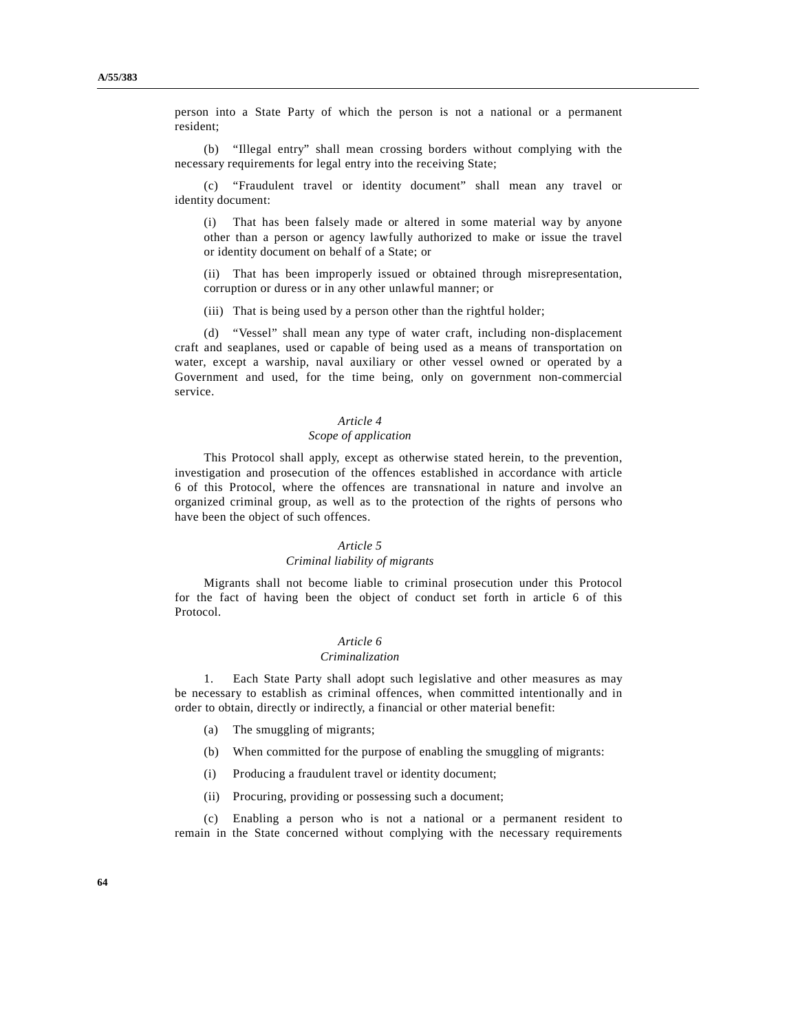person into a State Party of which the person is not a national or a permanent resident;

(b) "Illegal entry" shall mean crossing borders without complying with the necessary requirements for legal entry into the receiving State;

(c) "Fraudulent travel or identity document" shall mean any travel or identity document:

(i) That has been falsely made or altered in some material way by anyone other than a person or agency lawfully authorized to make or issue the travel or identity document on behalf of a State; or

(ii) That has been improperly issued or obtained through misrepresentation, corruption or duress or in any other unlawful manner; or

(iii) That is being used by a person other than the rightful holder;

(d) "Vessel" shall mean any type of water craft, including non-displacement craft and seaplanes, used or capable of being used as a means of transportation on water, except a warship, naval auxiliary or other vessel owned or operated by a Government and used, for the time being, only on government non-commercial service.

*Article 4*
*Scope of application*

This Protocol shall apply, except as otherwise stated herein, to the prevention, investigation and prosecution of the offences established in accordance with article 6 of this Protocol, where the offences are transnational in nature and involve an organized criminal group, as well as to the protection of the rights of persons who have been the object of such offences.

*Article 5*
*Criminal liability of migrants*

Migrants shall not become liable to criminal prosecution under this Protocol for the fact of having been the object of conduct set forth in article 6 of this Protocol.

*Article 6*
*Criminalization*

1. Each State Party shall adopt such legislative and other measures as may be necessary to establish as criminal offences, when committed intentionally and in order to obtain, directly or indirectly, a financial or other material benefit:

(a) The smuggling of migrants;

(b) When committed for the purpose of enabling the smuggling of migrants:

(i) Producing a fraudulent travel or identity document;

(ii) Procuring, providing or possessing such a document;

(c) Enabling a person who is not a national or a permanent resident to remain in the State concerned without complying with the necessary requirements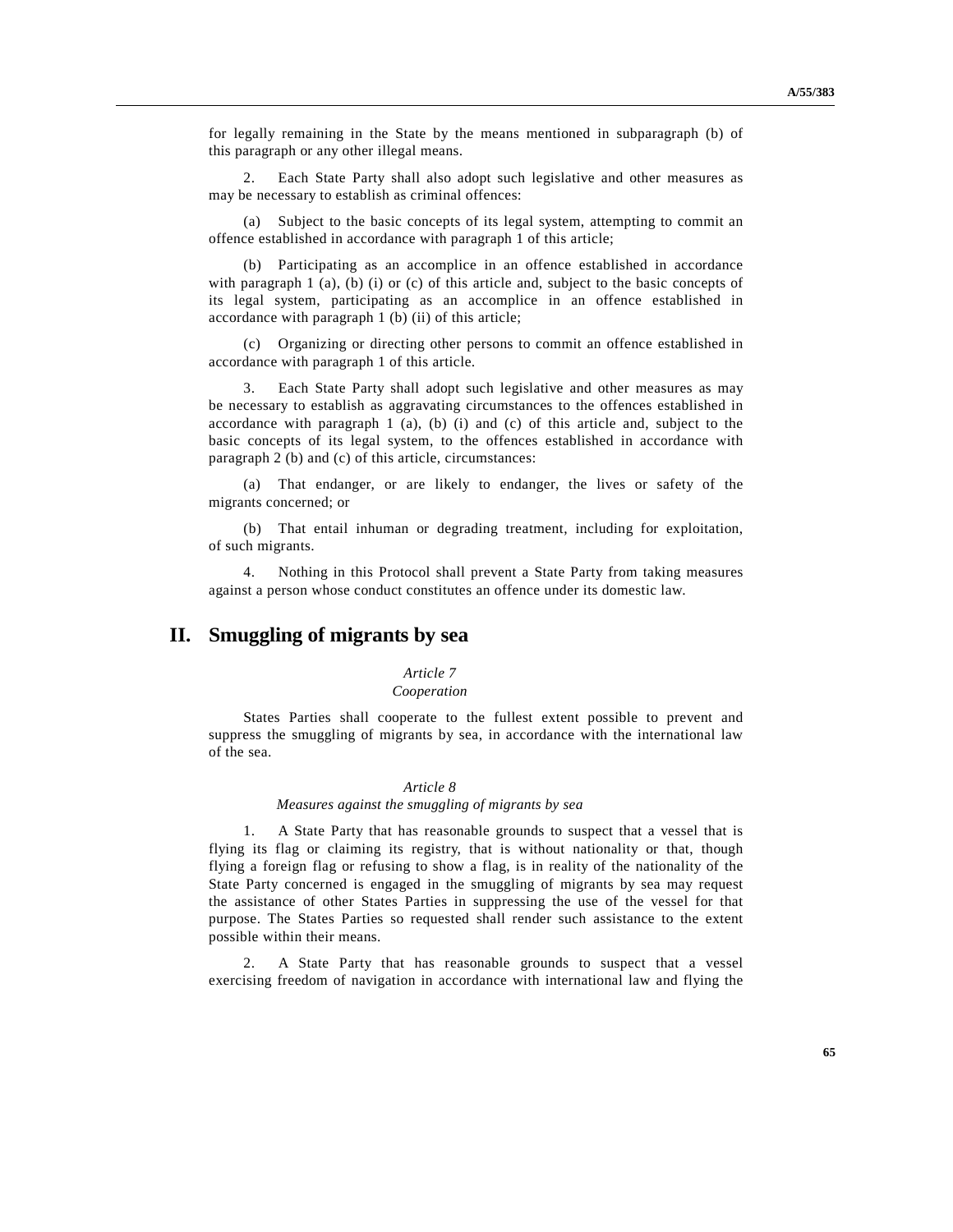for legally remaining in the State by the means mentioned in subparagraph (b) of this paragraph or any other illegal means.

2. Each State Party shall also adopt such legislative and other measures as may be necessary to establish as criminal offences:

(a) Subject to the basic concepts of its legal system, attempting to commit an offence established in accordance with paragraph 1 of this article;

(b) Participating as an accomplice in an offence established in accordance with paragraph 1 (a), (b) (i) or (c) of this article and, subject to the basic concepts of its legal system, participating as an accomplice in an offence established in accordance with paragraph 1 (b) (ii) of this article;

(c) Organizing or directing other persons to commit an offence established in accordance with paragraph 1 of this article.

3. Each State Party shall adopt such legislative and other measures as may be necessary to establish as aggravating circumstances to the offences established in accordance with paragraph 1 (a), (b) (i) and (c) of this article and, subject to the basic concepts of its legal system, to the offences established in accordance with paragraph 2 (b) and (c) of this article, circumstances:

(a) That endanger, or are likely to endanger, the lives or safety of the migrants concerned; or

(b) That entail inhuman or degrading treatment, including for exploitation, of such migrants.

4. Nothing in this Protocol shall prevent a State Party from taking measures against a person whose conduct constitutes an offence under its domestic law.

# II. Smuggling of migrants by sea

*Article 7*
*Cooperation*

States Parties shall cooperate to the fullest extent possible to prevent and suppress the smuggling of migrants by sea, in accordance with the international law of the sea.

*Article 8*
*Measures against the smuggling of migrants by sea*

1. A State Party that has reasonable grounds to suspect that a vessel that is flying its flag or claiming its registry, that is without nationality or that, though flying a foreign flag or refusing to show a flag, is in reality of the nationality of the State Party concerned is engaged in the smuggling of migrants by sea may request the assistance of other States Parties in suppressing the use of the vessel for that purpose. The States Parties so requested shall render such assistance to the extent possible within their means.

2. A State Party that has reasonable grounds to suspect that a vessel exercising freedom of navigation in accordance with international law and flying the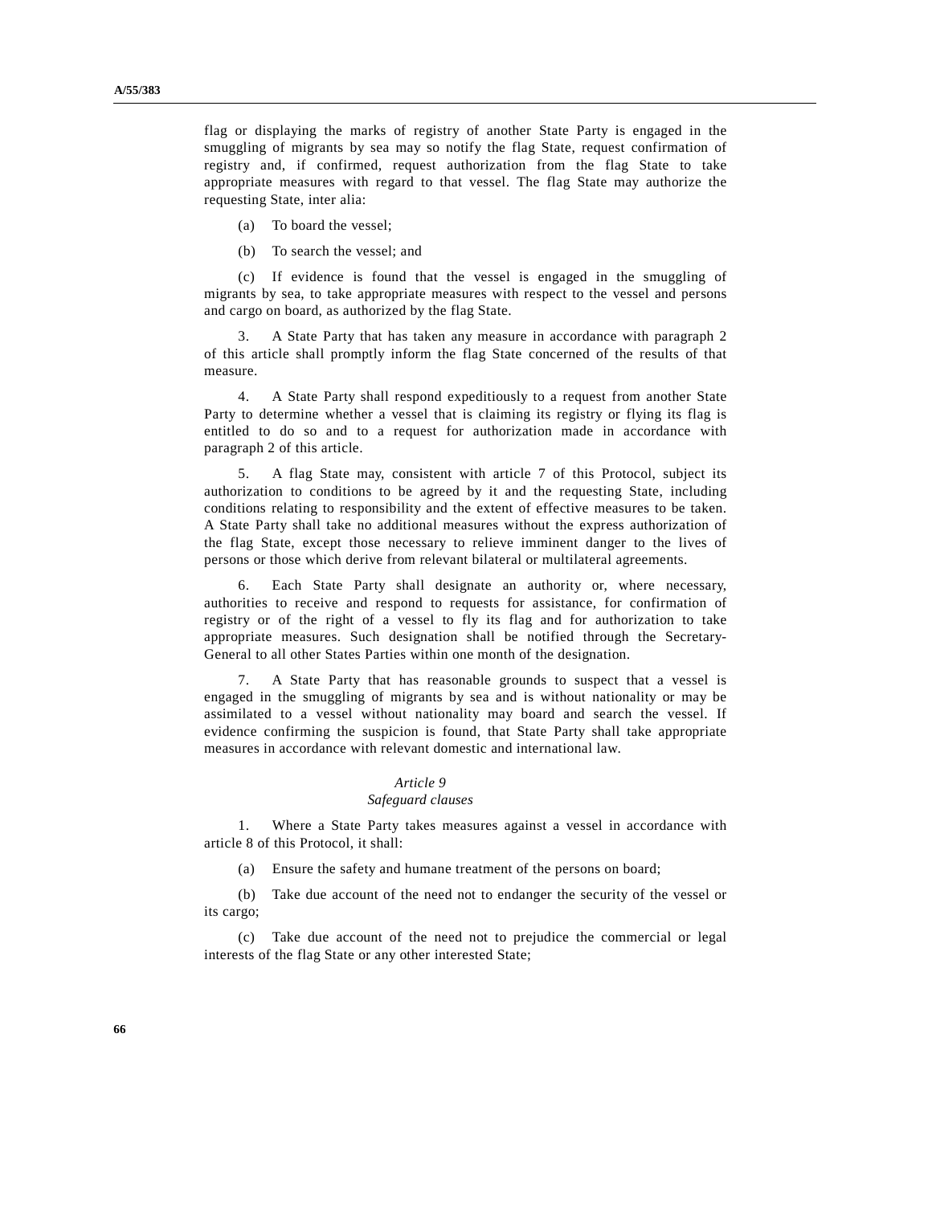flag or displaying the marks of registry of another State Party is engaged in the smuggling of migrants by sea may so notify the flag State, request confirmation of registry and, if confirmed, request authorization from the flag State to take appropriate measures with regard to that vessel. The flag State may authorize the requesting State, inter alia:

(a) To board the vessel;

(b) To search the vessel; and

(c) If evidence is found that the vessel is engaged in the smuggling of migrants by sea, to take appropriate measures with respect to the vessel and persons and cargo on board, as authorized by the flag State.

3. A State Party that has taken any measure in accordance with paragraph 2 of this article shall promptly inform the flag State concerned of the results of that measure.

4. A State Party shall respond expeditiously to a request from another State Party to determine whether a vessel that is claiming its registry or flying its flag is entitled to do so and to a request for authorization made in accordance with paragraph 2 of this article.

5. A flag State may, consistent with article 7 of this Protocol, subject its authorization to conditions to be agreed by it and the requesting State, including conditions relating to responsibility and the extent of effective measures to be taken. A State Party shall take no additional measures without the express authorization of the flag State, except those necessary to relieve imminent danger to the lives of persons or those which derive from relevant bilateral or multilateral agreements.

6. Each State Party shall designate an authority or, where necessary, authorities to receive and respond to requests for assistance, for confirmation of registry or of the right of a vessel to fly its flag and for authorization to take appropriate measures. Such designation shall be notified through the Secretary-General to all other States Parties within one month of the designation.

7. A State Party that has reasonable grounds to suspect that a vessel is engaged in the smuggling of migrants by sea and is without nationality or may be assimilated to a vessel without nationality may board and search the vessel. If evidence confirming the suspicion is found, that State Party shall take appropriate measures in accordance with relevant domestic and international law.

*Article 9*
*Safeguard clauses*

1. Where a State Party takes measures against a vessel in accordance with article 8 of this Protocol, it shall:

(a) Ensure the safety and humane treatment of the persons on board;

(b) Take due account of the need not to endanger the security of the vessel or its cargo;

(c) Take due account of the need not to prejudice the commercial or legal interests of the flag State or any other interested State;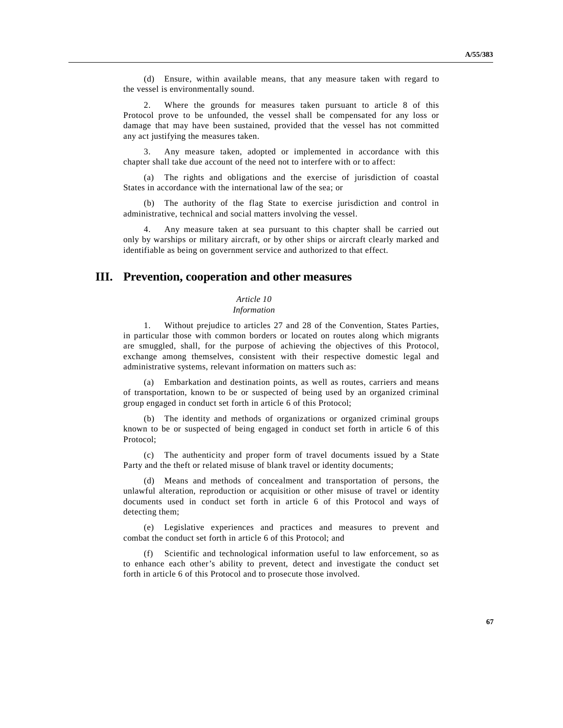(d) Ensure, within available means, that any measure taken with regard to the vessel is environmentally sound.

2. Where the grounds for measures taken pursuant to article 8 of this Protocol prove to be unfounded, the vessel shall be compensated for any loss or damage that may have been sustained, provided that the vessel has not committed any act justifying the measures taken.

3. Any measure taken, adopted or implemented in accordance with this chapter shall take due account of the need not to interfere with or to affect:

(a) The rights and obligations and the exercise of jurisdiction of coastal States in accordance with the international law of the sea; or

(b) The authority of the flag State to exercise jurisdiction and control in administrative, technical and social matters involving the vessel.

4. Any measure taken at sea pursuant to this chapter shall be carried out only by warships or military aircraft, or by other ships or aircraft clearly marked and identifiable as being on government service and authorized to that effect.

## III. Prevention, cooperation and other measures

*Article 10*
*Information*

1. Without prejudice to articles 27 and 28 of the Convention, States Parties, in particular those with common borders or located on routes along which migrants are smuggled, shall, for the purpose of achieving the objectives of this Protocol, exchange among themselves, consistent with their respective domestic legal and administrative systems, relevant information on matters such as:

(a) Embarkation and destination points, as well as routes, carriers and means of transportation, known to be or suspected of being used by an organized criminal group engaged in conduct set forth in article 6 of this Protocol;

(b) The identity and methods of organizations or organized criminal groups known to be or suspected of being engaged in conduct set forth in article 6 of this Protocol;

(c) The authenticity and proper form of travel documents issued by a State Party and the theft or related misuse of blank travel or identity documents;

(d) Means and methods of concealment and transportation of persons, the unlawful alteration, reproduction or acquisition or other misuse of travel or identity documents used in conduct set forth in article 6 of this Protocol and ways of detecting them;

(e) Legislative experiences and practices and measures to prevent and combat the conduct set forth in article 6 of this Protocol; and

(f) Scientific and technological information useful to law enforcement, so as to enhance each other's ability to prevent, detect and investigate the conduct set forth in article 6 of this Protocol and to prosecute those involved.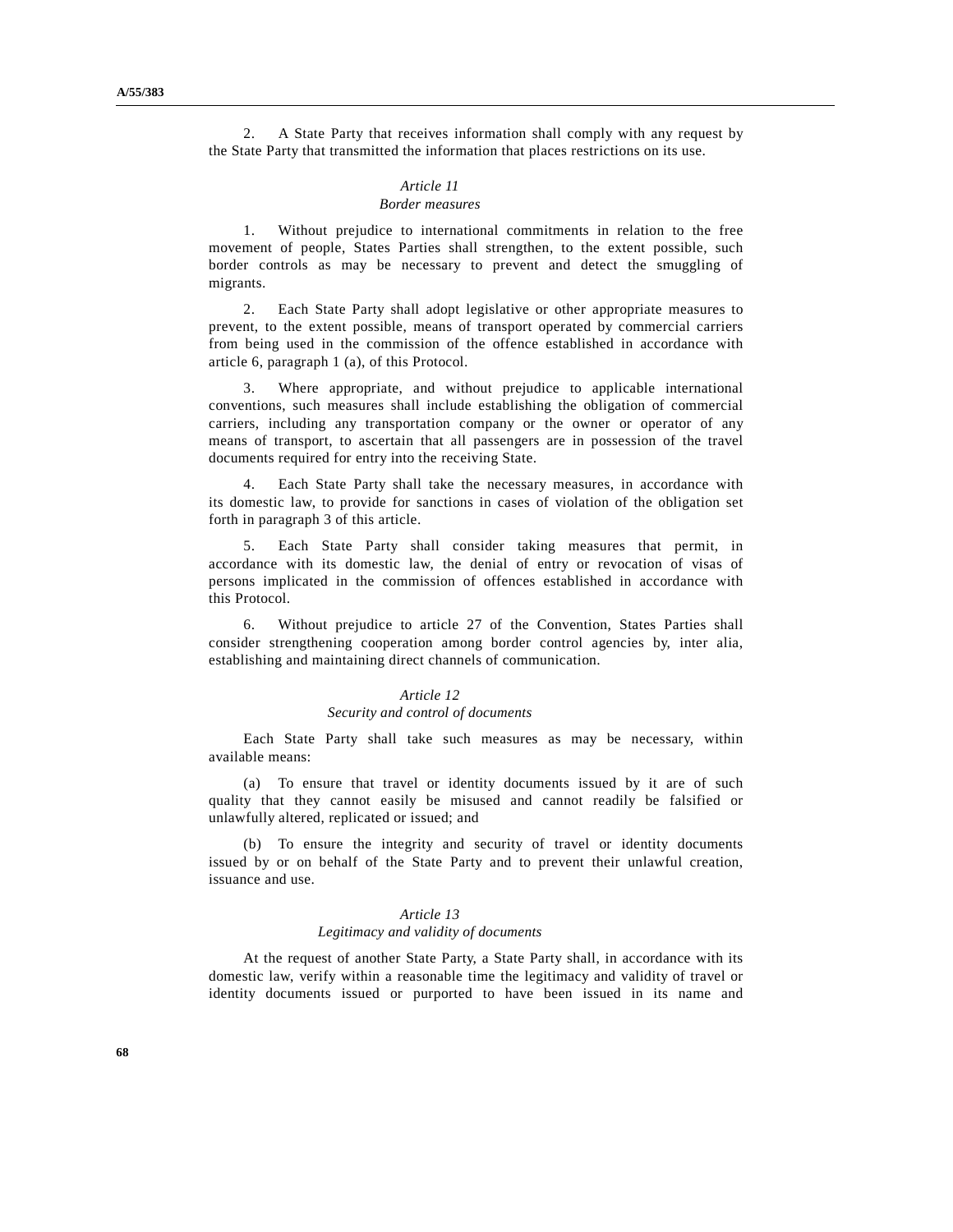2. A State Party that receives information shall comply with any request by the State Party that transmitted the information that places restrictions on its use.

*Article 11*
*Border measures*

1. Without prejudice to international commitments in relation to the free movement of people, States Parties shall strengthen, to the extent possible, such border controls as may be necessary to prevent and detect the smuggling of migrants.

2. Each State Party shall adopt legislative or other appropriate measures to prevent, to the extent possible, means of transport operated by commercial carriers from being used in the commission of the offence established in accordance with article 6, paragraph 1 (a), of this Protocol.

3. Where appropriate, and without prejudice to applicable international conventions, such measures shall include establishing the obligation of commercial carriers, including any transportation company or the owner or operator of any means of transport, to ascertain that all passengers are in possession of the travel documents required for entry into the receiving State.

4. Each State Party shall take the necessary measures, in accordance with its domestic law, to provide for sanctions in cases of violation of the obligation set forth in paragraph 3 of this article.

5. Each State Party shall consider taking measures that permit, in accordance with its domestic law, the denial of entry or revocation of visas of persons implicated in the commission of offences established in accordance with this Protocol.

6. Without prejudice to article 27 of the Convention, States Parties shall consider strengthening cooperation among border control agencies by, inter alia, establishing and maintaining direct channels of communication.

*Article 12*
*Security and control of documents*

Each State Party shall take such measures as may be necessary, within available means:

(a) To ensure that travel or identity documents issued by it are of such quality that they cannot easily be misused and cannot readily be falsified or unlawfully altered, replicated or issued; and

(b) To ensure the integrity and security of travel or identity documents issued by or on behalf of the State Party and to prevent their unlawful creation, issuance and use.

*Article 13*
*Legitimacy and validity of documents*

At the request of another State Party, a State Party shall, in accordance with its domestic law, verify within a reasonable time the legitimacy and validity of travel or identity documents issued or purported to have been issued in its name and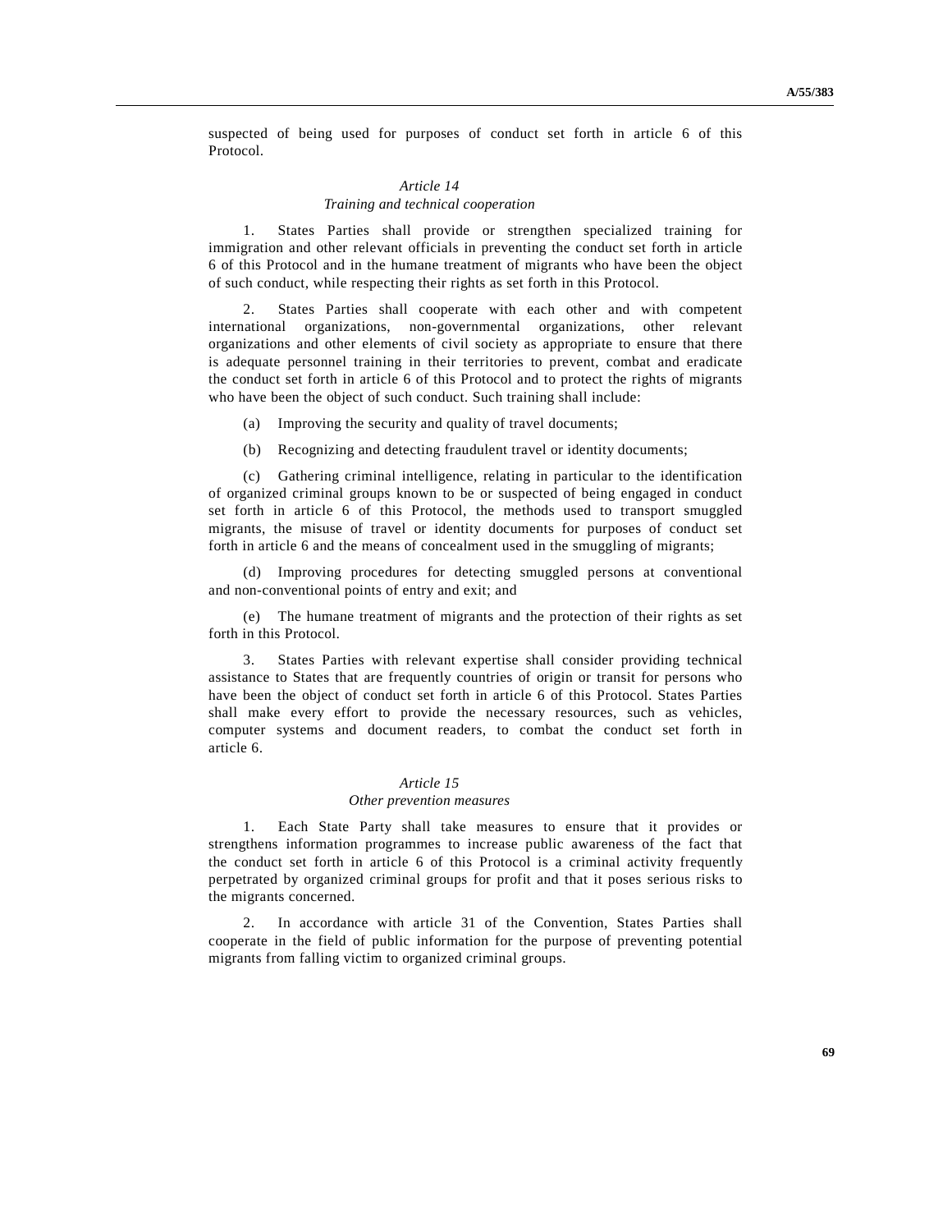suspected of being used for purposes of conduct set forth in article 6 of this Protocol.

*Article 14*
*Training and technical cooperation*

1. States Parties shall provide or strengthen specialized training for immigration and other relevant officials in preventing the conduct set forth in article 6 of this Protocol and in the humane treatment of migrants who have been the object of such conduct, while respecting their rights as set forth in this Protocol.

2. States Parties shall cooperate with each other and with competent international organizations, non-governmental organizations, other relevant organizations and other elements of civil society as appropriate to ensure that there is adequate personnel training in their territories to prevent, combat and eradicate the conduct set forth in article 6 of this Protocol and to protect the rights of migrants who have been the object of such conduct. Such training shall include:

(a) Improving the security and quality of travel documents;

(b) Recognizing and detecting fraudulent travel or identity documents;

(c) Gathering criminal intelligence, relating in particular to the identification of organized criminal groups known to be or suspected of being engaged in conduct set forth in article 6 of this Protocol, the methods used to transport smuggled migrants, the misuse of travel or identity documents for purposes of conduct set forth in article 6 and the means of concealment used in the smuggling of migrants;

(d) Improving procedures for detecting smuggled persons at conventional and non-conventional points of entry and exit; and

(e) The humane treatment of migrants and the protection of their rights as set forth in this Protocol.

3. States Parties with relevant expertise shall consider providing technical assistance to States that are frequently countries of origin or transit for persons who have been the object of conduct set forth in article 6 of this Protocol. States Parties shall make every effort to provide the necessary resources, such as vehicles, computer systems and document readers, to combat the conduct set forth in article 6.

*Article 15*
*Other prevention measures*

1. Each State Party shall take measures to ensure that it provides or strengthens information programmes to increase public awareness of the fact that the conduct set forth in article 6 of this Protocol is a criminal activity frequently perpetrated by organized criminal groups for profit and that it poses serious risks to the migrants concerned.

2. In accordance with article 31 of the Convention, States Parties shall cooperate in the field of public information for the purpose of preventing potential migrants from falling victim to organized criminal groups.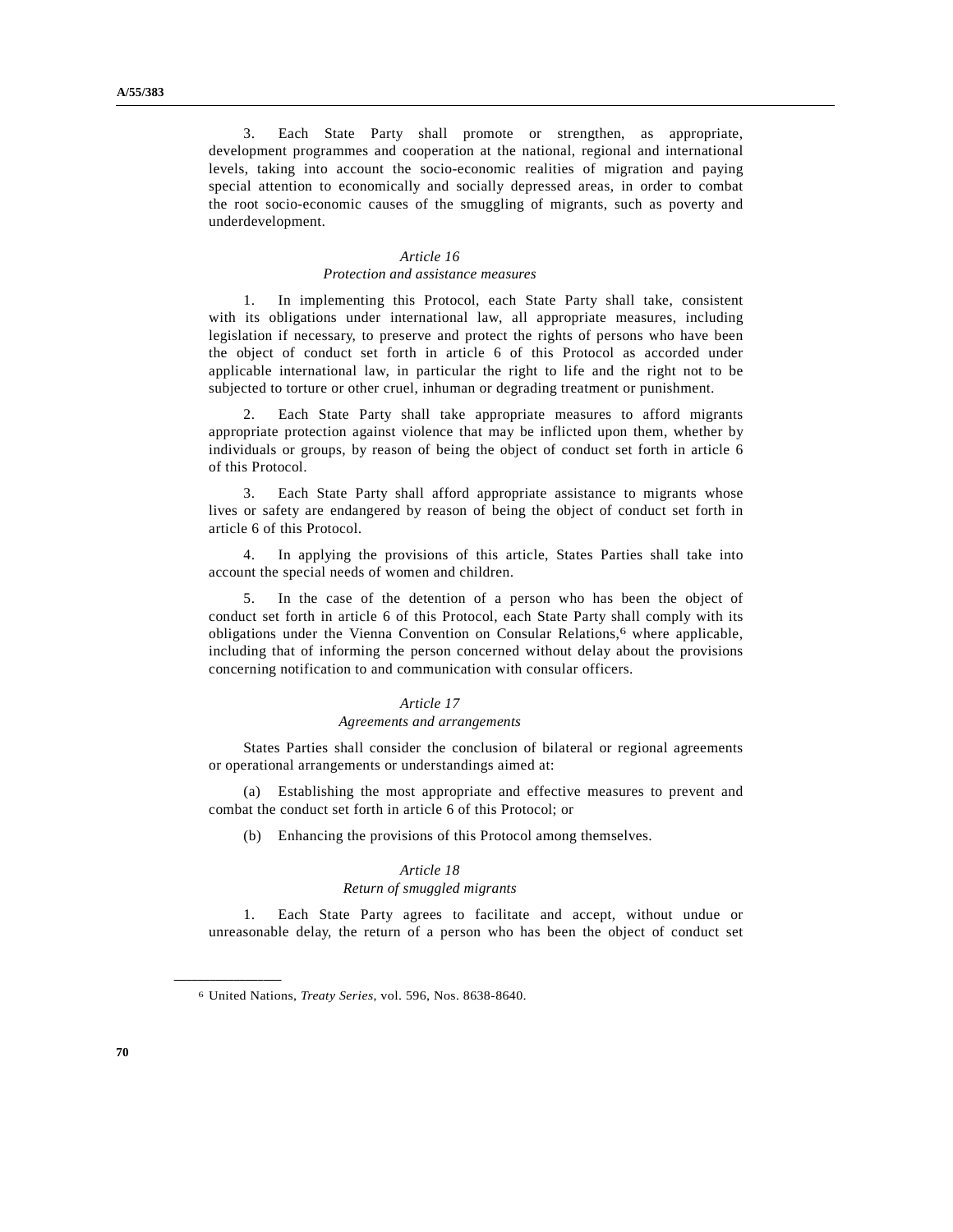3. Each State Party shall promote or strengthen, as appropriate, development programmes and cooperation at the national, regional and international levels, taking into account the socio-economic realities of migration and paying special attention to economically and socially depressed areas, in order to combat the root socio-economic causes of the smuggling of migrants, such as poverty and underdevelopment.

*Article 16*

*Protection and assistance measures*

1. In implementing this Protocol, each State Party shall take, consistent with its obligations under international law, all appropriate measures, including legislation if necessary, to preserve and protect the rights of persons who have been the object of conduct set forth in article 6 of this Protocol as accorded under applicable international law, in particular the right to life and the right not to be subjected to torture or other cruel, inhuman or degrading treatment or punishment.

2. Each State Party shall take appropriate measures to afford migrants appropriate protection against violence that may be inflicted upon them, whether by individuals or groups, by reason of being the object of conduct set forth in article 6 of this Protocol.

3. Each State Party shall afford appropriate assistance to migrants whose lives or safety are endangered by reason of being the object of conduct set forth in article 6 of this Protocol.

4. In applying the provisions of this article, States Parties shall take into account the special needs of women and children.

5. In the case of the detention of a person who has been the object of conduct set forth in article 6 of this Protocol, each State Party shall comply with its obligations under the Vienna Convention on Consular Relations,[6] where applicable, including that of informing the person concerned without delay about the provisions concerning notification to and communication with consular officers.

*Article 17*

*Agreements and arrangements*

States Parties shall consider the conclusion of bilateral or regional agreements or operational arrangements or understandings aimed at:

(a) Establishing the most appropriate and effective measures to prevent and combat the conduct set forth in article 6 of this Protocol; or

(b) Enhancing the provisions of this Protocol among themselves.

*Article 18*

*Return of smuggled migrants*

1. Each State Party agrees to facilitate and accept, without undue or unreasonable delay, the return of a person who has been the object of conduct set

---

[6] United Nations, *Treaty Series*, vol. 596, Nos. 8638-8640.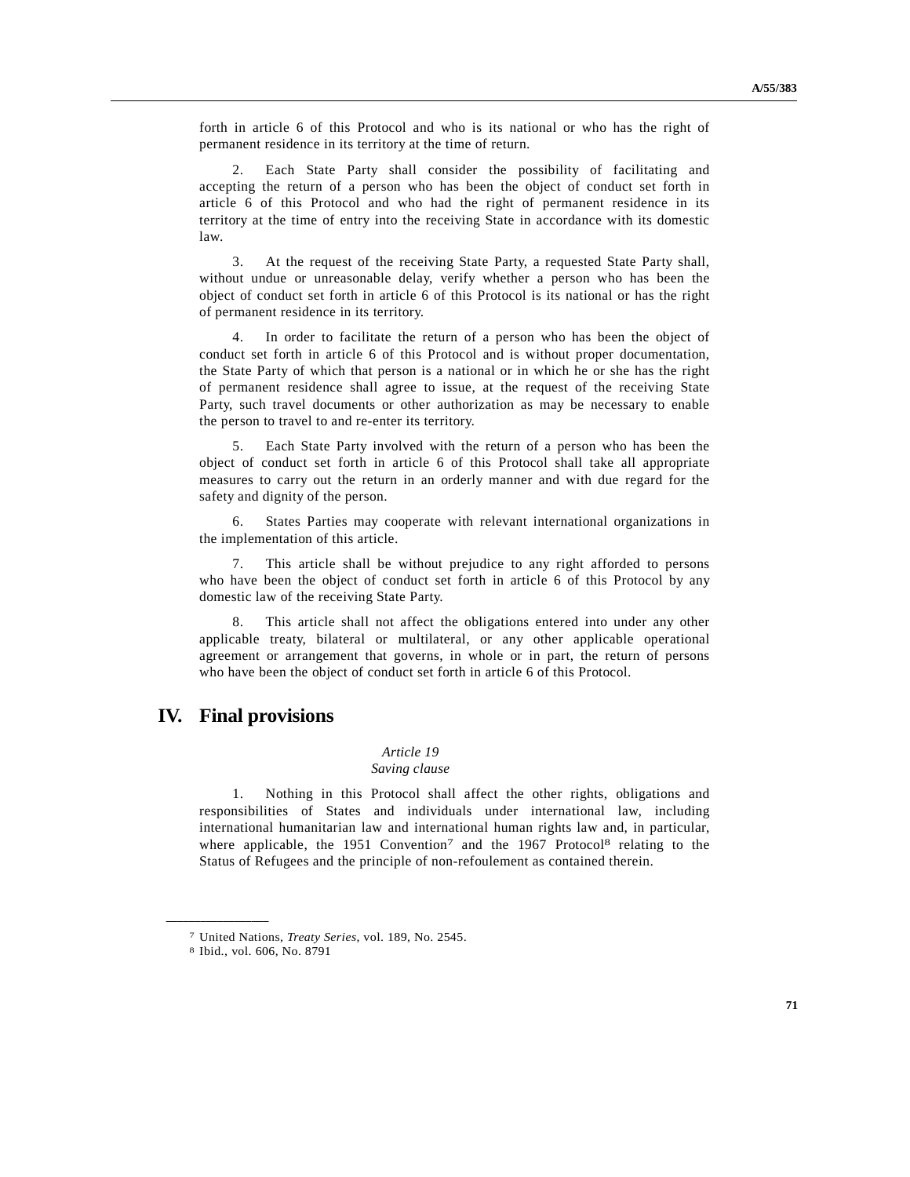forth in article 6 of this Protocol and who is its national or who has the right of permanent residence in its territory at the time of return.

2. Each State Party shall consider the possibility of facilitating and accepting the return of a person who has been the object of conduct set forth in article 6 of this Protocol and who had the right of permanent residence in its territory at the time of entry into the receiving State in accordance with its domestic law.

3. At the request of the receiving State Party, a requested State Party shall, without undue or unreasonable delay, verify whether a person who has been the object of conduct set forth in article 6 of this Protocol is its national or has the right of permanent residence in its territory.

4. In order to facilitate the return of a person who has been the object of conduct set forth in article 6 of this Protocol and is without proper documentation, the State Party of which that person is a national or in which he or she has the right of permanent residence shall agree to issue, at the request of the receiving State Party, such travel documents or other authorization as may be necessary to enable the person to travel to and re-enter its territory.

5. Each State Party involved with the return of a person who has been the object of conduct set forth in article 6 of this Protocol shall take all appropriate measures to carry out the return in an orderly manner and with due regard for the safety and dignity of the person.

6. States Parties may cooperate with relevant international organizations in the implementation of this article.

7. This article shall be without prejudice to any right afforded to persons who have been the object of conduct set forth in article 6 of this Protocol by any domestic law of the receiving State Party.

8. This article shall not affect the obligations entered into under any other applicable treaty, bilateral or multilateral, or any other applicable operational agreement or arrangement that governs, in whole or in part, the return of persons who have been the object of conduct set forth in article 6 of this Protocol.

# IV. Final provisions

*Article 19*
*Saving clause*

1. Nothing in this Protocol shall affect the other rights, obligations and responsibilities of States and individuals under international law, including international humanitarian law and international human rights law and, in particular, where applicable, the 1951 Convention[7] and the 1967 Protocol[8] relating to the Status of Refugees and the principle of non-refoulement as contained therein.

---

[7] United Nations, *Treaty Series*, vol. 189, No. 2545.

[8] Ibid., vol. 606, No. 8791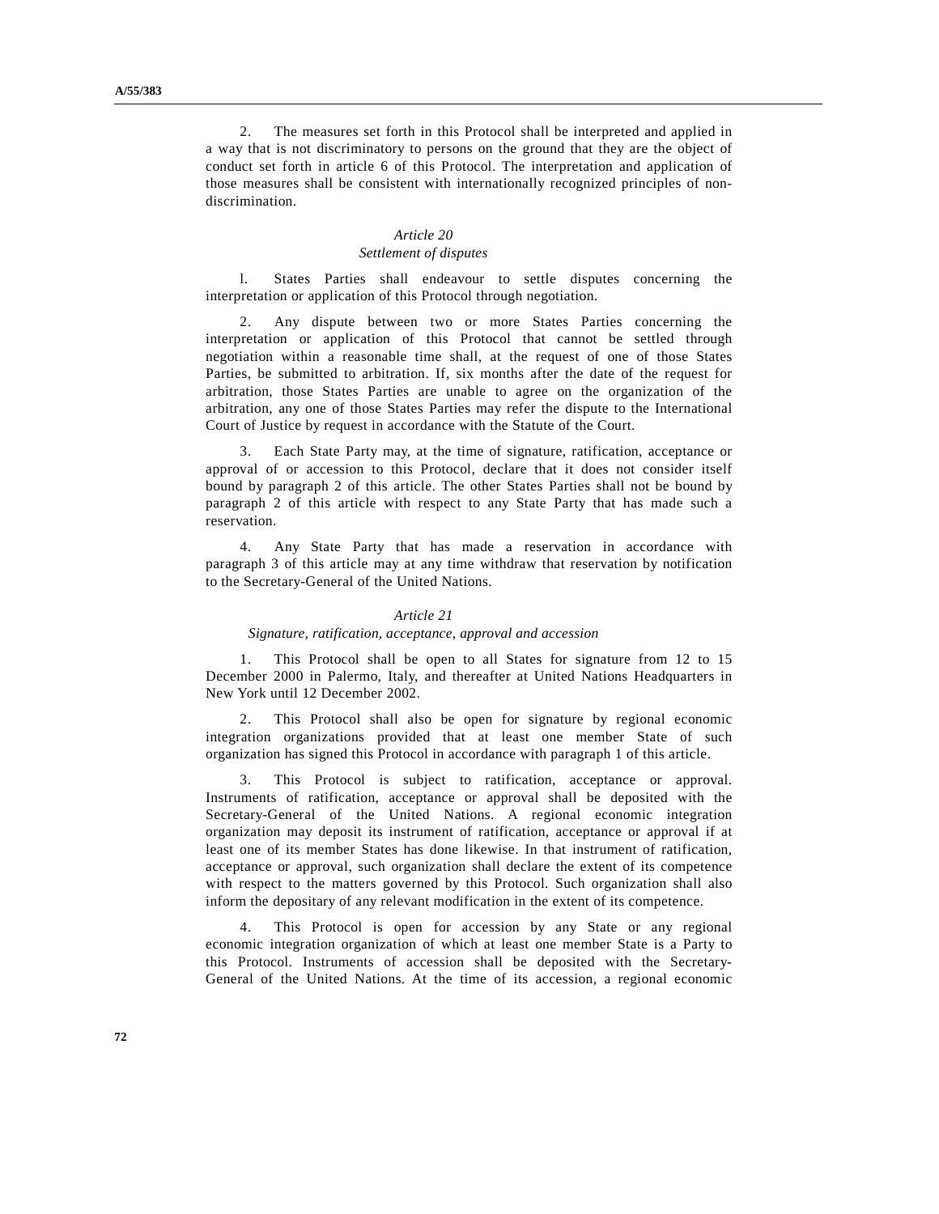2. The measures set forth in this Protocol shall be interpreted and applied in a way that is not discriminatory to persons on the ground that they are the object of conduct set forth in article 6 of this Protocol. The interpretation and application of those measures shall be consistent with internationally recognized principles of non-discrimination.

*Article 20*
*Settlement of disputes*

l. States Parties shall endeavour to settle disputes concerning the interpretation or application of this Protocol through negotiation.

2. Any dispute between two or more States Parties concerning the interpretation or application of this Protocol that cannot be settled through negotiation within a reasonable time shall, at the request of one of those States Parties, be submitted to arbitration. If, six months after the date of the request for arbitration, those States Parties are unable to agree on the organization of the arbitration, any one of those States Parties may refer the dispute to the International Court of Justice by request in accordance with the Statute of the Court.

3. Each State Party may, at the time of signature, ratification, acceptance or approval of or accession to this Protocol, declare that it does not consider itself bound by paragraph 2 of this article. The other States Parties shall not be bound by paragraph 2 of this article with respect to any State Party that has made such a reservation.

4. Any State Party that has made a reservation in accordance with paragraph 3 of this article may at any time withdraw that reservation by notification to the Secretary-General of the United Nations.

*Article 21*
*Signature, ratification, acceptance, approval and accession*

1. This Protocol shall be open to all States for signature from 12 to 15 December 2000 in Palermo, Italy, and thereafter at United Nations Headquarters in New York until 12 December 2002.

2. This Protocol shall also be open for signature by regional economic integration organizations provided that at least one member State of such organization has signed this Protocol in accordance with paragraph 1 of this article.

3. This Protocol is subject to ratification, acceptance or approval. Instruments of ratification, acceptance or approval shall be deposited with the Secretary-General of the United Nations. A regional economic integration organization may deposit its instrument of ratification, acceptance or approval if at least one of its member States has done likewise. In that instrument of ratification, acceptance or approval, such organization shall declare the extent of its competence with respect to the matters governed by this Protocol. Such organization shall also inform the depositary of any relevant modification in the extent of its competence.

4. This Protocol is open for accession by any State or any regional economic integration organization of which at least one member State is a Party to this Protocol. Instruments of accession shall be deposited with the Secretary-General of the United Nations. At the time of its accession, a regional economic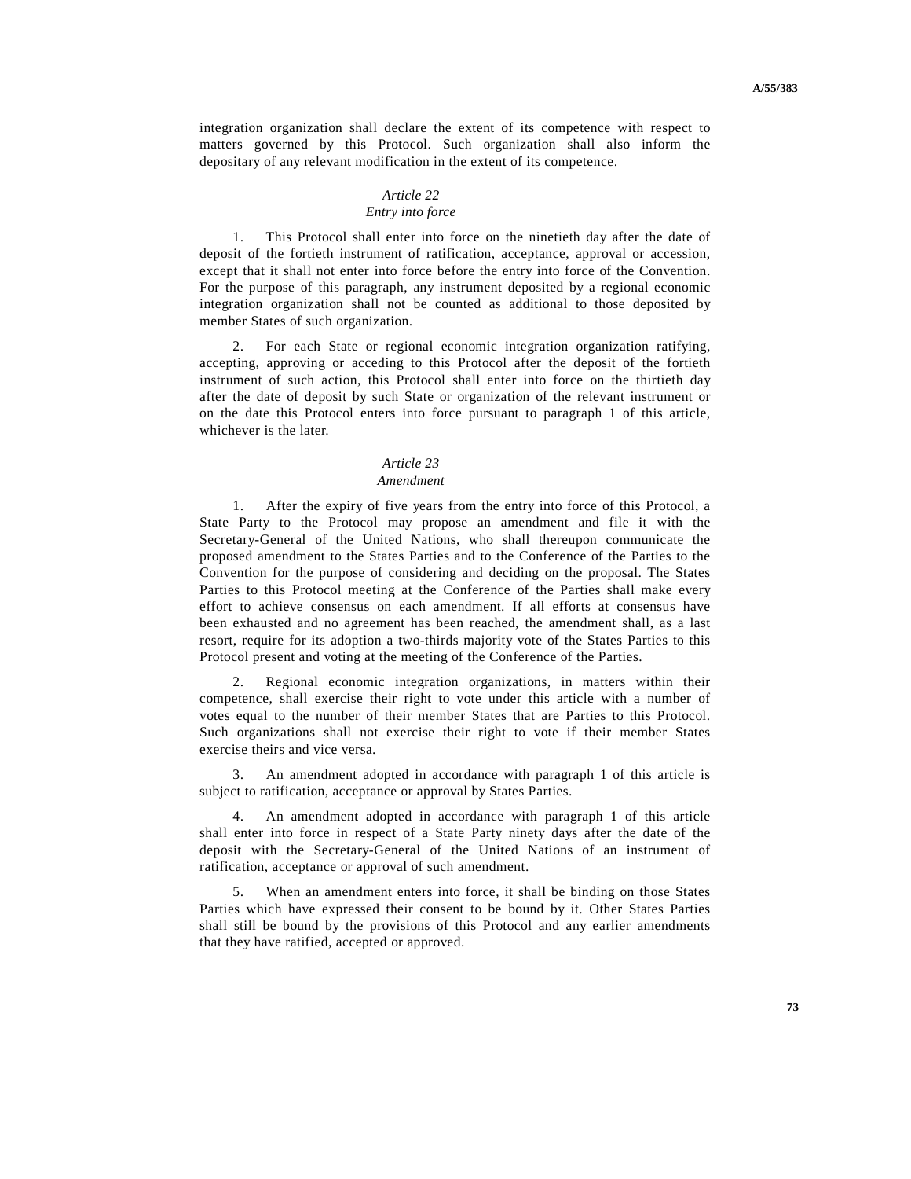integration organization shall declare the extent of its competence with respect to matters governed by this Protocol. Such organization shall also inform the depositary of any relevant modification in the extent of its competence.

### *Article 22*
### *Entry into force*

1. This Protocol shall enter into force on the ninetieth day after the date of deposit of the fortieth instrument of ratification, acceptance, approval or accession, except that it shall not enter into force before the entry into force of the Convention. For the purpose of this paragraph, any instrument deposited by a regional economic integration organization shall not be counted as additional to those deposited by member States of such organization.

2. For each State or regional economic integration organization ratifying, accepting, approving or acceding to this Protocol after the deposit of the fortieth instrument of such action, this Protocol shall enter into force on the thirtieth day after the date of deposit by such State or organization of the relevant instrument or on the date this Protocol enters into force pursuant to paragraph 1 of this article, whichever is the later.

### *Article 23*
### *Amendment*

1. After the expiry of five years from the entry into force of this Protocol, a State Party to the Protocol may propose an amendment and file it with the Secretary-General of the United Nations, who shall thereupon communicate the proposed amendment to the States Parties and to the Conference of the Parties to the Convention for the purpose of considering and deciding on the proposal. The States Parties to this Protocol meeting at the Conference of the Parties shall make every effort to achieve consensus on each amendment. If all efforts at consensus have been exhausted and no agreement has been reached, the amendment shall, as a last resort, require for its adoption a two-thirds majority vote of the States Parties to this Protocol present and voting at the meeting of the Conference of the Parties.

2. Regional economic integration organizations, in matters within their competence, shall exercise their right to vote under this article with a number of votes equal to the number of their member States that are Parties to this Protocol. Such organizations shall not exercise their right to vote if their member States exercise theirs and vice versa.

3. An amendment adopted in accordance with paragraph 1 of this article is subject to ratification, acceptance or approval by States Parties.

4. An amendment adopted in accordance with paragraph 1 of this article shall enter into force in respect of a State Party ninety days after the date of the deposit with the Secretary-General of the United Nations of an instrument of ratification, acceptance or approval of such amendment.

5. When an amendment enters into force, it shall be binding on those States Parties which have expressed their consent to be bound by it. Other States Parties shall still be bound by the provisions of this Protocol and any earlier amendments that they have ratified, accepted or approved.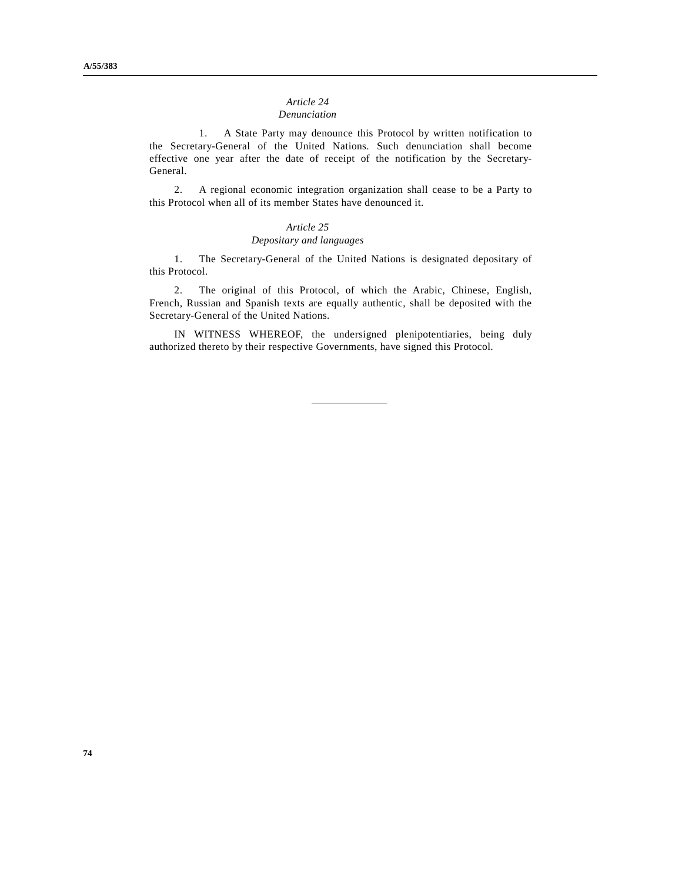*Article 24*
*Denunciation*

1. A State Party may denounce this Protocol by written notification to the Secretary-General of the United Nations. Such denunciation shall become effective one year after the date of receipt of the notification by the Secretary-General.

2. A regional economic integration organization shall cease to be a Party to this Protocol when all of its member States have denounced it.

*Article 25*
*Depositary and languages*

1. The Secretary-General of the United Nations is designated depositary of this Protocol.

2. The original of this Protocol, of which the Arabic, Chinese, English, French, Russian and Spanish texts are equally authentic, shall be deposited with the Secretary-General of the United Nations.

IN WITNESS WHEREOF, the undersigned plenipotentiaries, being duly authorized thereto by their respective Governments, have signed this Protocol.